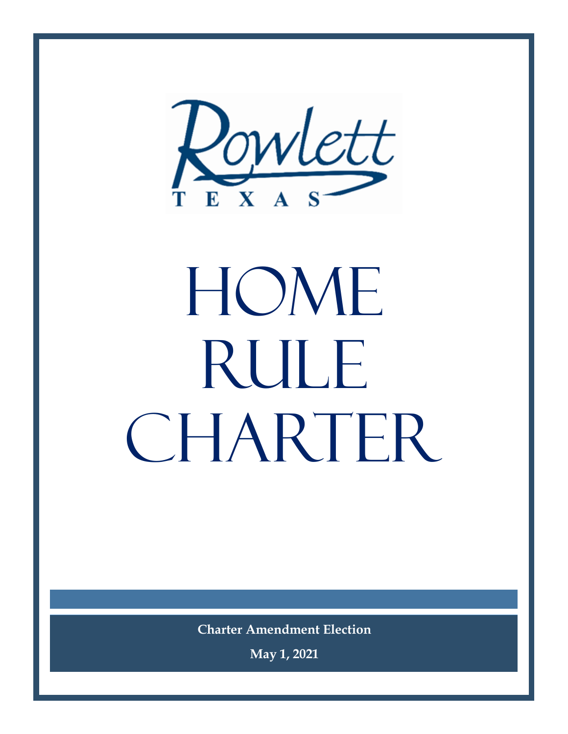Rowlett

TEXAS

# HOME RULE CHARTER

**Charter Amendment Election**

**May 1, 2021**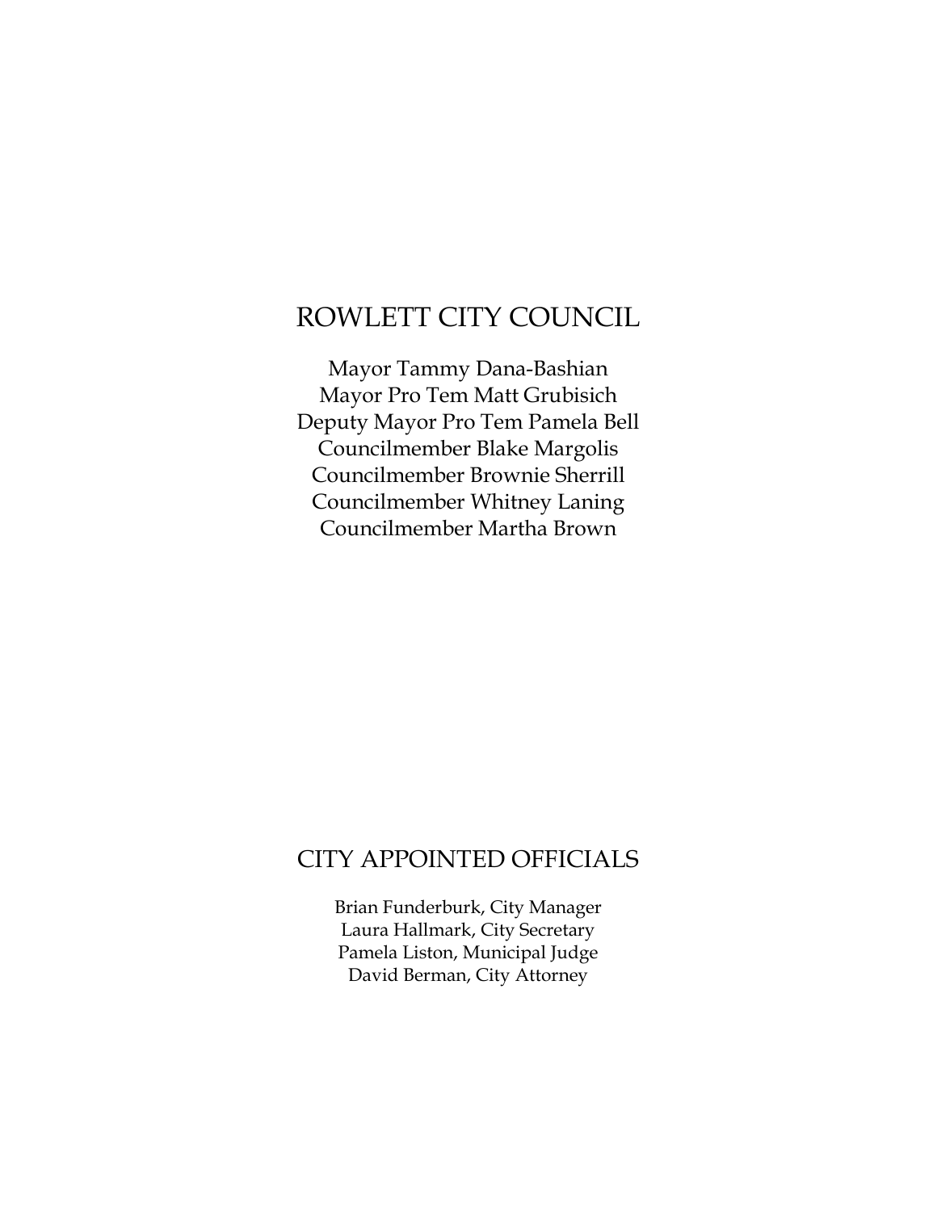## ROWLETT CITY COUNCIL

Mayor Tammy Dana-Bashian
Mayor Pro Tem Matt Grubisich
Deputy Mayor Pro Tem Pamela Bell
Councilmember Blake Margolis
Councilmember Brownie Sherrill
Councilmember Whitney Laning
Councilmember Martha Brown

## CITY APPOINTED OFFICIALS

Brian Funderburk, City Manager
Laura Hallmark, City Secretary
Pamela Liston, Municipal Judge
David Berman, City Attorney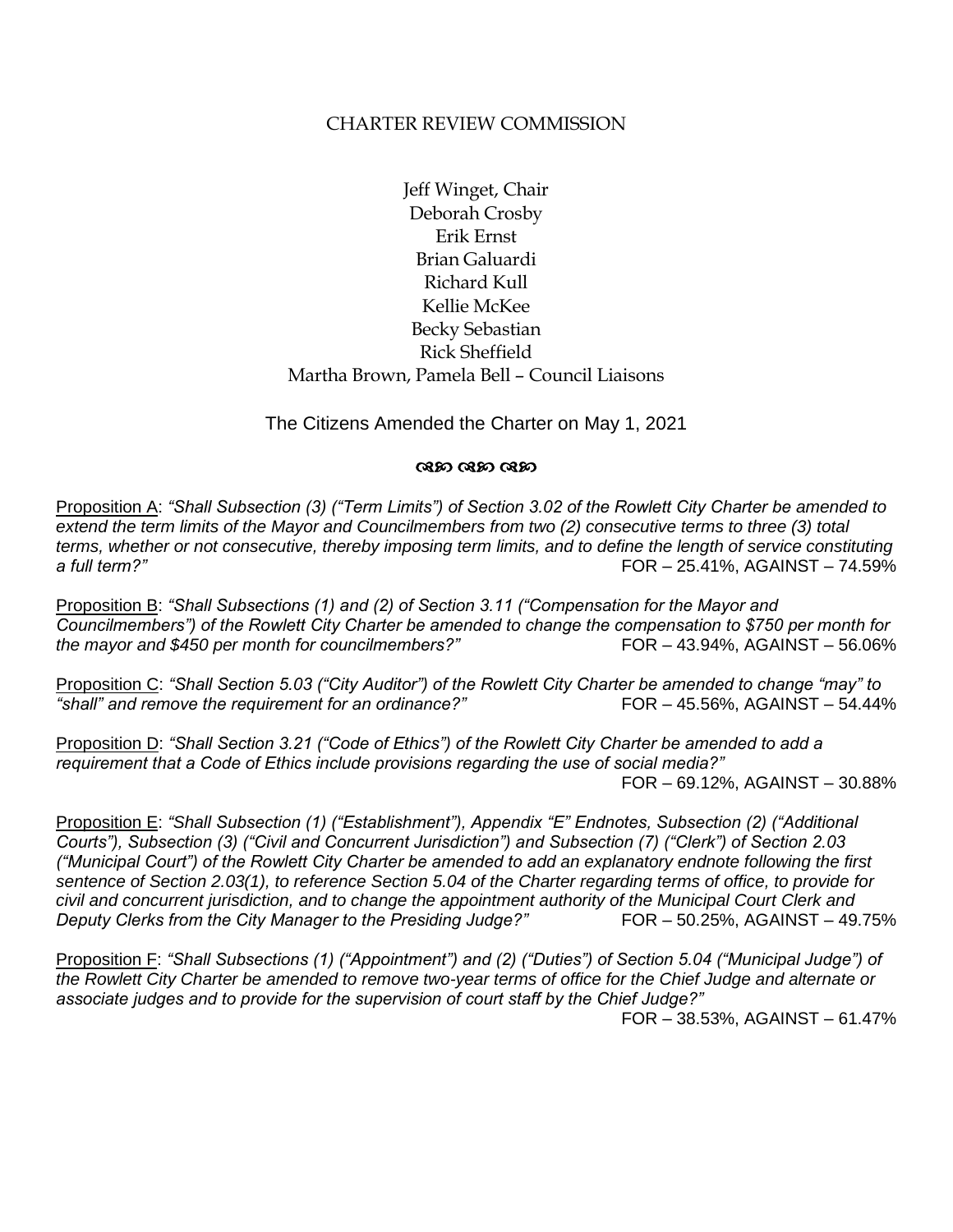# CHARTER REVIEW COMMISSION

Jeff Winget, Chair
Deborah Crosby
Erik Ernst
Brian Galuardi
Richard Kull
Kellie McKee
Becky Sebastian
Rick Sheffield
Martha Brown, Pamela Bell – Council Liaisons

The Citizens Amended the Charter on May 1, 2021

ଓଷ ଓଷ ଓଷ

Proposition A: *"Shall Subsection (3) ("Term Limits") of Section 3.02 of the Rowlett City Charter be amended to extend the term limits of the Mayor and Councilmembers from two (2) consecutive terms to three (3) total terms, whether or not consecutive, thereby imposing term limits, and to define the length of service constituting a full term?"* FOR – 25.41%, AGAINST – 74.59%

Proposition B: *"Shall Subsections (1) and (2) of Section 3.11 ("Compensation for the Mayor and Councilmembers") of the Rowlett City Charter be amended to change the compensation to $750 per month for the mayor and $450 per month for councilmembers?"* FOR – 43.94%, AGAINST – 56.06%

Proposition C: *"Shall Section 5.03 ("City Auditor") of the Rowlett City Charter be amended to change "may" to "shall" and remove the requirement for an ordinance?"* FOR – 45.56%, AGAINST – 54.44%

Proposition D: *"Shall Section 3.21 ("Code of Ethics") of the Rowlett City Charter be amended to add a requirement that a Code of Ethics include provisions regarding the use of social media?"*
FOR – 69.12%, AGAINST – 30.88%

Proposition E: *"Shall Subsection (1) ("Establishment"), Appendix "E" Endnotes, Subsection (2) ("Additional Courts"), Subsection (3) ("Civil and Concurrent Jurisdiction") and Subsection (7) ("Clerk") of Section 2.03 ("Municipal Court") of the Rowlett City Charter be amended to add an explanatory endnote following the first sentence of Section 2.03(1), to reference Section 5.04 of the Charter regarding terms of office, to provide for civil and concurrent jurisdiction, and to change the appointment authority of the Municipal Court Clerk and Deputy Clerks from the City Manager to the Presiding Judge?"* FOR – 50.25%, AGAINST – 49.75%

Proposition F: *"Shall Subsections (1) ("Appointment") and (2) ("Duties") of Section 5.04 ("Municipal Judge") of the Rowlett City Charter be amended to remove two-year terms of office for the Chief Judge and alternate or associate judges and to provide for the supervision of court staff by the Chief Judge?"*
FOR – 38.53%, AGAINST – 61.47%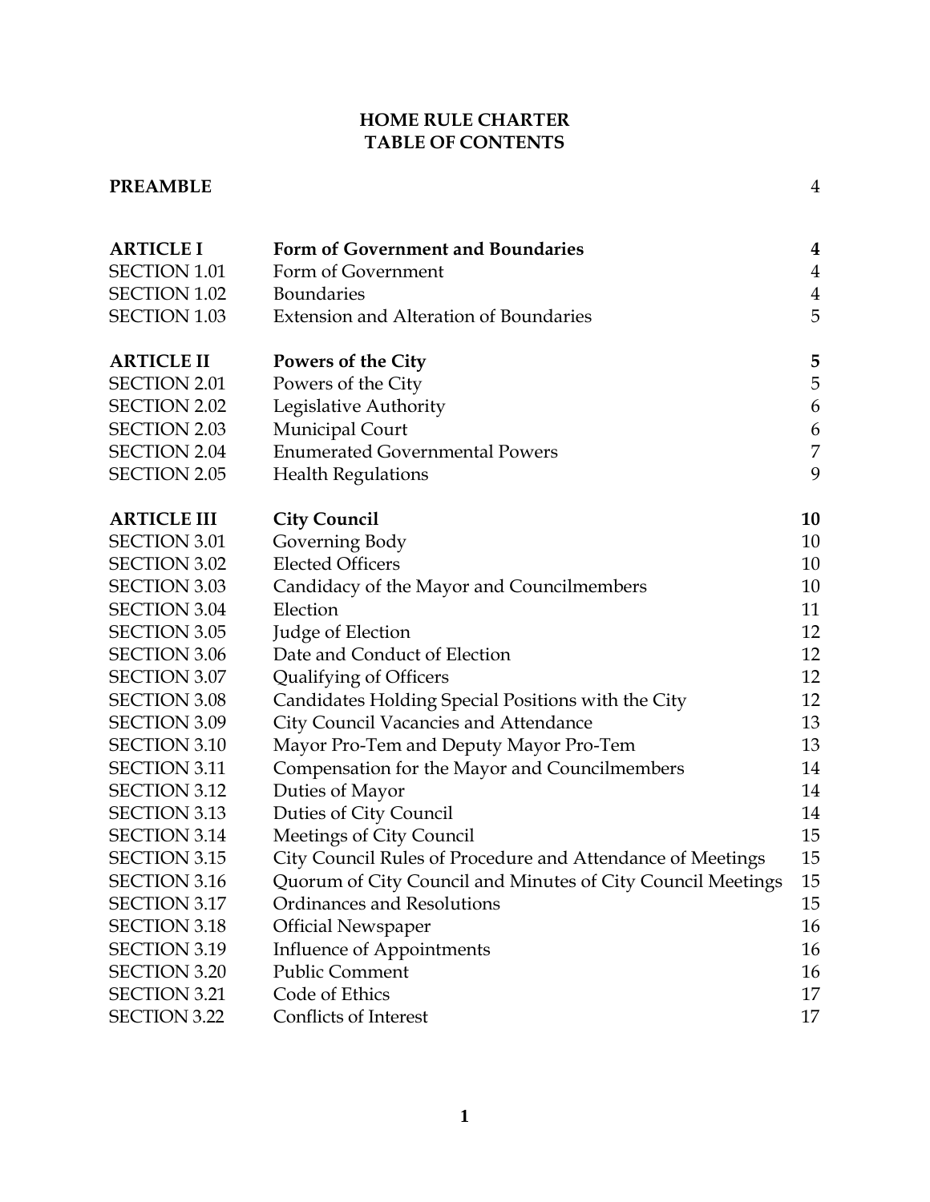# HOME RULE CHARTER
## TABLE OF CONTENTS

| | | |
|---|---|---|
| **PREAMBLE** | | 4 |
| | | |
| **ARTICLE I** | **Form of Government and Boundaries** | **4** |
| SECTION 1.01 | Form of Government | 4 |
| SECTION 1.02 | Boundaries | 4 |
| SECTION 1.03 | Extension and Alteration of Boundaries | 5 |
| | | |
| **ARTICLE II** | **Powers of the City** | **5** |
| SECTION 2.01 | Powers of the City | 5 |
| SECTION 2.02 | Legislative Authority | 6 |
| SECTION 2.03 | Municipal Court | 6 |
| SECTION 2.04 | Enumerated Governmental Powers | 7 |
| SECTION 2.05 | Health Regulations | 9 |
| | | |
| **ARTICLE III** | **City Council** | **10** |
| SECTION 3.01 | Governing Body | 10 |
| SECTION 3.02 | Elected Officers | 10 |
| SECTION 3.03 | Candidacy of the Mayor and Councilmembers | 10 |
| SECTION 3.04 | Election | 11 |
| SECTION 3.05 | Judge of Election | 12 |
| SECTION 3.06 | Date and Conduct of Election | 12 |
| SECTION 3.07 | Qualifying of Officers | 12 |
| SECTION 3.08 | Candidates Holding Special Positions with the City | 12 |
| SECTION 3.09 | City Council Vacancies and Attendance | 13 |
| SECTION 3.10 | Mayor Pro-Tem and Deputy Mayor Pro-Tem | 13 |
| SECTION 3.11 | Compensation for the Mayor and Councilmembers | 14 |
| SECTION 3.12 | Duties of Mayor | 14 |
| SECTION 3.13 | Duties of City Council | 14 |
| SECTION 3.14 | Meetings of City Council | 15 |
| SECTION 3.15 | City Council Rules of Procedure and Attendance of Meetings | 15 |
| SECTION 3.16 | Quorum of City Council and Minutes of City Council Meetings | 15 |
| SECTION 3.17 | Ordinances and Resolutions | 15 |
| SECTION 3.18 | Official Newspaper | 16 |
| SECTION 3.19 | Influence of Appointments | 16 |
| SECTION 3.20 | Public Comment | 16 |
| SECTION 3.21 | Code of Ethics | 17 |
| SECTION 3.22 | Conflicts of Interest | 17 |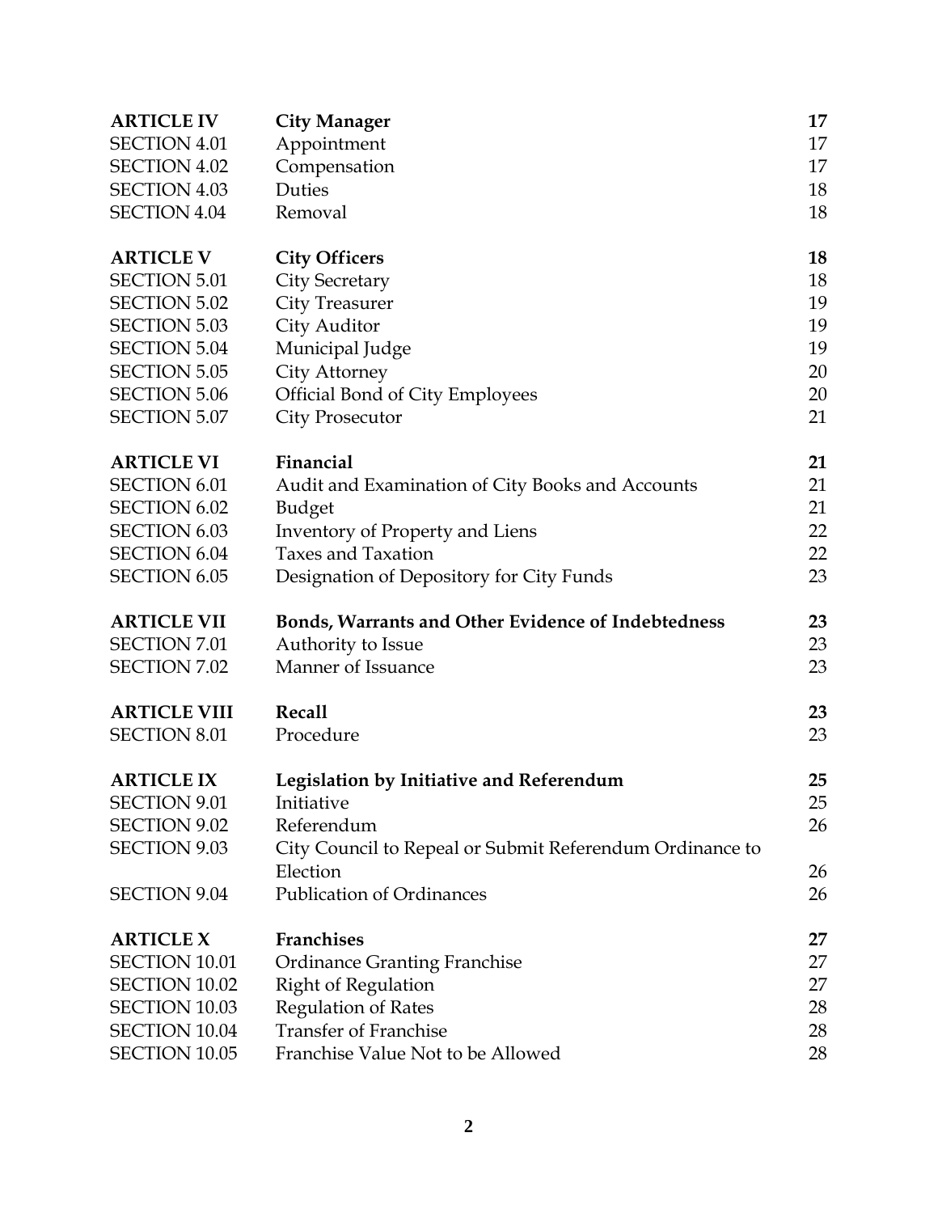| | | |
|---|---|---|
| **ARTICLE IV** | **City Manager** | **17** |
| SECTION 4.01 | Appointment | 17 |
| SECTION 4.02 | Compensation | 17 |
| SECTION 4.03 | Duties | 18 |
| SECTION 4.04 | Removal | 18 |
| | | |
| **ARTICLE V** | **City Officers** | **18** |
| SECTION 5.01 | City Secretary | 18 |
| SECTION 5.02 | City Treasurer | 19 |
| SECTION 5.03 | City Auditor | 19 |
| SECTION 5.04 | Municipal Judge | 19 |
| SECTION 5.05 | City Attorney | 20 |
| SECTION 5.06 | Official Bond of City Employees | 20 |
| SECTION 5.07 | City Prosecutor | 21 |
| | | |
| **ARTICLE VI** | **Financial** | **21** |
| SECTION 6.01 | Audit and Examination of City Books and Accounts | 21 |
| SECTION 6.02 | Budget | 21 |
| SECTION 6.03 | Inventory of Property and Liens | 22 |
| SECTION 6.04 | Taxes and Taxation | 22 |
| SECTION 6.05 | Designation of Depository for City Funds | 23 |
| | | |
| **ARTICLE VII** | **Bonds, Warrants and Other Evidence of Indebtedness** | **23** |
| SECTION 7.01 | Authority to Issue | 23 |
| SECTION 7.02 | Manner of Issuance | 23 |
| | | |
| **ARTICLE VIII** | **Recall** | **23** |
| SECTION 8.01 | Procedure | 23 |
| | | |
| **ARTICLE IX** | **Legislation by Initiative and Referendum** | **25** |
| SECTION 9.01 | Initiative | 25 |
| SECTION 9.02 | Referendum | 26 |
| SECTION 9.03 | City Council to Repeal or Submit Referendum Ordinance to Election | 26 |
| SECTION 9.04 | Publication of Ordinances | 26 |
| | | |
| **ARTICLE X** | **Franchises** | **27** |
| SECTION 10.01 | Ordinance Granting Franchise | 27 |
| SECTION 10.02 | Right of Regulation | 27 |
| SECTION 10.03 | Regulation of Rates | 28 |
| SECTION 10.04 | Transfer of Franchise | 28 |
| SECTION 10.05 | Franchise Value Not to be Allowed | 28 |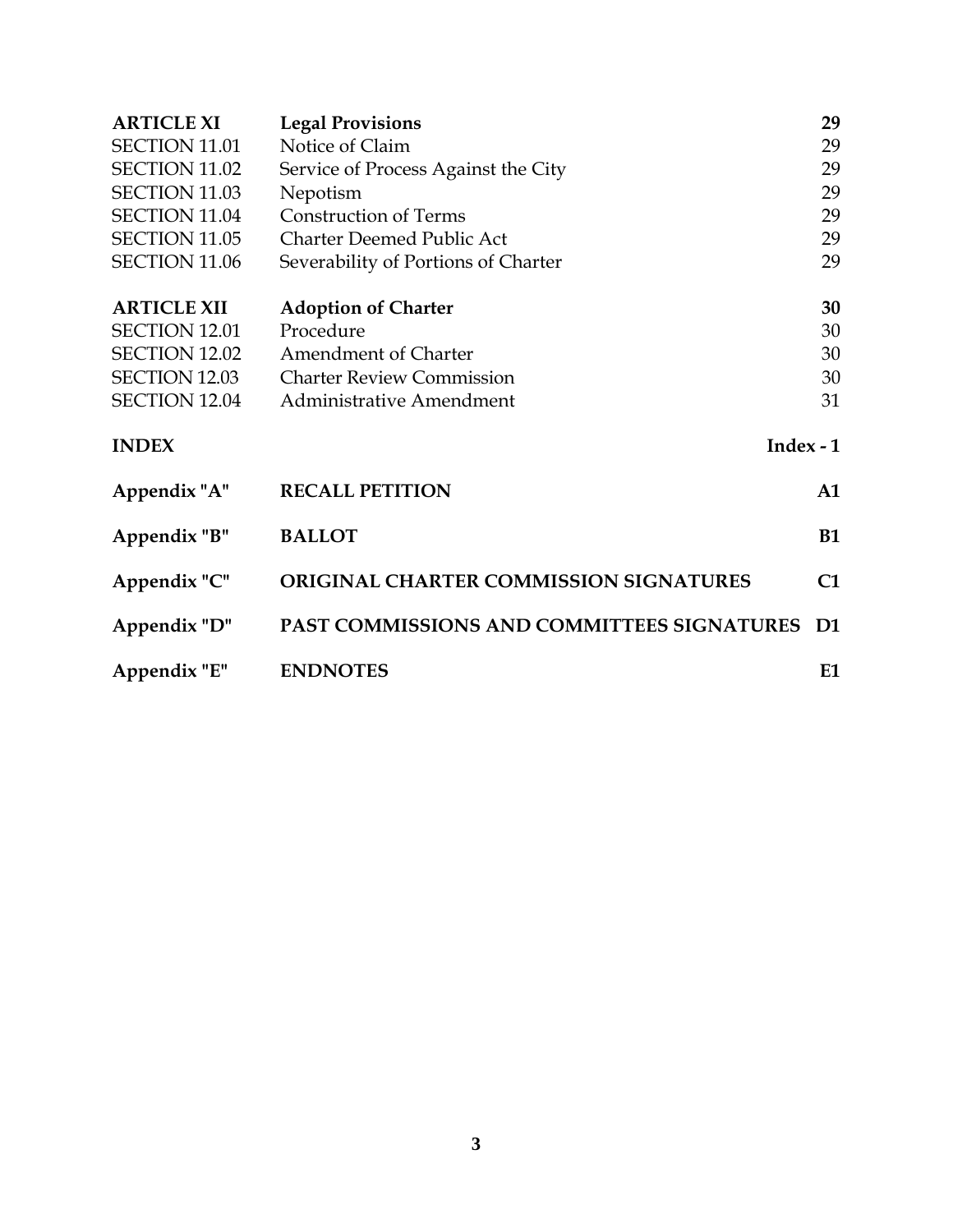| | | |
|---|---|---|
| **ARTICLE XI** | **Legal Provisions** | **29** |
| SECTION 11.01 | Notice of Claim | 29 |
| SECTION 11.02 | Service of Process Against the City | 29 |
| SECTION 11.03 | Nepotism | 29 |
| SECTION 11.04 | Construction of Terms | 29 |
| SECTION 11.05 | Charter Deemed Public Act | 29 |
| SECTION 11.06 | Severability of Portions of Charter | 29 |
| **ARTICLE XII** | **Adoption of Charter** | **30** |
| SECTION 12.01 | Procedure | 30 |
| SECTION 12.02 | Amendment of Charter | 30 |
| SECTION 12.03 | Charter Review Commission | 30 |
| SECTION 12.04 | Administrative Amendment | 31 |
| **INDEX** | | **Index - 1** |
| **Appendix "A"** | **RECALL PETITION** | **A1** |
| **Appendix "B"** | **BALLOT** | **B1** |
| **Appendix "C"** | **ORIGINAL CHARTER COMMISSION SIGNATURES** | **C1** |
| **Appendix "D"** | **PAST COMMISSIONS AND COMMITTEES SIGNATURES** | **D1** |
| **Appendix "E"** | **ENDNOTES** | **E1** |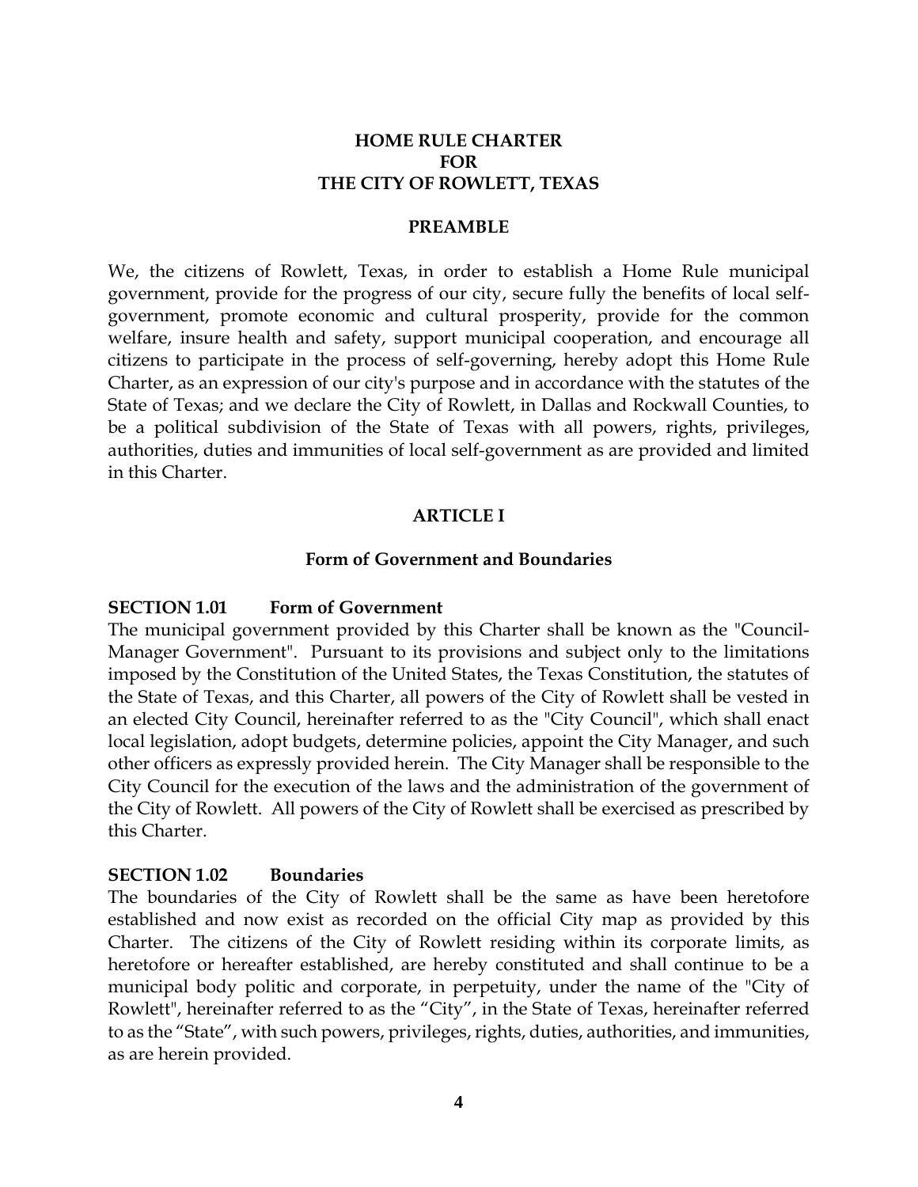# HOME RULE CHARTER FOR THE CITY OF ROWLETT, TEXAS

## PREAMBLE

We, the citizens of Rowlett, Texas, in order to establish a Home Rule municipal government, provide for the progress of our city, secure fully the benefits of local self-government, promote economic and cultural prosperity, provide for the common welfare, insure health and safety, support municipal cooperation, and encourage all citizens to participate in the process of self-governing, hereby adopt this Home Rule Charter, as an expression of our city's purpose and in accordance with the statutes of the State of Texas; and we declare the City of Rowlett, in Dallas and Rockwall Counties, to be a political subdivision of the State of Texas with all powers, rights, privileges, authorities, duties and immunities of local self-government as are provided and limited in this Charter.

## ARTICLE I

### Form of Government and Boundaries

**SECTION 1.01 Form of Government**

The municipal government provided by this Charter shall be known as the "Council-Manager Government". Pursuant to its provisions and subject only to the limitations imposed by the Constitution of the United States, the Texas Constitution, the statutes of the State of Texas, and this Charter, all powers of the City of Rowlett shall be vested in an elected City Council, hereinafter referred to as the "City Council", which shall enact local legislation, adopt budgets, determine policies, appoint the City Manager, and such other officers as expressly provided herein. The City Manager shall be responsible to the City Council for the execution of the laws and the administration of the government of the City of Rowlett. All powers of the City of Rowlett shall be exercised as prescribed by this Charter.

**SECTION 1.02 Boundaries**

The boundaries of the City of Rowlett shall be the same as have been heretofore established and now exist as recorded on the official City map as provided by this Charter. The citizens of the City of Rowlett residing within its corporate limits, as heretofore or hereafter established, are hereby constituted and shall continue to be a municipal body politic and corporate, in perpetuity, under the name of the "City of Rowlett", hereinafter referred to as the "City", in the State of Texas, hereinafter referred to as the "State", with such powers, privileges, rights, duties, authorities, and immunities, as are herein provided.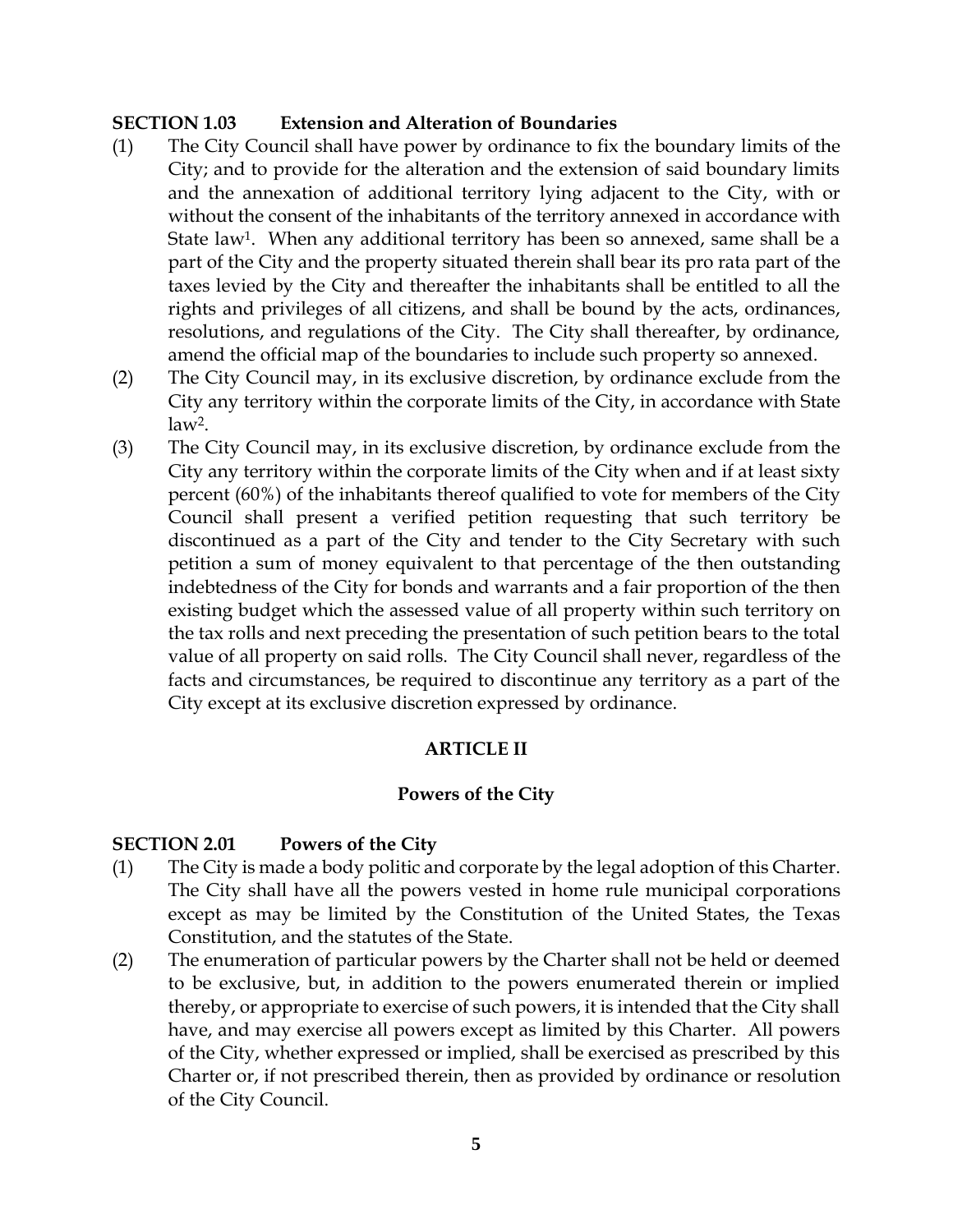**SECTION 1.03 Extension and Alteration of Boundaries**

(1) The City Council shall have power by ordinance to fix the boundary limits of the City; and to provide for the alteration and the extension of said boundary limits and the annexation of additional territory lying adjacent to the City, with or without the consent of the inhabitants of the territory annexed in accordance with State law[1]. When any additional territory has been so annexed, same shall be a part of the City and the property situated therein shall bear its pro rata part of the taxes levied by the City and thereafter the inhabitants shall be entitled to all the rights and privileges of all citizens, and shall be bound by the acts, ordinances, resolutions, and regulations of the City. The City shall thereafter, by ordinance, amend the official map of the boundaries to include such property so annexed.

(2) The City Council may, in its exclusive discretion, by ordinance exclude from the City any territory within the corporate limits of the City, in accordance with State law[2].

(3) The City Council may, in its exclusive discretion, by ordinance exclude from the City any territory within the corporate limits of the City when and if at least sixty percent (60%) of the inhabitants thereof qualified to vote for members of the City Council shall present a verified petition requesting that such territory be discontinued as a part of the City and tender to the City Secretary with such petition a sum of money equivalent to that percentage of the then outstanding indebtedness of the City for bonds and warrants and a fair proportion of the then existing budget which the assessed value of all property within such territory on the tax rolls and next preceding the presentation of such petition bears to the total value of all property on said rolls. The City Council shall never, regardless of the facts and circumstances, be required to discontinue any territory as a part of the City except at its exclusive discretion expressed by ordinance.

## ARTICLE II

## Powers of the City

**SECTION 2.01 Powers of the City**

(1) The City is made a body politic and corporate by the legal adoption of this Charter. The City shall have all the powers vested in home rule municipal corporations except as may be limited by the Constitution of the United States, the Texas Constitution, and the statutes of the State.

(2) The enumeration of particular powers by the Charter shall not be held or deemed to be exclusive, but, in addition to the powers enumerated therein or implied thereby, or appropriate to exercise of such powers, it is intended that the City shall have, and may exercise all powers except as limited by this Charter. All powers of the City, whether expressed or implied, shall be exercised as prescribed by this Charter or, if not prescribed therein, then as provided by ordinance or resolution of the City Council.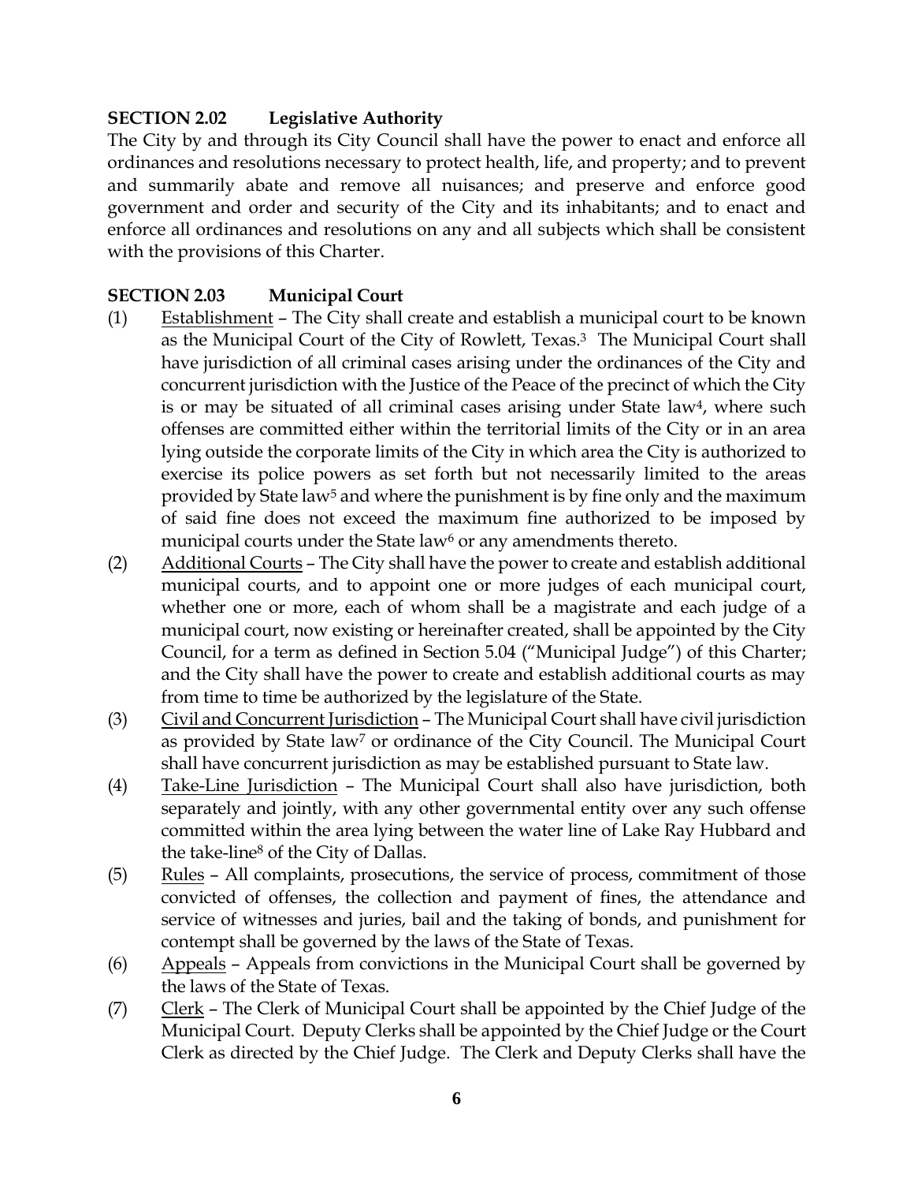**SECTION 2.02 Legislative Authority**

The City by and through its City Council shall have the power to enact and enforce all ordinances and resolutions necessary to protect health, life, and property; and to prevent and summarily abate and remove all nuisances; and preserve and enforce good government and order and security of the City and its inhabitants; and to enact and enforce all ordinances and resolutions on any and all subjects which shall be consistent with the provisions of this Charter.

**SECTION 2.03 Municipal Court**

(1) Establishment – The City shall create and establish a municipal court to be known as the Municipal Court of the City of Rowlett, Texas.[3] The Municipal Court shall have jurisdiction of all criminal cases arising under the ordinances of the City and concurrent jurisdiction with the Justice of the Peace of the precinct of which the City is or may be situated of all criminal cases arising under State law[4], where such offenses are committed either within the territorial limits of the City or in an area lying outside the corporate limits of the City in which area the City is authorized to exercise its police powers as set forth but not necessarily limited to the areas provided by State law[5] and where the punishment is by fine only and the maximum of said fine does not exceed the maximum fine authorized to be imposed by municipal courts under the State law[6] or any amendments thereto.

(2) Additional Courts – The City shall have the power to create and establish additional municipal courts, and to appoint one or more judges of each municipal court, whether one or more, each of whom shall be a magistrate and each judge of a municipal court, now existing or hereinafter created, shall be appointed by the City Council, for a term as defined in Section 5.04 ("Municipal Judge") of this Charter; and the City shall have the power to create and establish additional courts as may from time to time be authorized by the legislature of the State.

(3) Civil and Concurrent Jurisdiction – The Municipal Court shall have civil jurisdiction as provided by State law[7] or ordinance of the City Council. The Municipal Court shall have concurrent jurisdiction as may be established pursuant to State law.

(4) Take-Line Jurisdiction – The Municipal Court shall also have jurisdiction, both separately and jointly, with any other governmental entity over any such offense committed within the area lying between the water line of Lake Ray Hubbard and the take-line[8] of the City of Dallas.

(5) Rules – All complaints, prosecutions, the service of process, commitment of those convicted of offenses, the collection and payment of fines, the attendance and service of witnesses and juries, bail and the taking of bonds, and punishment for contempt shall be governed by the laws of the State of Texas.

(6) Appeals – Appeals from convictions in the Municipal Court shall be governed by the laws of the State of Texas.

(7) Clerk – The Clerk of Municipal Court shall be appointed by the Chief Judge of the Municipal Court. Deputy Clerks shall be appointed by the Chief Judge or the Court Clerk as directed by the Chief Judge. The Clerk and Deputy Clerks shall have the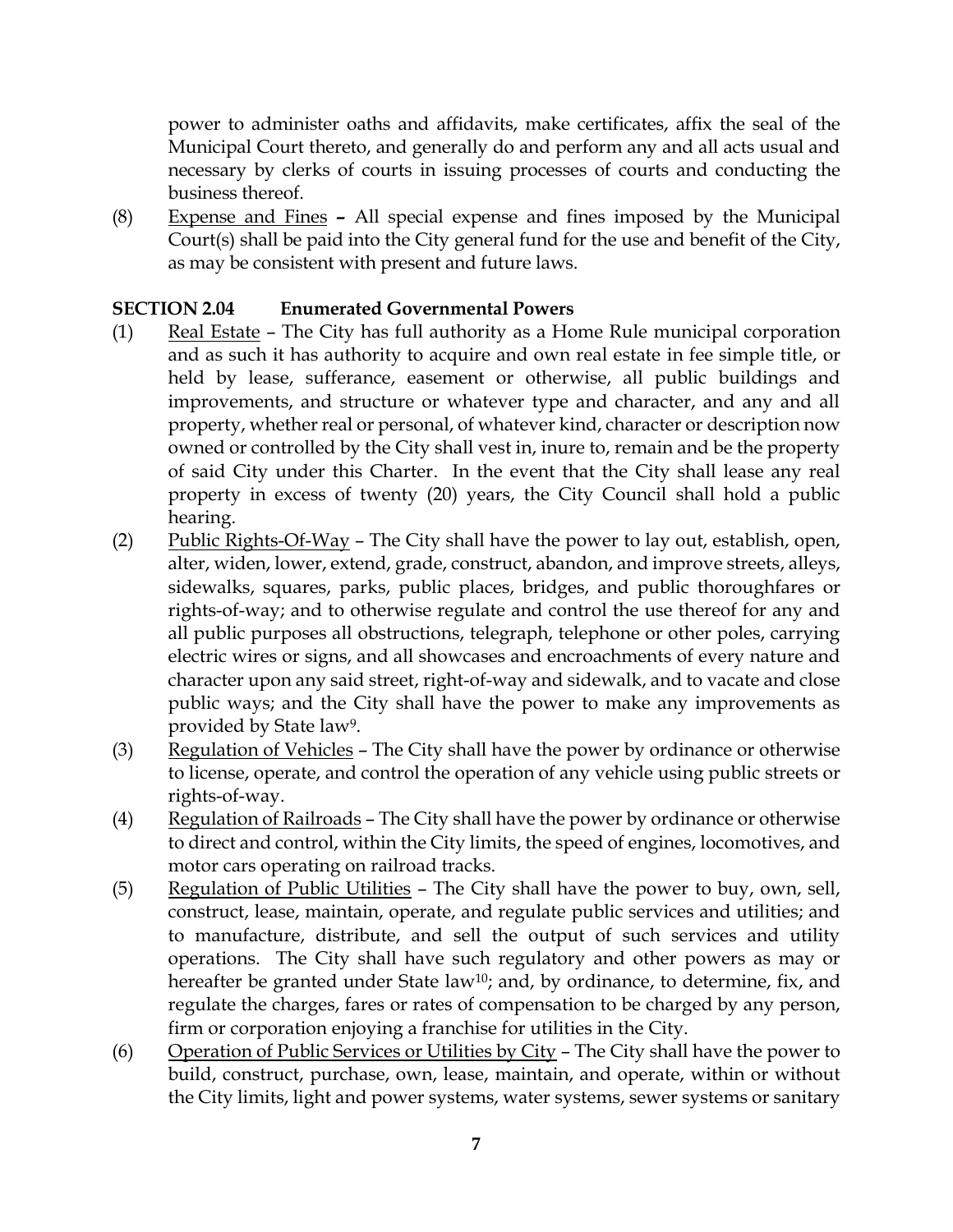power to administer oaths and affidavits, make certificates, affix the seal of the Municipal Court thereto, and generally do and perform any and all acts usual and necessary by clerks of courts in issuing processes of courts and conducting the business thereof.

(8) Expense and Fines – All special expense and fines imposed by the Municipal Court(s) shall be paid into the City general fund for the use and benefit of the City, as may be consistent with present and future laws.

**SECTION 2.04 Enumerated Governmental Powers**

(1) Real Estate – The City has full authority as a Home Rule municipal corporation and as such it has authority to acquire and own real estate in fee simple title, or held by lease, sufferance, easement or otherwise, all public buildings and improvements, and structure or whatever type and character, and any and all property, whether real or personal, of whatever kind, character or description now owned or controlled by the City shall vest in, inure to, remain and be the property of said City under this Charter. In the event that the City shall lease any real property in excess of twenty (20) years, the City Council shall hold a public hearing.

(2) Public Rights-Of-Way – The City shall have the power to lay out, establish, open, alter, widen, lower, extend, grade, construct, abandon, and improve streets, alleys, sidewalks, squares, parks, public places, bridges, and public thoroughfares or rights-of-way; and to otherwise regulate and control the use thereof for any and all public purposes all obstructions, telegraph, telephone or other poles, carrying electric wires or signs, and all showcases and encroachments of every nature and character upon any said street, right-of-way and sidewalk, and to vacate and close public ways; and the City shall have the power to make any improvements as provided by State law[9].

(3) Regulation of Vehicles – The City shall have the power by ordinance or otherwise to license, operate, and control the operation of any vehicle using public streets or rights-of-way.

(4) Regulation of Railroads – The City shall have the power by ordinance or otherwise to direct and control, within the City limits, the speed of engines, locomotives, and motor cars operating on railroad tracks.

(5) Regulation of Public Utilities – The City shall have the power to buy, own, sell, construct, lease, maintain, operate, and regulate public services and utilities; and to manufacture, distribute, and sell the output of such services and utility operations. The City shall have such regulatory and other powers as may or hereafter be granted under State law[10]; and, by ordinance, to determine, fix, and regulate the charges, fares or rates of compensation to be charged by any person, firm or corporation enjoying a franchise for utilities in the City.

(6) Operation of Public Services or Utilities by City – The City shall have the power to build, construct, purchase, own, lease, maintain, and operate, within or without the City limits, light and power systems, water systems, sewer systems or sanitary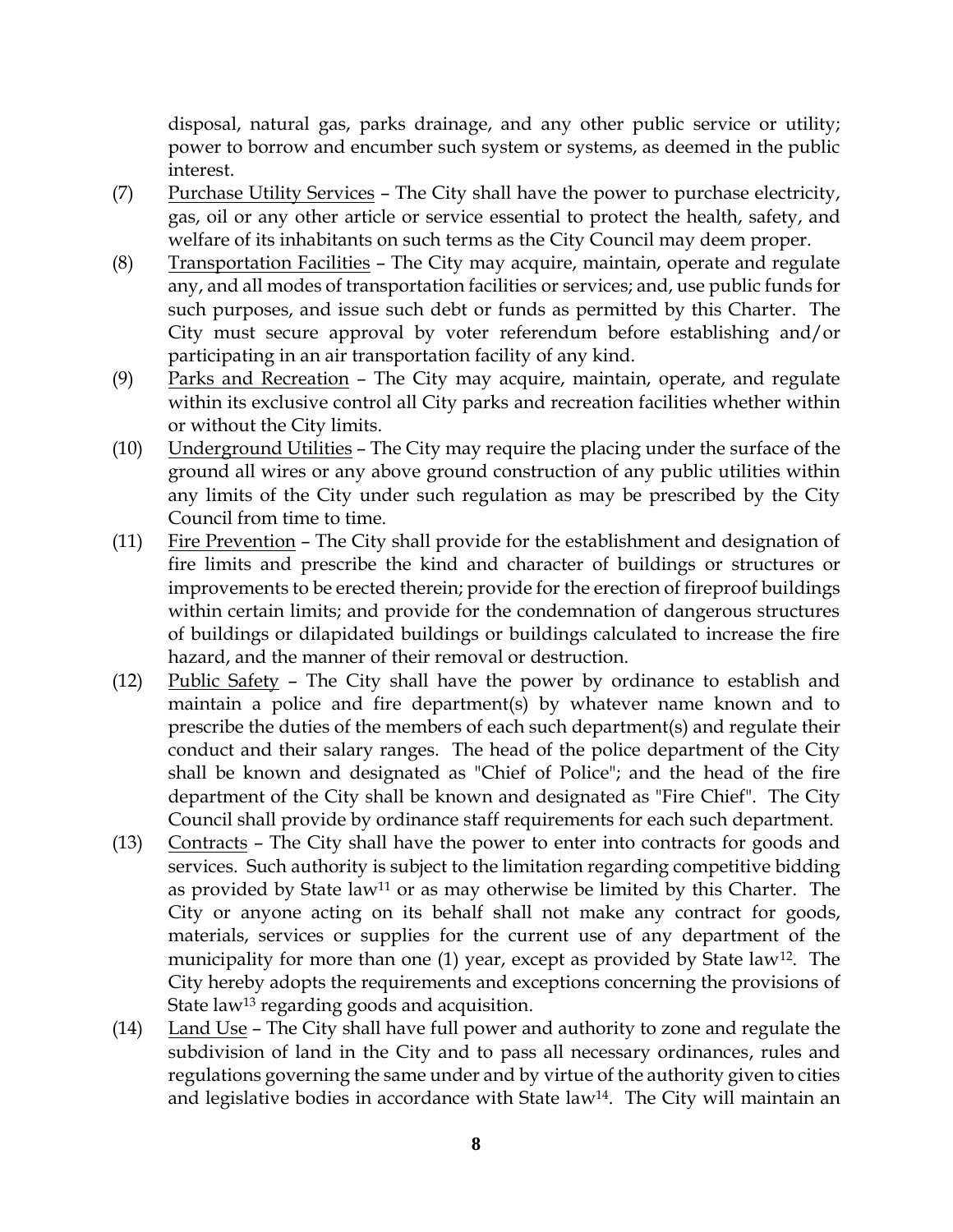disposal, natural gas, parks drainage, and any other public service or utility; power to borrow and encumber such system or systems, as deemed in the public interest.

(7) Purchase Utility Services – The City shall have the power to purchase electricity, gas, oil or any other article or service essential to protect the health, safety, and welfare of its inhabitants on such terms as the City Council may deem proper.

(8) Transportation Facilities – The City may acquire, maintain, operate and regulate any, and all modes of transportation facilities or services; and, use public funds for such purposes, and issue such debt or funds as permitted by this Charter. The City must secure approval by voter referendum before establishing and/or participating in an air transportation facility of any kind.

(9) Parks and Recreation – The City may acquire, maintain, operate, and regulate within its exclusive control all City parks and recreation facilities whether within or without the City limits.

(10) Underground Utilities – The City may require the placing under the surface of the ground all wires or any above ground construction of any public utilities within any limits of the City under such regulation as may be prescribed by the City Council from time to time.

(11) Fire Prevention – The City shall provide for the establishment and designation of fire limits and prescribe the kind and character of buildings or structures or improvements to be erected therein; provide for the erection of fireproof buildings within certain limits; and provide for the condemnation of dangerous structures of buildings or dilapidated buildings or buildings calculated to increase the fire hazard, and the manner of their removal or destruction.

(12) Public Safety – The City shall have the power by ordinance to establish and maintain a police and fire department(s) by whatever name known and to prescribe the duties of the members of each such department(s) and regulate their conduct and their salary ranges. The head of the police department of the City shall be known and designated as "Chief of Police"; and the head of the fire department of the City shall be known and designated as "Fire Chief". The City Council shall provide by ordinance staff requirements for each such department.

(13) Contracts – The City shall have the power to enter into contracts for goods and services. Such authority is subject to the limitation regarding competitive bidding as provided by State law[11] or as may otherwise be limited by this Charter. The City or anyone acting on its behalf shall not make any contract for goods, materials, services or supplies for the current use of any department of the municipality for more than one (1) year, except as provided by State law[12]. The City hereby adopts the requirements and exceptions concerning the provisions of State law[13] regarding goods and acquisition.

(14) Land Use – The City shall have full power and authority to zone and regulate the subdivision of land in the City and to pass all necessary ordinances, rules and regulations governing the same under and by virtue of the authority given to cities and legislative bodies in accordance with State law[14]. The City will maintain an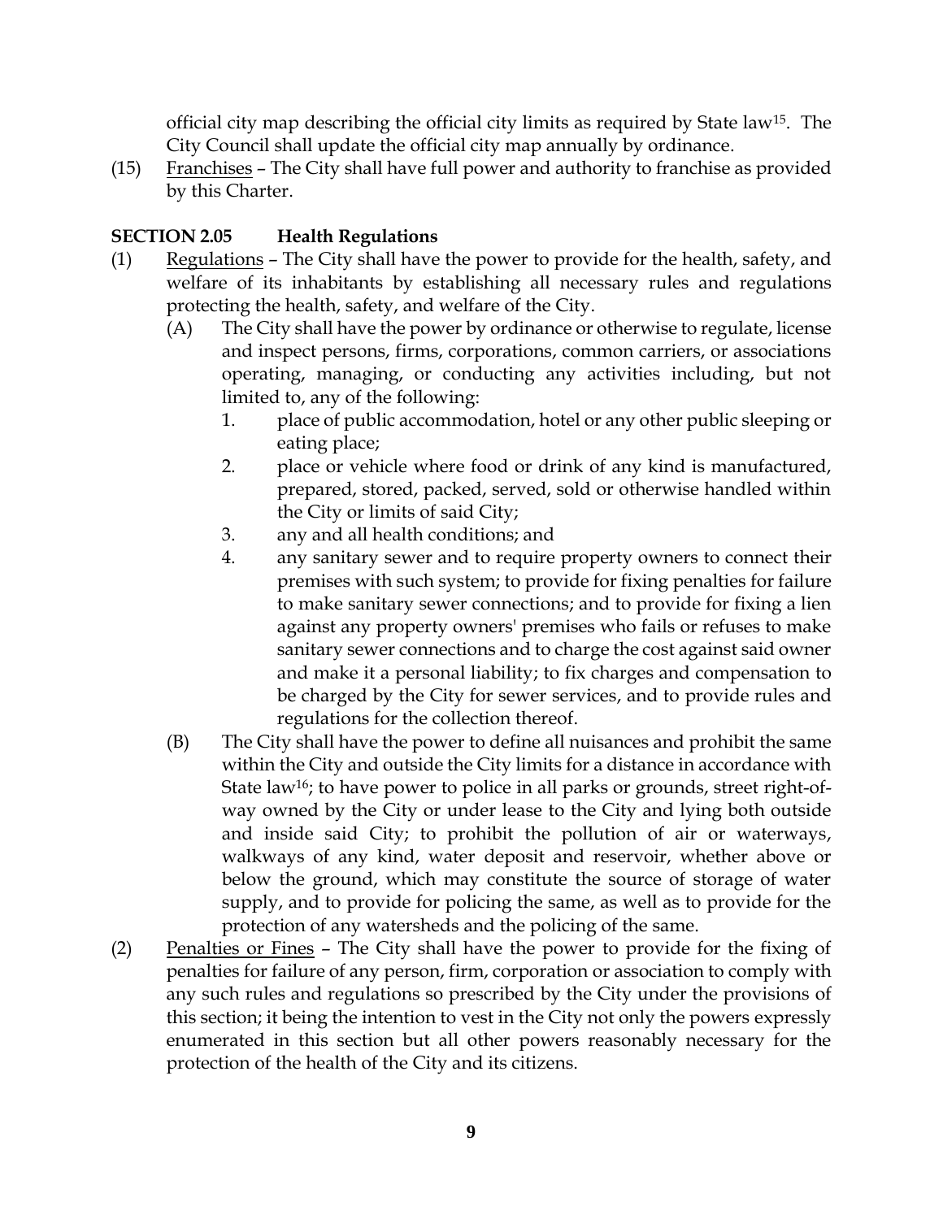official city map describing the official city limits as required by State law[15]. The City Council shall update the official city map annually by ordinance.

(15) Franchises – The City shall have full power and authority to franchise as provided by this Charter.

**SECTION 2.05 Health Regulations**

(1) Regulations – The City shall have the power to provide for the health, safety, and welfare of its inhabitants by establishing all necessary rules and regulations protecting the health, safety, and welfare of the City.

   (A) The City shall have the power by ordinance or otherwise to regulate, license and inspect persons, firms, corporations, common carriers, or associations operating, managing, or conducting any activities including, but not limited to, any of the following:

      1. place of public accommodation, hotel or any other public sleeping or eating place;
      2. place or vehicle where food or drink of any kind is manufactured, prepared, stored, packed, served, sold or otherwise handled within the City or limits of said City;
      3. any and all health conditions; and
      4. any sanitary sewer and to require property owners to connect their premises with such system; to provide for fixing penalties for failure to make sanitary sewer connections; and to provide for fixing a lien against any property owners' premises who fails or refuses to make sanitary sewer connections and to charge the cost against said owner and make it a personal liability; to fix charges and compensation to be charged by the City for sewer services, and to provide rules and regulations for the collection thereof.

   (B) The City shall have the power to define all nuisances and prohibit the same within the City and outside the City limits for a distance in accordance with State law[16]; to have power to police in all parks or grounds, street right-of-way owned by the City or under lease to the City and lying both outside and inside said City; to prohibit the pollution of air or waterways, walkways of any kind, water deposit and reservoir, whether above or below the ground, which may constitute the source of storage of water supply, and to provide for policing the same, as well as to provide for the protection of any watersheds and the policing of the same.

(2) Penalties or Fines – The City shall have the power to provide for the fixing of penalties for failure of any person, firm, corporation or association to comply with any such rules and regulations so prescribed by the City under the provisions of this section; it being the intention to vest in the City not only the powers expressly enumerated in this section but all other powers reasonably necessary for the protection of the health of the City and its citizens.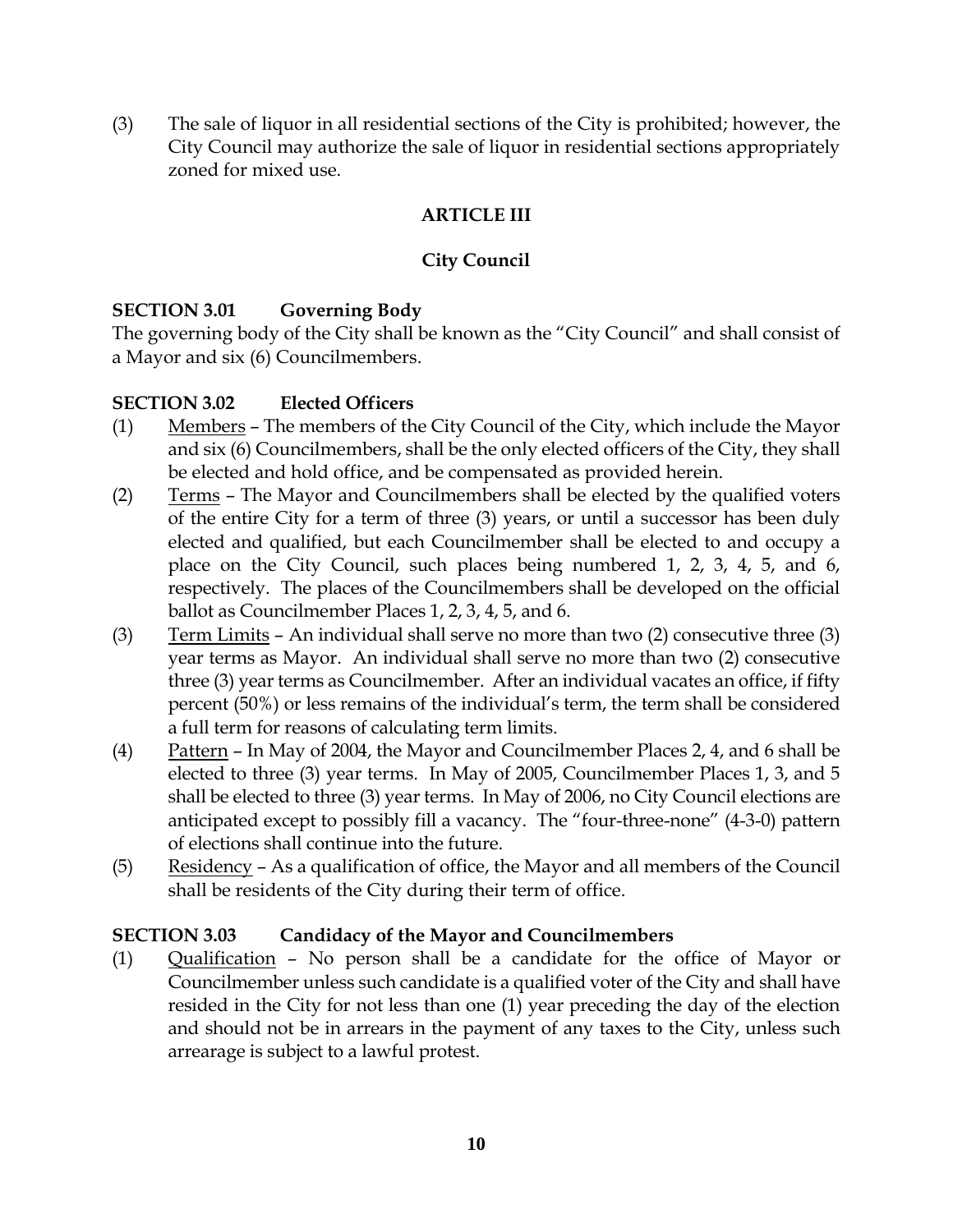(3) The sale of liquor in all residential sections of the City is prohibited; however, the City Council may authorize the sale of liquor in residential sections appropriately zoned for mixed use.

## ARTICLE III

## City Council

### SECTION 3.01 Governing Body

The governing body of the City shall be known as the "City Council" and shall consist of a Mayor and six (6) Councilmembers.

### SECTION 3.02 Elected Officers

(1) Members – The members of the City Council of the City, which include the Mayor and six (6) Councilmembers, shall be the only elected officers of the City, they shall be elected and hold office, and be compensated as provided herein.

(2) Terms – The Mayor and Councilmembers shall be elected by the qualified voters of the entire City for a term of three (3) years, or until a successor has been duly elected and qualified, but each Councilmember shall be elected to and occupy a place on the City Council, such places being numbered 1, 2, 3, 4, 5, and 6, respectively. The places of the Councilmembers shall be developed on the official ballot as Councilmember Places 1, 2, 3, 4, 5, and 6.

(3) Term Limits – An individual shall serve no more than two (2) consecutive three (3) year terms as Mayor. An individual shall serve no more than two (2) consecutive three (3) year terms as Councilmember. After an individual vacates an office, if fifty percent (50%) or less remains of the individual's term, the term shall be considered a full term for reasons of calculating term limits.

(4) Pattern – In May of 2004, the Mayor and Councilmember Places 2, 4, and 6 shall be elected to three (3) year terms. In May of 2005, Councilmember Places 1, 3, and 5 shall be elected to three (3) year terms. In May of 2006, no City Council elections are anticipated except to possibly fill a vacancy. The "four-three-none" (4-3-0) pattern of elections shall continue into the future.

(5) Residency – As a qualification of office, the Mayor and all members of the Council shall be residents of the City during their term of office.

### SECTION 3.03 Candidacy of the Mayor and Councilmembers

(1) Qualification – No person shall be a candidate for the office of Mayor or Councilmember unless such candidate is a qualified voter of the City and shall have resided in the City for not less than one (1) year preceding the day of the election and should not be in arrears in the payment of any taxes to the City, unless such arrearage is subject to a lawful protest.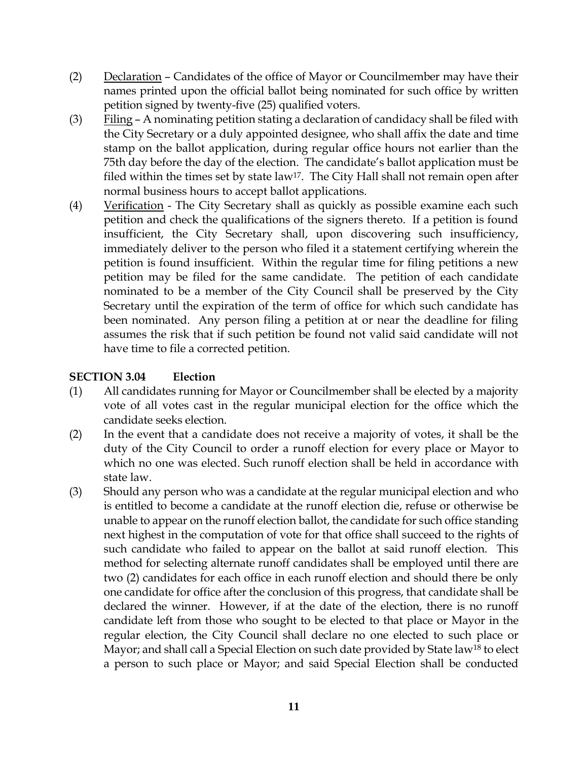(2) Declaration – Candidates of the office of Mayor or Councilmember may have their names printed upon the official ballot being nominated for such office by written petition signed by twenty-five (25) qualified voters.

(3) Filing – A nominating petition stating a declaration of candidacy shall be filed with the City Secretary or a duly appointed designee, who shall affix the date and time stamp on the ballot application, during regular office hours not earlier than the 75th day before the day of the election. The candidate's ballot application must be filed within the times set by state law[17]. The City Hall shall not remain open after normal business hours to accept ballot applications.

(4) Verification - The City Secretary shall as quickly as possible examine each such petition and check the qualifications of the signers thereto. If a petition is found insufficient, the City Secretary shall, upon discovering such insufficiency, immediately deliver to the person who filed it a statement certifying wherein the petition is found insufficient. Within the regular time for filing petitions a new petition may be filed for the same candidate. The petition of each candidate nominated to be a member of the City Council shall be preserved by the City Secretary until the expiration of the term of office for which such candidate has been nominated. Any person filing a petition at or near the deadline for filing assumes the risk that if such petition be found not valid said candidate will not have time to file a corrected petition.

### SECTION 3.04 Election

(1) All candidates running for Mayor or Councilmember shall be elected by a majority vote of all votes cast in the regular municipal election for the office which the candidate seeks election.

(2) In the event that a candidate does not receive a majority of votes, it shall be the duty of the City Council to order a runoff election for every place or Mayor to which no one was elected. Such runoff election shall be held in accordance with state law.

(3) Should any person who was a candidate at the regular municipal election and who is entitled to become a candidate at the runoff election die, refuse or otherwise be unable to appear on the runoff election ballot, the candidate for such office standing next highest in the computation of vote for that office shall succeed to the rights of such candidate who failed to appear on the ballot at said runoff election. This method for selecting alternate runoff candidates shall be employed until there are two (2) candidates for each office in each runoff election and should there be only one candidate for office after the conclusion of this progress, that candidate shall be declared the winner. However, if at the date of the election, there is no runoff candidate left from those who sought to be elected to that place or Mayor in the regular election, the City Council shall declare no one elected to such place or Mayor; and shall call a Special Election on such date provided by State law[18] to elect a person to such place or Mayor; and said Special Election shall be conducted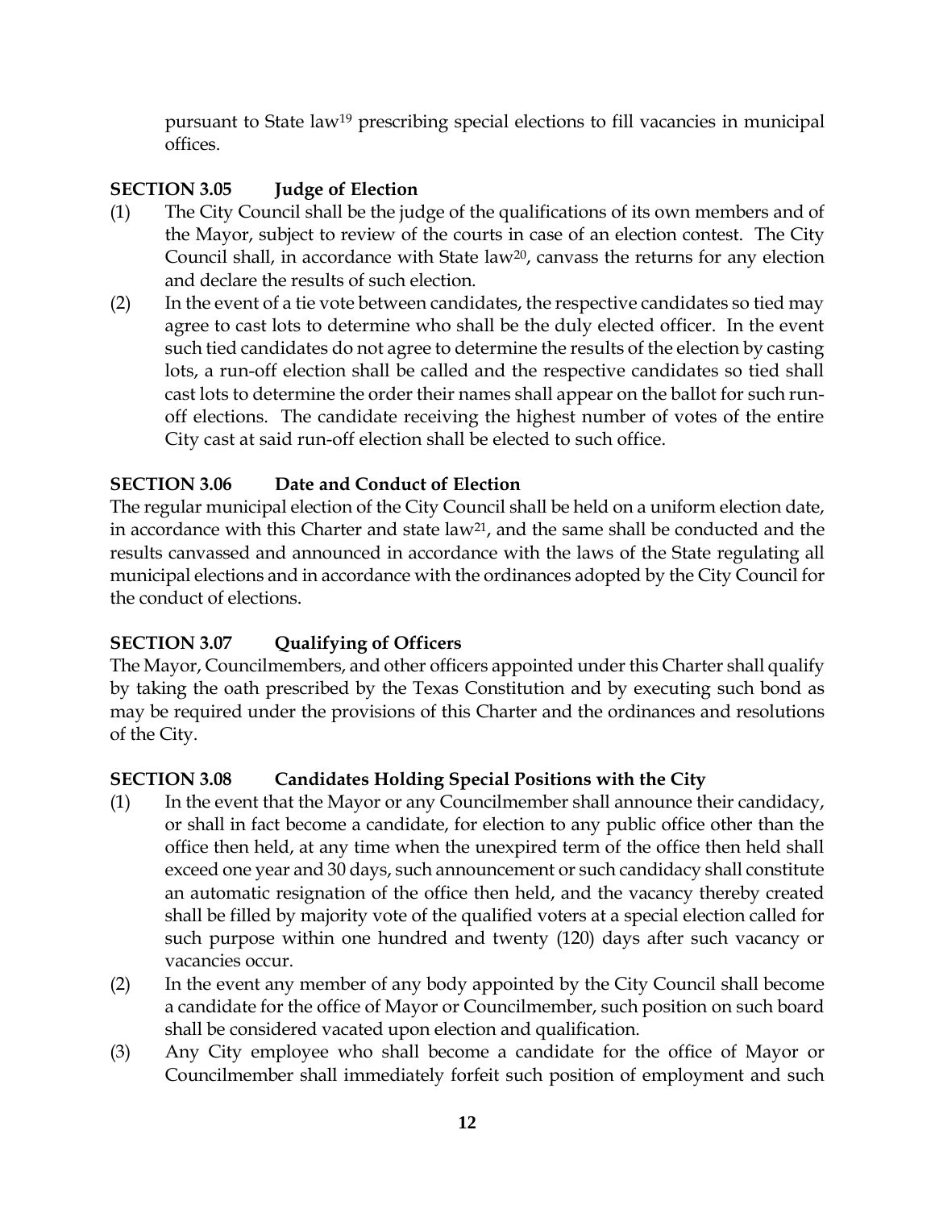pursuant to State law[19] prescribing special elections to fill vacancies in municipal offices.

### SECTION 3.05 Judge of Election

(1) The City Council shall be the judge of the qualifications of its own members and of the Mayor, subject to review of the courts in case of an election contest. The City Council shall, in accordance with State law[20], canvass the returns for any election and declare the results of such election.

(2) In the event of a tie vote between candidates, the respective candidates so tied may agree to cast lots to determine who shall be the duly elected officer. In the event such tied candidates do not agree to determine the results of the election by casting lots, a run-off election shall be called and the respective candidates so tied shall cast lots to determine the order their names shall appear on the ballot for such run-off elections. The candidate receiving the highest number of votes of the entire City cast at said run-off election shall be elected to such office.

### SECTION 3.06 Date and Conduct of Election

The regular municipal election of the City Council shall be held on a uniform election date, in accordance with this Charter and state law[21], and the same shall be conducted and the results canvassed and announced in accordance with the laws of the State regulating all municipal elections and in accordance with the ordinances adopted by the City Council for the conduct of elections.

### SECTION 3.07 Qualifying of Officers

The Mayor, Councilmembers, and other officers appointed under this Charter shall qualify by taking the oath prescribed by the Texas Constitution and by executing such bond as may be required under the provisions of this Charter and the ordinances and resolutions of the City.

### SECTION 3.08 Candidates Holding Special Positions with the City

(1) In the event that the Mayor or any Councilmember shall announce their candidacy, or shall in fact become a candidate, for election to any public office other than the office then held, at any time when the unexpired term of the office then held shall exceed one year and 30 days, such announcement or such candidacy shall constitute an automatic resignation of the office then held, and the vacancy thereby created shall be filled by majority vote of the qualified voters at a special election called for such purpose within one hundred and twenty (120) days after such vacancy or vacancies occur.

(2) In the event any member of any body appointed by the City Council shall become a candidate for the office of Mayor or Councilmember, such position on such board shall be considered vacated upon election and qualification.

(3) Any City employee who shall become a candidate for the office of Mayor or Councilmember shall immediately forfeit such position of employment and such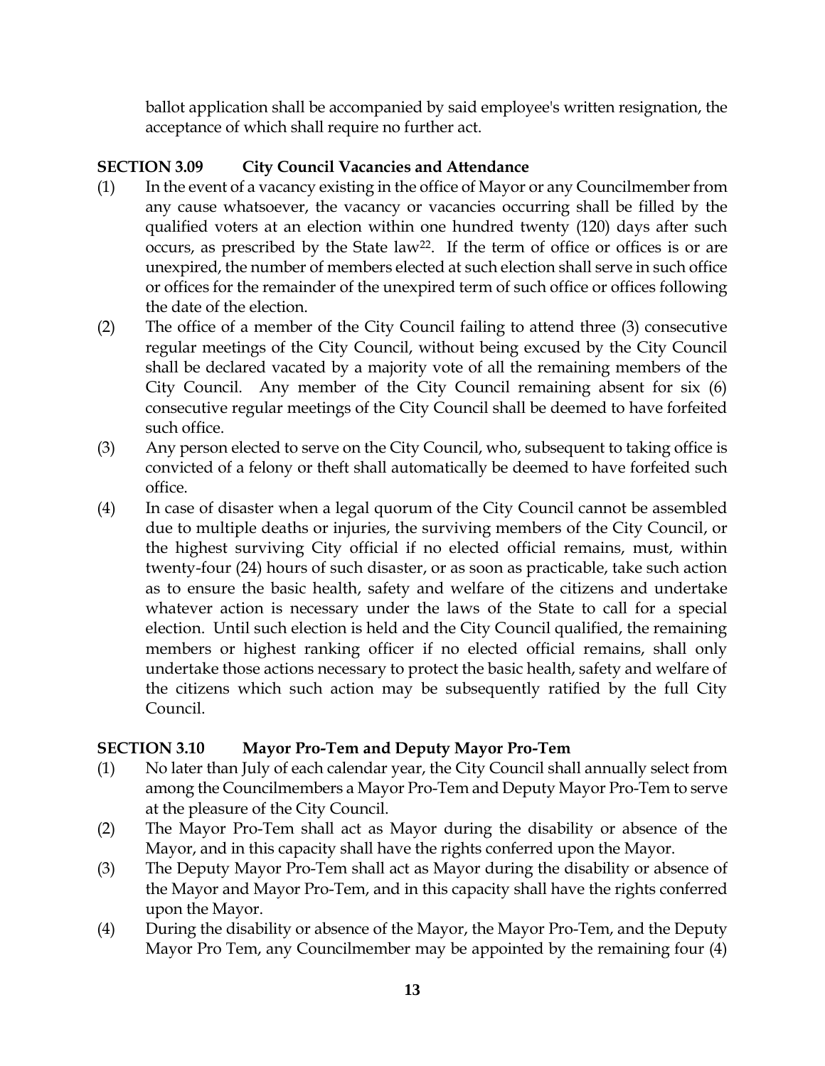ballot application shall be accompanied by said employee's written resignation, the acceptance of which shall require no further act.

### SECTION 3.09 City Council Vacancies and Attendance

(1) In the event of a vacancy existing in the office of Mayor or any Councilmember from any cause whatsoever, the vacancy or vacancies occurring shall be filled by the qualified voters at an election within one hundred twenty (120) days after such occurs, as prescribed by the State law[22]. If the term of office or offices is or are unexpired, the number of members elected at such election shall serve in such office or offices for the remainder of the unexpired term of such office or offices following the date of the election.

(2) The office of a member of the City Council failing to attend three (3) consecutive regular meetings of the City Council, without being excused by the City Council shall be declared vacated by a majority vote of all the remaining members of the City Council. Any member of the City Council remaining absent for six (6) consecutive regular meetings of the City Council shall be deemed to have forfeited such office.

(3) Any person elected to serve on the City Council, who, subsequent to taking office is convicted of a felony or theft shall automatically be deemed to have forfeited such office.

(4) In case of disaster when a legal quorum of the City Council cannot be assembled due to multiple deaths or injuries, the surviving members of the City Council, or the highest surviving City official if no elected official remains, must, within twenty-four (24) hours of such disaster, or as soon as practicable, take such action as to ensure the basic health, safety and welfare of the citizens and undertake whatever action is necessary under the laws of the State to call for a special election. Until such election is held and the City Council qualified, the remaining members or highest ranking officer if no elected official remains, shall only undertake those actions necessary to protect the basic health, safety and welfare of the citizens which such action may be subsequently ratified by the full City Council.

### SECTION 3.10 Mayor Pro-Tem and Deputy Mayor Pro-Tem

(1) No later than July of each calendar year, the City Council shall annually select from among the Councilmembers a Mayor Pro-Tem and Deputy Mayor Pro-Tem to serve at the pleasure of the City Council.

(2) The Mayor Pro-Tem shall act as Mayor during the disability or absence of the Mayor, and in this capacity shall have the rights conferred upon the Mayor.

(3) The Deputy Mayor Pro-Tem shall act as Mayor during the disability or absence of the Mayor and Mayor Pro-Tem, and in this capacity shall have the rights conferred upon the Mayor.

(4) During the disability or absence of the Mayor, the Mayor Pro-Tem, and the Deputy Mayor Pro Tem, any Councilmember may be appointed by the remaining four (4)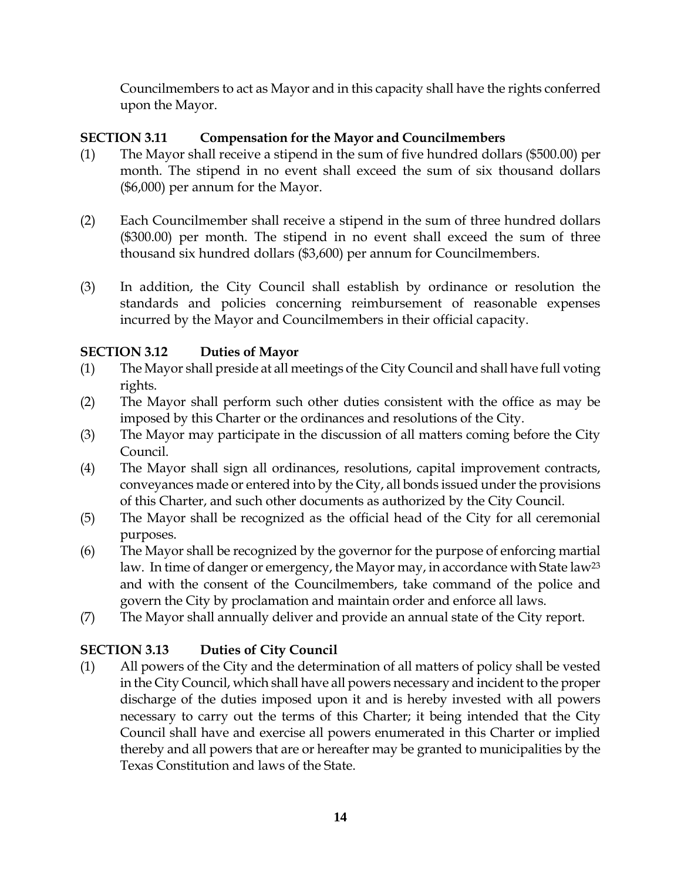Councilmembers to act as Mayor and in this capacity shall have the rights conferred upon the Mayor.

**SECTION 3.11 Compensation for the Mayor and Councilmembers**

(1) The Mayor shall receive a stipend in the sum of five hundred dollars ($500.00) per month. The stipend in no event shall exceed the sum of six thousand dollars ($6,000) per annum for the Mayor.

(2) Each Councilmember shall receive a stipend in the sum of three hundred dollars ($300.00) per month. The stipend in no event shall exceed the sum of three thousand six hundred dollars ($3,600) per annum for Councilmembers.

(3) In addition, the City Council shall establish by ordinance or resolution the standards and policies concerning reimbursement of reasonable expenses incurred by the Mayor and Councilmembers in their official capacity.

**SECTION 3.12 Duties of Mayor**

(1) The Mayor shall preside at all meetings of the City Council and shall have full voting rights.
(2) The Mayor shall perform such other duties consistent with the office as may be imposed by this Charter or the ordinances and resolutions of the City.
(3) The Mayor may participate in the discussion of all matters coming before the City Council.
(4) The Mayor shall sign all ordinances, resolutions, capital improvement contracts, conveyances made or entered into by the City, all bonds issued under the provisions of this Charter, and such other documents as authorized by the City Council.
(5) The Mayor shall be recognized as the official head of the City for all ceremonial purposes.
(6) The Mayor shall be recognized by the governor for the purpose of enforcing martial law. In time of danger or emergency, the Mayor may, in accordance with State law[23] and with the consent of the Councilmembers, take command of the police and govern the City by proclamation and maintain order and enforce all laws.
(7) The Mayor shall annually deliver and provide an annual state of the City report.

**SECTION 3.13 Duties of City Council**

(1) All powers of the City and the determination of all matters of policy shall be vested in the City Council, which shall have all powers necessary and incident to the proper discharge of the duties imposed upon it and is hereby invested with all powers necessary to carry out the terms of this Charter; it being intended that the City Council shall have and exercise all powers enumerated in this Charter or implied thereby and all powers that are or hereafter may be granted to municipalities by the Texas Constitution and laws of the State.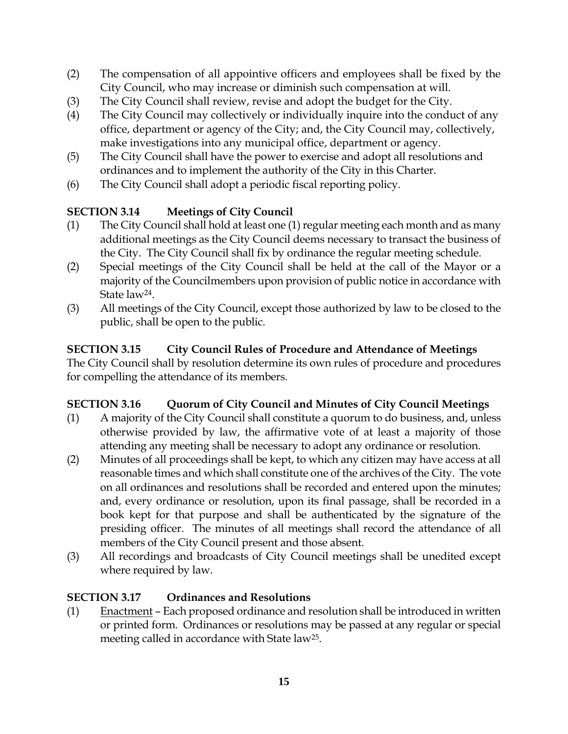(2) The compensation of all appointive officers and employees shall be fixed by the City Council, who may increase or diminish such compensation at will.

(3) The City Council shall review, revise and adopt the budget for the City.

(4) The City Council may collectively or individually inquire into the conduct of any office, department or agency of the City; and, the City Council may, collectively, make investigations into any municipal office, department or agency.

(5) The City Council shall have the power to exercise and adopt all resolutions and ordinances and to implement the authority of the City in this Charter.

(6) The City Council shall adopt a periodic fiscal reporting policy.

### SECTION 3.14 Meetings of City Council

(1) The City Council shall hold at least one (1) regular meeting each month and as many additional meetings as the City Council deems necessary to transact the business of the City. The City Council shall fix by ordinance the regular meeting schedule.

(2) Special meetings of the City Council shall be held at the call of the Mayor or a majority of the Councilmembers upon provision of public notice in accordance with State law[24].

(3) All meetings of the City Council, except those authorized by law to be closed to the public, shall be open to the public.

### SECTION 3.15 City Council Rules of Procedure and Attendance of Meetings

The City Council shall by resolution determine its own rules of procedure and procedures for compelling the attendance of its members.

### SECTION 3.16 Quorum of City Council and Minutes of City Council Meetings

(1) A majority of the City Council shall constitute a quorum to do business, and, unless otherwise provided by law, the affirmative vote of at least a majority of those attending any meeting shall be necessary to adopt any ordinance or resolution.

(2) Minutes of all proceedings shall be kept, to which any citizen may have access at all reasonable times and which shall constitute one of the archives of the City. The vote on all ordinances and resolutions shall be recorded and entered upon the minutes; and, every ordinance or resolution, upon its final passage, shall be recorded in a book kept for that purpose and shall be authenticated by the signature of the presiding officer. The minutes of all meetings shall record the attendance of all members of the City Council present and those absent.

(3) All recordings and broadcasts of City Council meetings shall be unedited except where required by law.

### SECTION 3.17 Ordinances and Resolutions

(1) Enactment – Each proposed ordinance and resolution shall be introduced in written or printed form. Ordinances or resolutions may be passed at any regular or special meeting called in accordance with State law[25].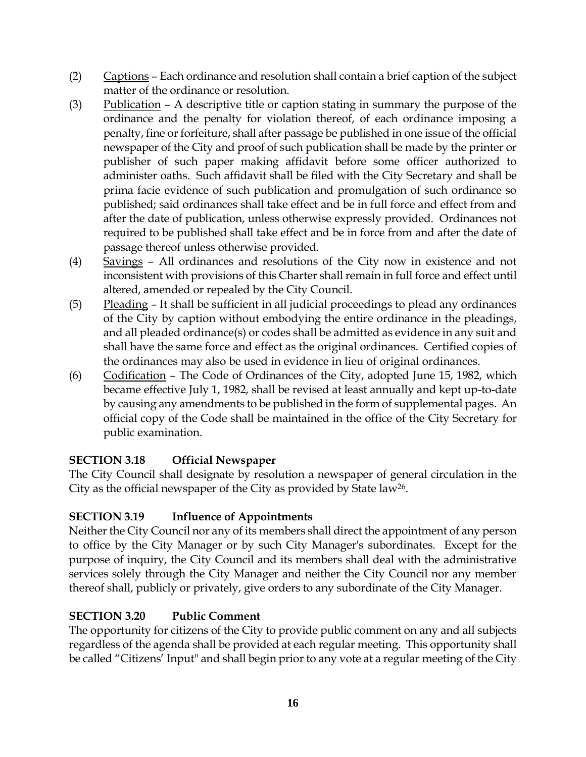(2) Captions – Each ordinance and resolution shall contain a brief caption of the subject matter of the ordinance or resolution.

(3) Publication – A descriptive title or caption stating in summary the purpose of the ordinance and the penalty for violation thereof, of each ordinance imposing a penalty, fine or forfeiture, shall after passage be published in one issue of the official newspaper of the City and proof of such publication shall be made by the printer or publisher of such paper making affidavit before some officer authorized to administer oaths. Such affidavit shall be filed with the City Secretary and shall be prima facie evidence of such publication and promulgation of such ordinance so published; said ordinances shall take effect and be in full force and effect from and after the date of publication, unless otherwise expressly provided. Ordinances not required to be published shall take effect and be in force from and after the date of passage thereof unless otherwise provided.

(4) Savings – All ordinances and resolutions of the City now in existence and not inconsistent with provisions of this Charter shall remain in full force and effect until altered, amended or repealed by the City Council.

(5) Pleading – It shall be sufficient in all judicial proceedings to plead any ordinances of the City by caption without embodying the entire ordinance in the pleadings, and all pleaded ordinance(s) or codes shall be admitted as evidence in any suit and shall have the same force and effect as the original ordinances. Certified copies of the ordinances may also be used in evidence in lieu of original ordinances.

(6) Codification – The Code of Ordinances of the City, adopted June 15, 1982, which became effective July 1, 1982, shall be revised at least annually and kept up-to-date by causing any amendments to be published in the form of supplemental pages. An official copy of the Code shall be maintained in the office of the City Secretary for public examination.

**SECTION 3.18 Official Newspaper**

The City Council shall designate by resolution a newspaper of general circulation in the City as the official newspaper of the City as provided by State law[26].

**SECTION 3.19 Influence of Appointments**

Neither the City Council nor any of its members shall direct the appointment of any person to office by the City Manager or by such City Manager's subordinates. Except for the purpose of inquiry, the City Council and its members shall deal with the administrative services solely through the City Manager and neither the City Council nor any member thereof shall, publicly or privately, give orders to any subordinate of the City Manager.

**SECTION 3.20 Public Comment**

The opportunity for citizens of the City to provide public comment on any and all subjects regardless of the agenda shall be provided at each regular meeting. This opportunity shall be called "Citizens' Input" and shall begin prior to any vote at a regular meeting of the City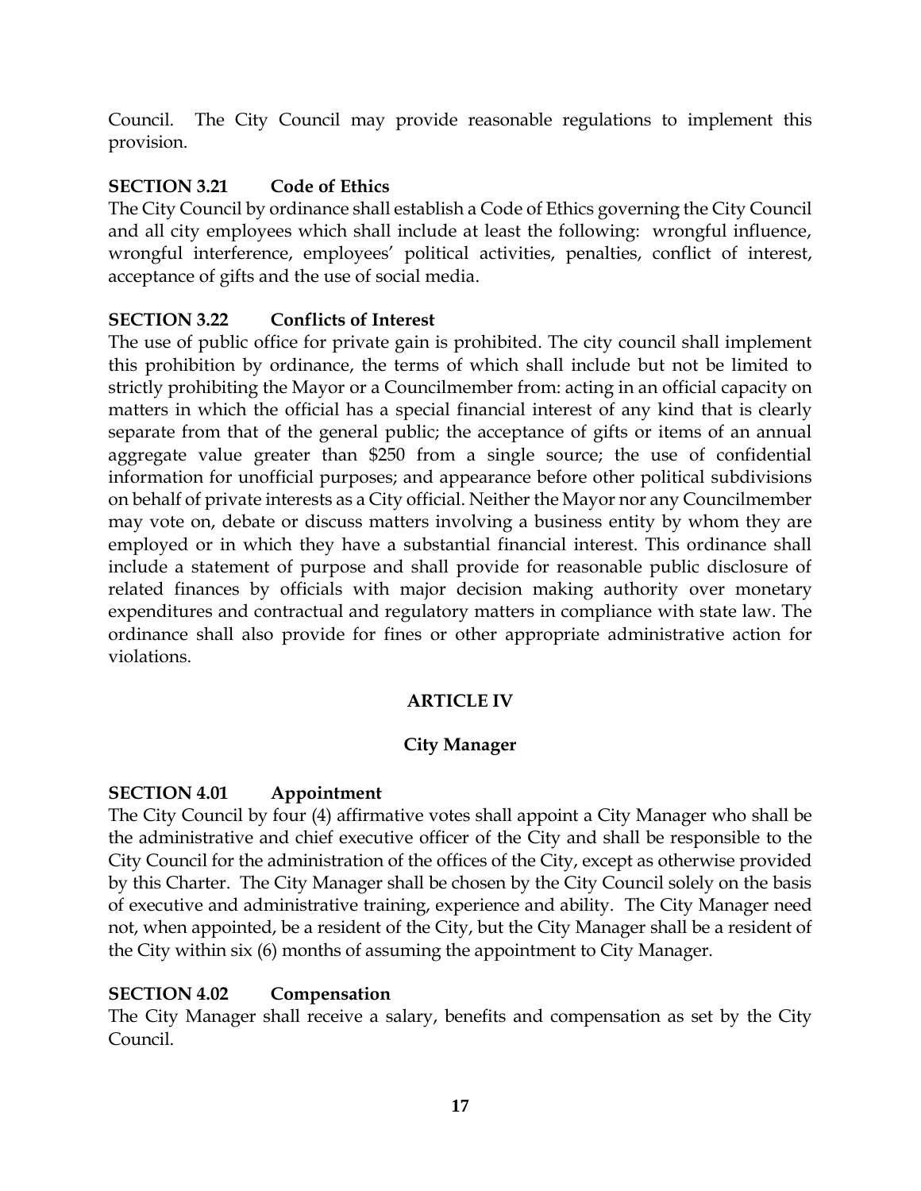Council. The City Council may provide reasonable regulations to implement this provision.

**SECTION 3.21 Code of Ethics**

The City Council by ordinance shall establish a Code of Ethics governing the City Council and all city employees which shall include at least the following: wrongful influence, wrongful interference, employees' political activities, penalties, conflict of interest, acceptance of gifts and the use of social media.

**SECTION 3.22 Conflicts of Interest**

The use of public office for private gain is prohibited. The city council shall implement this prohibition by ordinance, the terms of which shall include but not be limited to strictly prohibiting the Mayor or a Councilmember from: acting in an official capacity on matters in which the official has a special financial interest of any kind that is clearly separate from that of the general public; the acceptance of gifts or items of an annual aggregate value greater than $250 from a single source; the use of confidential information for unofficial purposes; and appearance before other political subdivisions on behalf of private interests as a City official. Neither the Mayor nor any Councilmember may vote on, debate or discuss matters involving a business entity by whom they are employed or in which they have a substantial financial interest. This ordinance shall include a statement of purpose and shall provide for reasonable public disclosure of related finances by officials with major decision making authority over monetary expenditures and contractual and regulatory matters in compliance with state law. The ordinance shall also provide for fines or other appropriate administrative action for violations.

## ARTICLE IV

## City Manager

**SECTION 4.01 Appointment**

The City Council by four (4) affirmative votes shall appoint a City Manager who shall be the administrative and chief executive officer of the City and shall be responsible to the City Council for the administration of the offices of the City, except as otherwise provided by this Charter. The City Manager shall be chosen by the City Council solely on the basis of executive and administrative training, experience and ability. The City Manager need not, when appointed, be a resident of the City, but the City Manager shall be a resident of the City within six (6) months of assuming the appointment to City Manager.

**SECTION 4.02 Compensation**

The City Manager shall receive a salary, benefits and compensation as set by the City Council.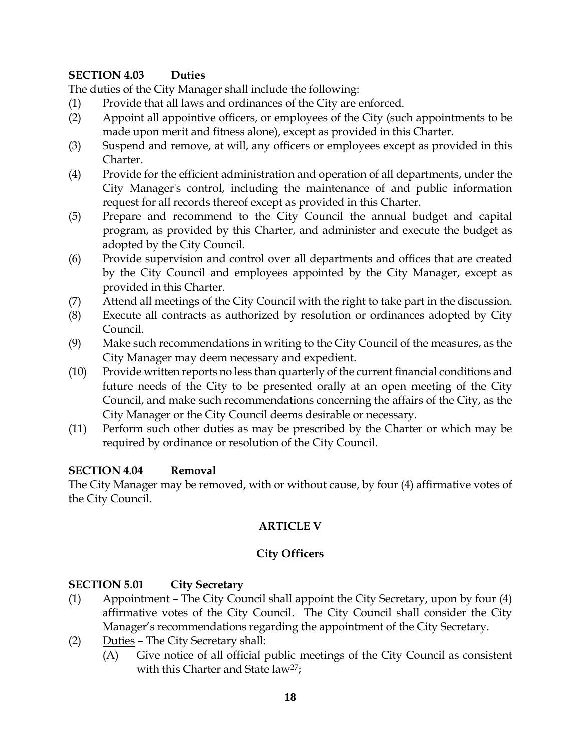### SECTION 4.03 Duties

The duties of the City Manager shall include the following:

(1) Provide that all laws and ordinances of the City are enforced.

(2) Appoint all appointive officers, or employees of the City (such appointments to be made upon merit and fitness alone), except as provided in this Charter.

(3) Suspend and remove, at will, any officers or employees except as provided in this Charter.

(4) Provide for the efficient administration and operation of all departments, under the City Manager's control, including the maintenance of and public information request for all records thereof except as provided in this Charter.

(5) Prepare and recommend to the City Council the annual budget and capital program, as provided by this Charter, and administer and execute the budget as adopted by the City Council.

(6) Provide supervision and control over all departments and offices that are created by the City Council and employees appointed by the City Manager, except as provided in this Charter.

(7) Attend all meetings of the City Council with the right to take part in the discussion.

(8) Execute all contracts as authorized by resolution or ordinances adopted by City Council.

(9) Make such recommendations in writing to the City Council of the measures, as the City Manager may deem necessary and expedient.

(10) Provide written reports no less than quarterly of the current financial conditions and future needs of the City to be presented orally at an open meeting of the City Council, and make such recommendations concerning the affairs of the City, as the City Manager or the City Council deems desirable or necessary.

(11) Perform such other duties as may be prescribed by the Charter or which may be required by ordinance or resolution of the City Council.

### SECTION 4.04 Removal

The City Manager may be removed, with or without cause, by four (4) affirmative votes of the City Council.

## ARTICLE V

## City Officers

### SECTION 5.01 City Secretary

(1) Appointment – The City Council shall appoint the City Secretary, upon by four (4) affirmative votes of the City Council. The City Council shall consider the City Manager's recommendations regarding the appointment of the City Secretary.

(2) Duties – The City Secretary shall:

  (A) Give notice of all official public meetings of the City Council as consistent with this Charter and State law[27];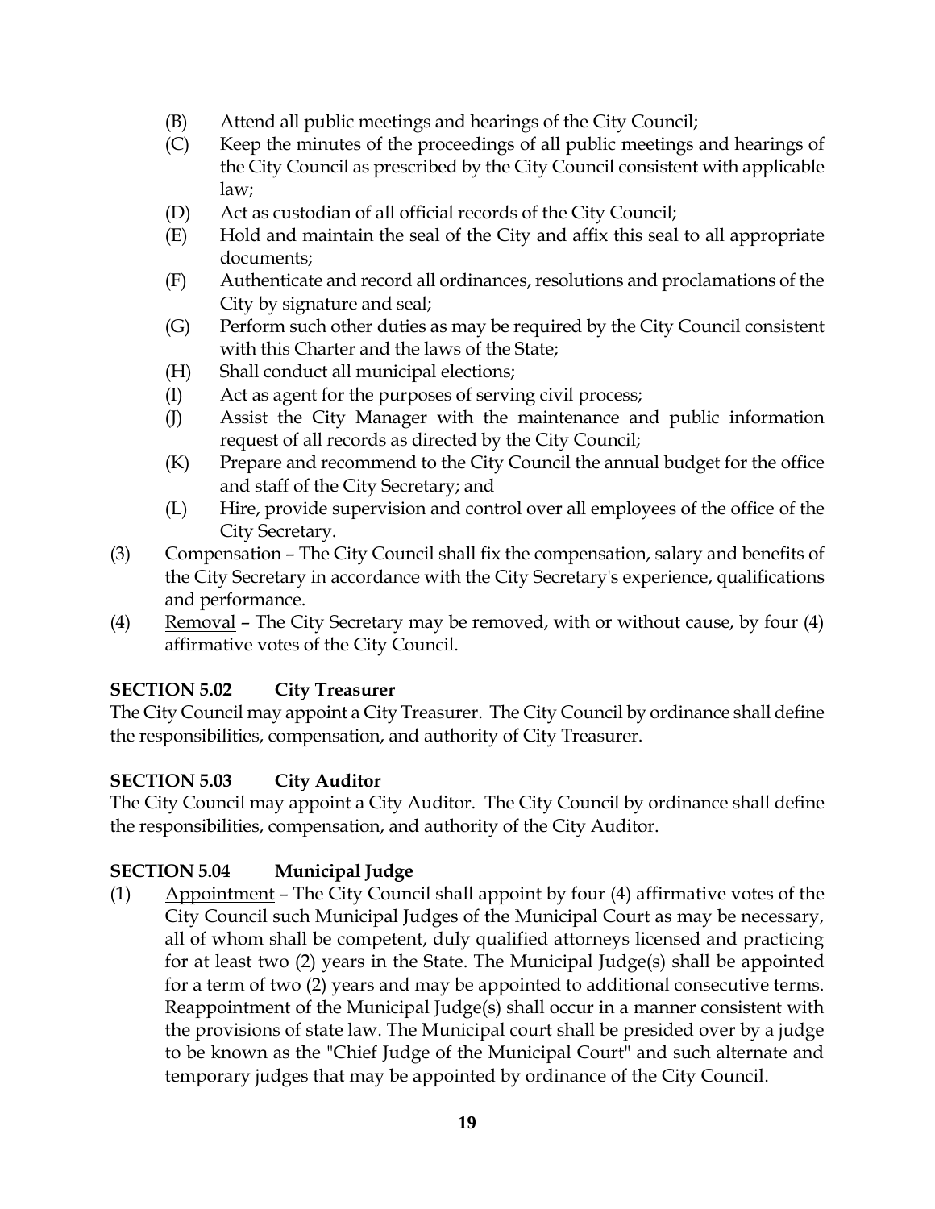(B) Attend all public meetings and hearings of the City Council;

(C) Keep the minutes of the proceedings of all public meetings and hearings of the City Council as prescribed by the City Council consistent with applicable law;

(D) Act as custodian of all official records of the City Council;

(E) Hold and maintain the seal of the City and affix this seal to all appropriate documents;

(F) Authenticate and record all ordinances, resolutions and proclamations of the City by signature and seal;

(G) Perform such other duties as may be required by the City Council consistent with this Charter and the laws of the State;

(H) Shall conduct all municipal elections;

(I) Act as agent for the purposes of serving civil process;

(J) Assist the City Manager with the maintenance and public information request of all records as directed by the City Council;

(K) Prepare and recommend to the City Council the annual budget for the office and staff of the City Secretary; and

(L) Hire, provide supervision and control over all employees of the office of the City Secretary.

(3) Compensation – The City Council shall fix the compensation, salary and benefits of the City Secretary in accordance with the City Secretary's experience, qualifications and performance.

(4) Removal – The City Secretary may be removed, with or without cause, by four (4) affirmative votes of the City Council.

**SECTION 5.02 City Treasurer**

The City Council may appoint a City Treasurer. The City Council by ordinance shall define the responsibilities, compensation, and authority of City Treasurer.

**SECTION 5.03 City Auditor**

The City Council may appoint a City Auditor. The City Council by ordinance shall define the responsibilities, compensation, and authority of the City Auditor.

**SECTION 5.04 Municipal Judge**

(1) Appointment – The City Council shall appoint by four (4) affirmative votes of the City Council such Municipal Judges of the Municipal Court as may be necessary, all of whom shall be competent, duly qualified attorneys licensed and practicing for at least two (2) years in the State. The Municipal Judge(s) shall be appointed for a term of two (2) years and may be appointed to additional consecutive terms. Reappointment of the Municipal Judge(s) shall occur in a manner consistent with the provisions of state law. The Municipal court shall be presided over by a judge to be known as the "Chief Judge of the Municipal Court" and such alternate and temporary judges that may be appointed by ordinance of the City Council.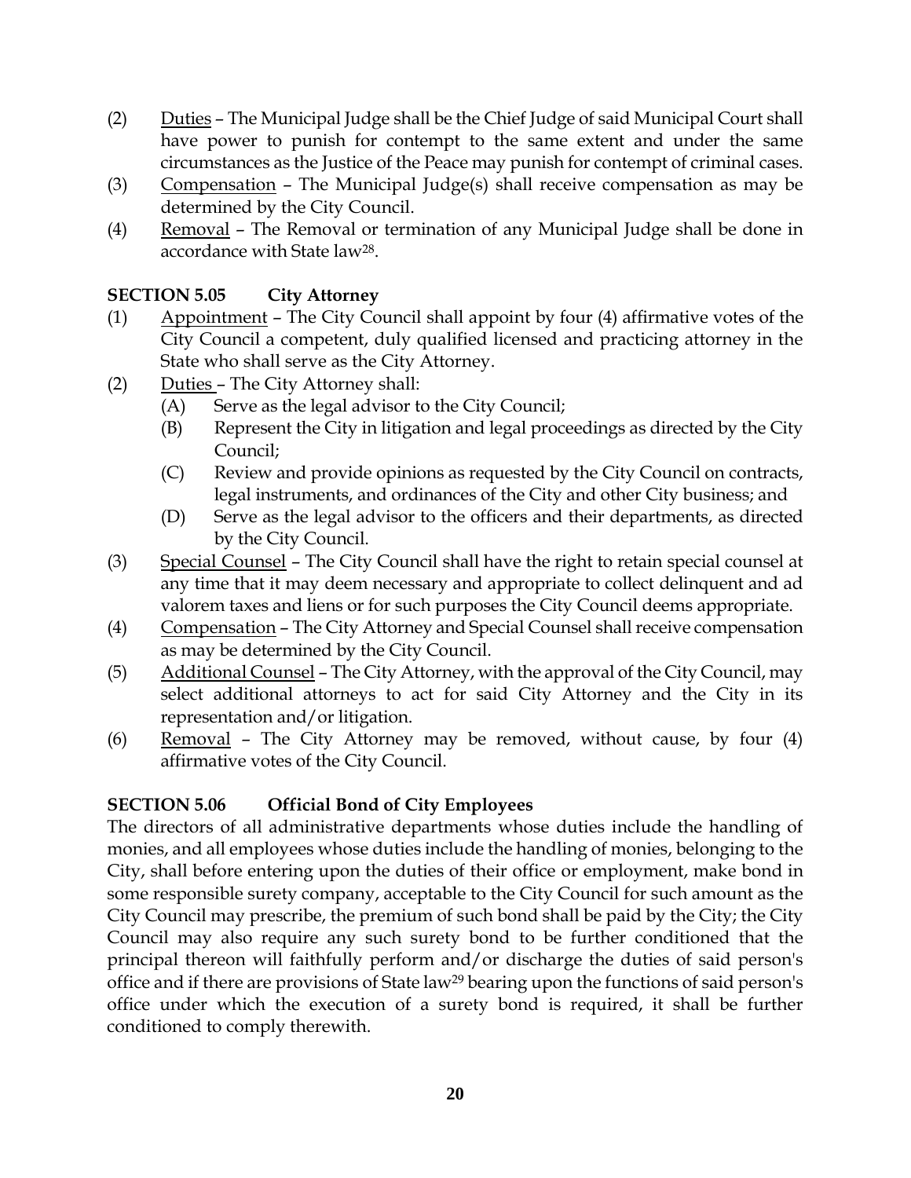(2) Duties – The Municipal Judge shall be the Chief Judge of said Municipal Court shall have power to punish for contempt to the same extent and under the same circumstances as the Justice of the Peace may punish for contempt of criminal cases.

(3) Compensation – The Municipal Judge(s) shall receive compensation as may be determined by the City Council.

(4) Removal – The Removal or termination of any Municipal Judge shall be done in accordance with State law[28].

**SECTION 5.05 City Attorney**

(1) Appointment – The City Council shall appoint by four (4) affirmative votes of the City Council a competent, duly qualified licensed and practicing attorney in the State who shall serve as the City Attorney.

(2) Duties – The City Attorney shall:
   - (A) Serve as the legal advisor to the City Council;
   - (B) Represent the City in litigation and legal proceedings as directed by the City Council;
   - (C) Review and provide opinions as requested by the City Council on contracts, legal instruments, and ordinances of the City and other City business; and
   - (D) Serve as the legal advisor to the officers and their departments, as directed by the City Council.

(3) Special Counsel – The City Council shall have the right to retain special counsel at any time that it may deem necessary and appropriate to collect delinquent and ad valorem taxes and liens or for such purposes the City Council deems appropriate.

(4) Compensation – The City Attorney and Special Counsel shall receive compensation as may be determined by the City Council.

(5) Additional Counsel – The City Attorney, with the approval of the City Council, may select additional attorneys to act for said City Attorney and the City in its representation and/or litigation.

(6) Removal – The City Attorney may be removed, without cause, by four (4) affirmative votes of the City Council.

**SECTION 5.06 Official Bond of City Employees**

The directors of all administrative departments whose duties include the handling of monies, and all employees whose duties include the handling of monies, belonging to the City, shall before entering upon the duties of their office or employment, make bond in some responsible surety company, acceptable to the City Council for such amount as the City Council may prescribe, the premium of such bond shall be paid by the City; the City Council may also require any such surety bond to be further conditioned that the principal thereon will faithfully perform and/or discharge the duties of said person's office and if there are provisions of State law[29] bearing upon the functions of said person's office under which the execution of a surety bond is required, it shall be further conditioned to comply therewith.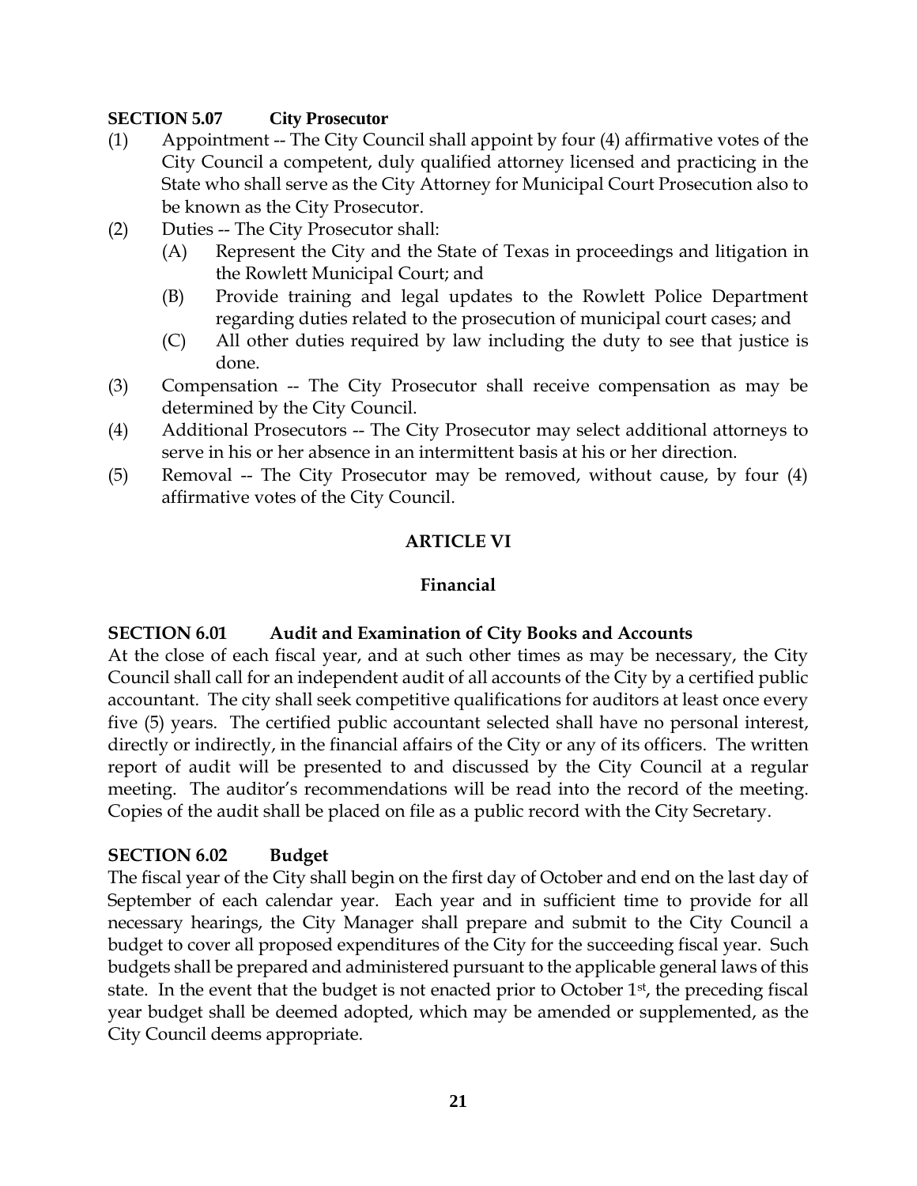**SECTION 5.07 City Prosecutor**

(1) Appointment -- The City Council shall appoint by four (4) affirmative votes of the City Council a competent, duly qualified attorney licensed and practicing in the State who shall serve as the City Attorney for Municipal Court Prosecution also to be known as the City Prosecutor.

(2) Duties -- The City Prosecutor shall:

   (A) Represent the City and the State of Texas in proceedings and litigation in the Rowlett Municipal Court; and

   (B) Provide training and legal updates to the Rowlett Police Department regarding duties related to the prosecution of municipal court cases; and

   (C) All other duties required by law including the duty to see that justice is done.

(3) Compensation -- The City Prosecutor shall receive compensation as may be determined by the City Council.

(4) Additional Prosecutors -- The City Prosecutor may select additional attorneys to serve in his or her absence in an intermittent basis at his or her direction.

(5) Removal -- The City Prosecutor may be removed, without cause, by four (4) affirmative votes of the City Council.

## ARTICLE VI

## Financial

**SECTION 6.01 Audit and Examination of City Books and Accounts**

At the close of each fiscal year, and at such other times as may be necessary, the City Council shall call for an independent audit of all accounts of the City by a certified public accountant. The city shall seek competitive qualifications for auditors at least once every five (5) years. The certified public accountant selected shall have no personal interest, directly or indirectly, in the financial affairs of the City or any of its officers. The written report of audit will be presented to and discussed by the City Council at a regular meeting. The auditor's recommendations will be read into the record of the meeting. Copies of the audit shall be placed on file as a public record with the City Secretary.

**SECTION 6.02 Budget**

The fiscal year of the City shall begin on the first day of October and end on the last day of September of each calendar year. Each year and in sufficient time to provide for all necessary hearings, the City Manager shall prepare and submit to the City Council a budget to cover all proposed expenditures of the City for the succeeding fiscal year. Such budgets shall be prepared and administered pursuant to the applicable general laws of this state. In the event that the budget is not enacted prior to October 1st, the preceding fiscal year budget shall be deemed adopted, which may be amended or supplemented, as the City Council deems appropriate.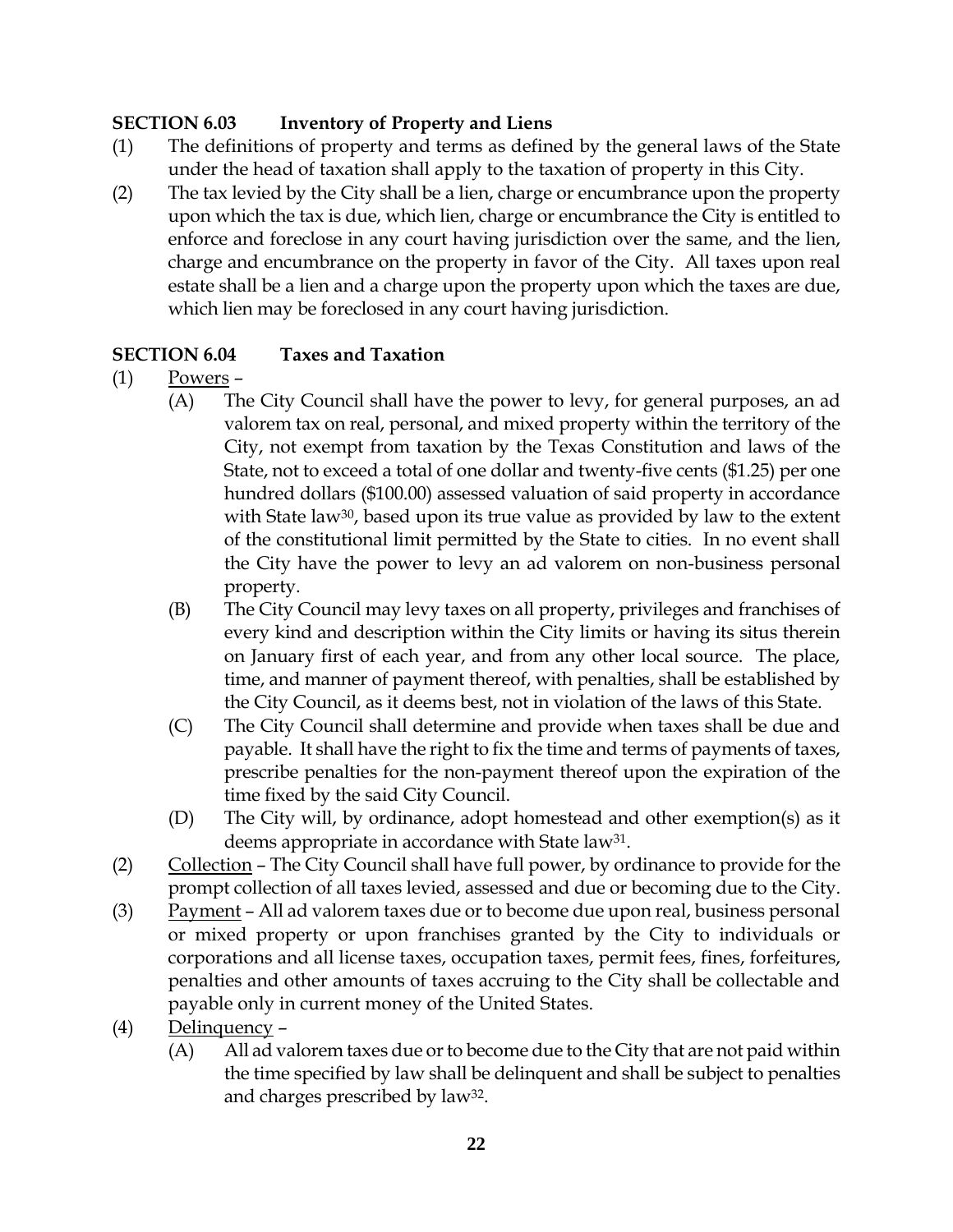**SECTION 6.03 Inventory of Property and Liens**

(1) The definitions of property and terms as defined by the general laws of the State under the head of taxation shall apply to the taxation of property in this City.

(2) The tax levied by the City shall be a lien, charge or encumbrance upon the property upon which the tax is due, which lien, charge or encumbrance the City is entitled to enforce and foreclose in any court having jurisdiction over the same, and the lien, charge and encumbrance on the property in favor of the City. All taxes upon real estate shall be a lien and a charge upon the property upon which the taxes are due, which lien may be foreclosed in any court having jurisdiction.

**SECTION 6.04 Taxes and Taxation**

(1) Powers –

(A) The City Council shall have the power to levy, for general purposes, an ad valorem tax on real, personal, and mixed property within the territory of the City, not exempt from taxation by the Texas Constitution and laws of the State, not to exceed a total of one dollar and twenty-five cents ($1.25) per one hundred dollars ($100.00) assessed valuation of said property in accordance with State law[30], based upon its true value as provided by law to the extent of the constitutional limit permitted by the State to cities. In no event shall the City have the power to levy an ad valorem on non-business personal property.

(B) The City Council may levy taxes on all property, privileges and franchises of every kind and description within the City limits or having its situs therein on January first of each year, and from any other local source. The place, time, and manner of payment thereof, with penalties, shall be established by the City Council, as it deems best, not in violation of the laws of this State.

(C) The City Council shall determine and provide when taxes shall be due and payable. It shall have the right to fix the time and terms of payments of taxes, prescribe penalties for the non-payment thereof upon the expiration of the time fixed by the said City Council.

(D) The City will, by ordinance, adopt homestead and other exemption(s) as it deems appropriate in accordance with State law[31].

(2) Collection – The City Council shall have full power, by ordinance to provide for the prompt collection of all taxes levied, assessed and due or becoming due to the City.

(3) Payment – All ad valorem taxes due or to become due upon real, business personal or mixed property or upon franchises granted by the City to individuals or corporations and all license taxes, occupation taxes, permit fees, fines, forfeitures, penalties and other amounts of taxes accruing to the City shall be collectable and payable only in current money of the United States.

(4) Delinquency –

(A) All ad valorem taxes due or to become due to the City that are not paid within the time specified by law shall be delinquent and shall be subject to penalties and charges prescribed by law[32].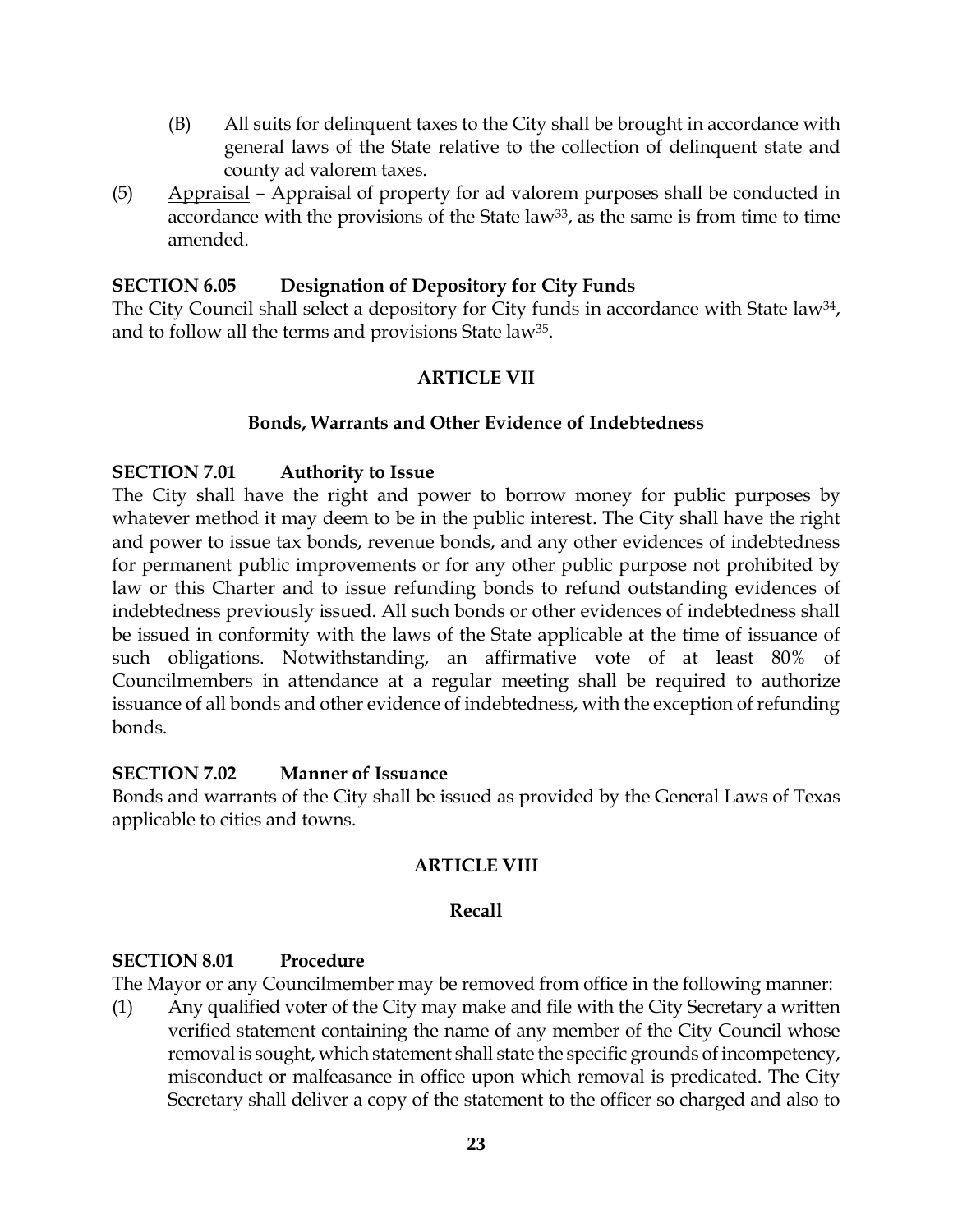(B) All suits for delinquent taxes to the City shall be brought in accordance with general laws of the State relative to the collection of delinquent state and county ad valorem taxes.

(5) Appraisal – Appraisal of property for ad valorem purposes shall be conducted in accordance with the provisions of the State law[33], as the same is from time to time amended.

**SECTION 6.05 Designation of Depository for City Funds**

The City Council shall select a depository for City funds in accordance with State law[34], and to follow all the terms and provisions State law[35].

## ARTICLE VII

### Bonds, Warrants and Other Evidence of Indebtedness

**SECTION 7.01 Authority to Issue**

The City shall have the right and power to borrow money for public purposes by whatever method it may deem to be in the public interest. The City shall have the right and power to issue tax bonds, revenue bonds, and any other evidences of indebtedness for permanent public improvements or for any other public purpose not prohibited by law or this Charter and to issue refunding bonds to refund outstanding evidences of indebtedness previously issued. All such bonds or other evidences of indebtedness shall be issued in conformity with the laws of the State applicable at the time of issuance of such obligations. Notwithstanding, an affirmative vote of at least 80% of Councilmembers in attendance at a regular meeting shall be required to authorize issuance of all bonds and other evidence of indebtedness, with the exception of refunding bonds.

**SECTION 7.02 Manner of Issuance**

Bonds and warrants of the City shall be issued as provided by the General Laws of Texas applicable to cities and towns.

## ARTICLE VIII

### Recall

**SECTION 8.01 Procedure**

The Mayor or any Councilmember may be removed from office in the following manner:

(1) Any qualified voter of the City may make and file with the City Secretary a written verified statement containing the name of any member of the City Council whose removal is sought, which statement shall state the specific grounds of incompetency, misconduct or malfeasance in office upon which removal is predicated. The City Secretary shall deliver a copy of the statement to the officer so charged and also to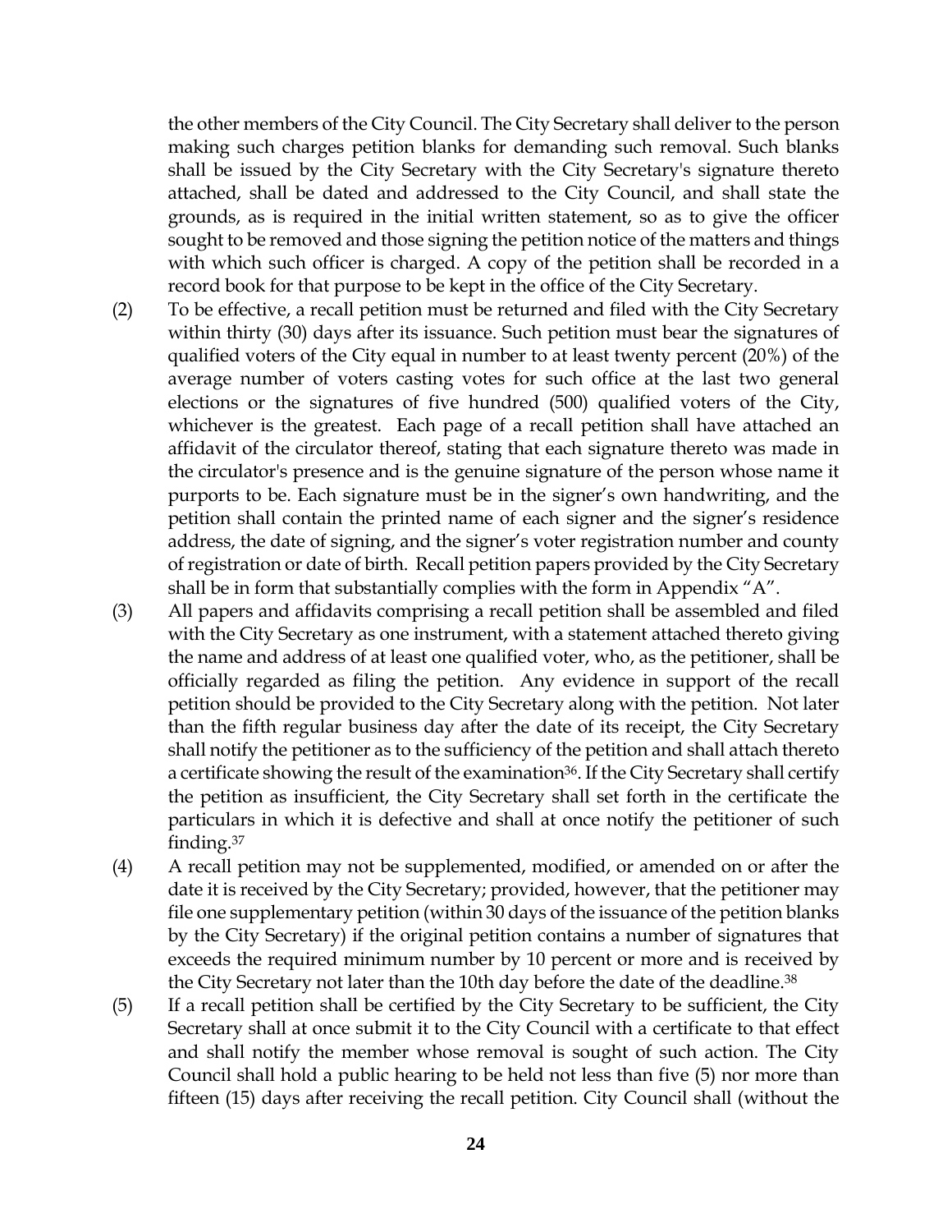the other members of the City Council. The City Secretary shall deliver to the person making such charges petition blanks for demanding such removal. Such blanks shall be issued by the City Secretary with the City Secretary's signature thereto attached, shall be dated and addressed to the City Council, and shall state the grounds, as is required in the initial written statement, so as to give the officer sought to be removed and those signing the petition notice of the matters and things with which such officer is charged. A copy of the petition shall be recorded in a record book for that purpose to be kept in the office of the City Secretary.

(2) To be effective, a recall petition must be returned and filed with the City Secretary within thirty (30) days after its issuance. Such petition must bear the signatures of qualified voters of the City equal in number to at least twenty percent (20%) of the average number of voters casting votes for such office at the last two general elections or the signatures of five hundred (500) qualified voters of the City, whichever is the greatest. Each page of a recall petition shall have attached an affidavit of the circulator thereof, stating that each signature thereto was made in the circulator's presence and is the genuine signature of the person whose name it purports to be. Each signature must be in the signer's own handwriting, and the petition shall contain the printed name of each signer and the signer's residence address, the date of signing, and the signer's voter registration number and county of registration or date of birth. Recall petition papers provided by the City Secretary shall be in form that substantially complies with the form in Appendix "A".

(3) All papers and affidavits comprising a recall petition shall be assembled and filed with the City Secretary as one instrument, with a statement attached thereto giving the name and address of at least one qualified voter, who, as the petitioner, shall be officially regarded as filing the petition. Any evidence in support of the recall petition should be provided to the City Secretary along with the petition. Not later than the fifth regular business day after the date of its receipt, the City Secretary shall notify the petitioner as to the sufficiency of the petition and shall attach thereto a certificate showing the result of the examination[36]. If the City Secretary shall certify the petition as insufficient, the City Secretary shall set forth in the certificate the particulars in which it is defective and shall at once notify the petitioner of such finding.[37]

(4) A recall petition may not be supplemented, modified, or amended on or after the date it is received by the City Secretary; provided, however, that the petitioner may file one supplementary petition (within 30 days of the issuance of the petition blanks by the City Secretary) if the original petition contains a number of signatures that exceeds the required minimum number by 10 percent or more and is received by the City Secretary not later than the 10th day before the date of the deadline.[38]

(5) If a recall petition shall be certified by the City Secretary to be sufficient, the City Secretary shall at once submit it to the City Council with a certificate to that effect and shall notify the member whose removal is sought of such action. The City Council shall hold a public hearing to be held not less than five (5) nor more than fifteen (15) days after receiving the recall petition. City Council shall (without the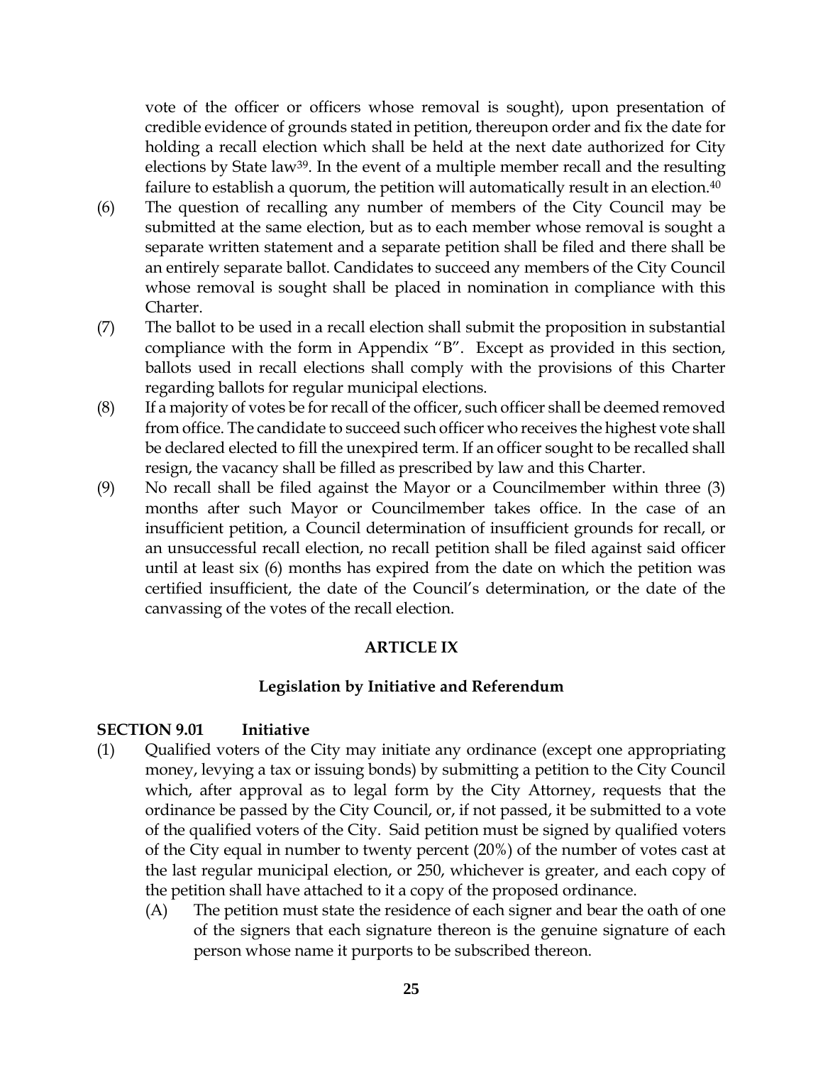vote of the officer or officers whose removal is sought), upon presentation of credible evidence of grounds stated in petition, thereupon order and fix the date for holding a recall election which shall be held at the next date authorized for City elections by State law[39]. In the event of a multiple member recall and the resulting failure to establish a quorum, the petition will automatically result in an election.[40]

(6) The question of recalling any number of members of the City Council may be submitted at the same election, but as to each member whose removal is sought a separate written statement and a separate petition shall be filed and there shall be an entirely separate ballot. Candidates to succeed any members of the City Council whose removal is sought shall be placed in nomination in compliance with this Charter.

(7) The ballot to be used in a recall election shall submit the proposition in substantial compliance with the form in Appendix "B". Except as provided in this section, ballots used in recall elections shall comply with the provisions of this Charter regarding ballots for regular municipal elections.

(8) If a majority of votes be for recall of the officer, such officer shall be deemed removed from office. The candidate to succeed such officer who receives the highest vote shall be declared elected to fill the unexpired term. If an officer sought to be recalled shall resign, the vacancy shall be filled as prescribed by law and this Charter.

(9) No recall shall be filed against the Mayor or a Councilmember within three (3) months after such Mayor or Councilmember takes office. In the case of an insufficient petition, a Council determination of insufficient grounds for recall, or an unsuccessful recall election, no recall petition shall be filed against said officer until at least six (6) months has expired from the date on which the petition was certified insufficient, the date of the Council's determination, or the date of the canvassing of the votes of the recall election.

## ARTICLE IX

### Legislation by Initiative and Referendum

**SECTION 9.01 Initiative**

(1) Qualified voters of the City may initiate any ordinance (except one appropriating money, levying a tax or issuing bonds) by submitting a petition to the City Council which, after approval as to legal form by the City Attorney, requests that the ordinance be passed by the City Council, or, if not passed, it be submitted to a vote of the qualified voters of the City. Said petition must be signed by qualified voters of the City equal in number to twenty percent (20%) of the number of votes cast at the last regular municipal election, or 250, whichever is greater, and each copy of the petition shall have attached to it a copy of the proposed ordinance.

  (A) The petition must state the residence of each signer and bear the oath of one of the signers that each signature thereon is the genuine signature of each person whose name it purports to be subscribed thereon.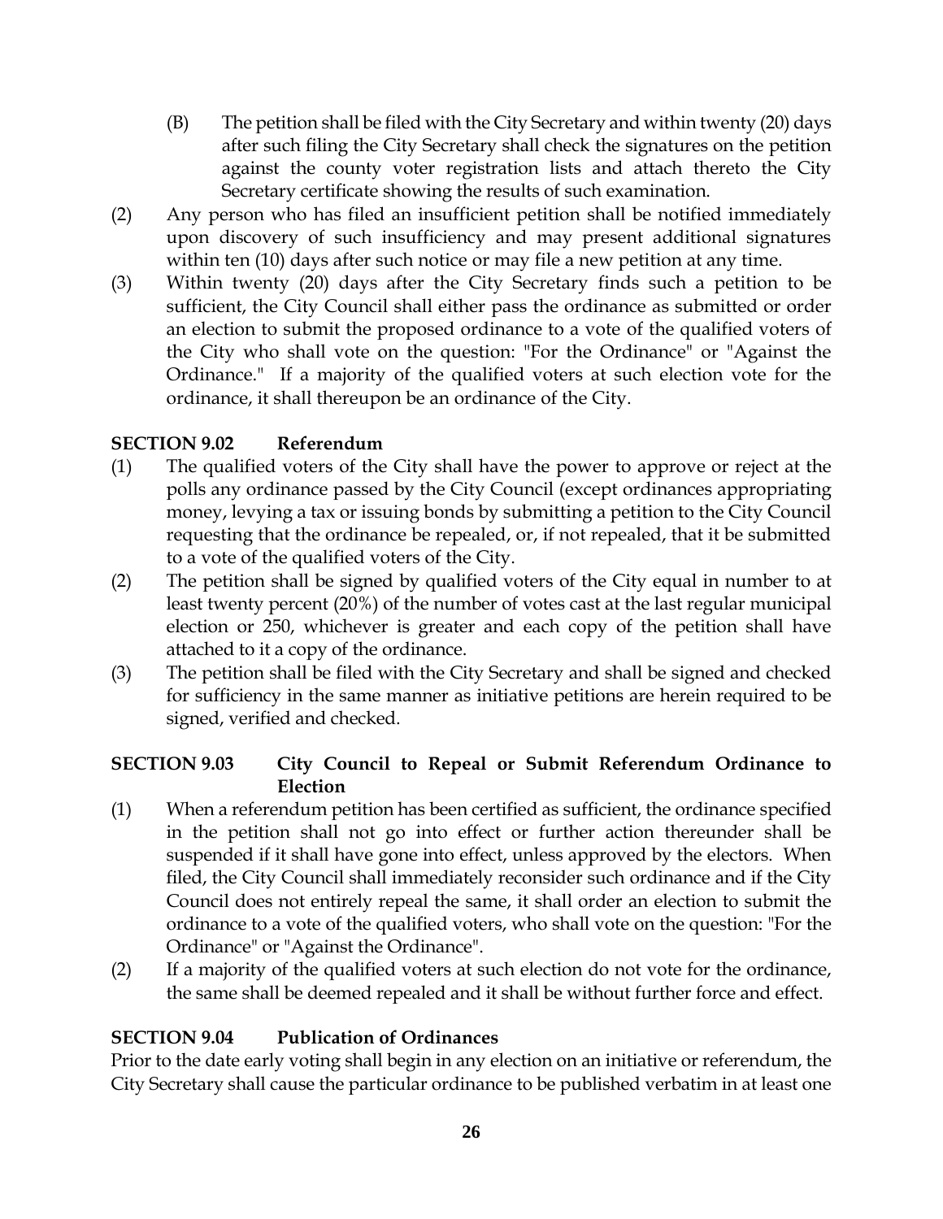(B) The petition shall be filed with the City Secretary and within twenty (20) days after such filing the City Secretary shall check the signatures on the petition against the county voter registration lists and attach thereto the City Secretary certificate showing the results of such examination.

(2) Any person who has filed an insufficient petition shall be notified immediately upon discovery of such insufficiency and may present additional signatures within ten (10) days after such notice or may file a new petition at any time.

(3) Within twenty (20) days after the City Secretary finds such a petition to be sufficient, the City Council shall either pass the ordinance as submitted or order an election to submit the proposed ordinance to a vote of the qualified voters of the City who shall vote on the question: "For the Ordinance" or "Against the Ordinance." If a majority of the qualified voters at such election vote for the ordinance, it shall thereupon be an ordinance of the City.

**SECTION 9.02 Referendum**

(1) The qualified voters of the City shall have the power to approve or reject at the polls any ordinance passed by the City Council (except ordinances appropriating money, levying a tax or issuing bonds by submitting a petition to the City Council requesting that the ordinance be repealed, or, if not repealed, that it be submitted to a vote of the qualified voters of the City.

(2) The petition shall be signed by qualified voters of the City equal in number to at least twenty percent (20%) of the number of votes cast at the last regular municipal election or 250, whichever is greater and each copy of the petition shall have attached to it a copy of the ordinance.

(3) The petition shall be filed with the City Secretary and shall be signed and checked for sufficiency in the same manner as initiative petitions are herein required to be signed, verified and checked.

**SECTION 9.03 City Council to Repeal or Submit Referendum Ordinance to Election**

(1) When a referendum petition has been certified as sufficient, the ordinance specified in the petition shall not go into effect or further action thereunder shall be suspended if it shall have gone into effect, unless approved by the electors. When filed, the City Council shall immediately reconsider such ordinance and if the City Council does not entirely repeal the same, it shall order an election to submit the ordinance to a vote of the qualified voters, who shall vote on the question: "For the Ordinance" or "Against the Ordinance".

(2) If a majority of the qualified voters at such election do not vote for the ordinance, the same shall be deemed repealed and it shall be without further force and effect.

**SECTION 9.04 Publication of Ordinances**

Prior to the date early voting shall begin in any election on an initiative or referendum, the City Secretary shall cause the particular ordinance to be published verbatim in at least one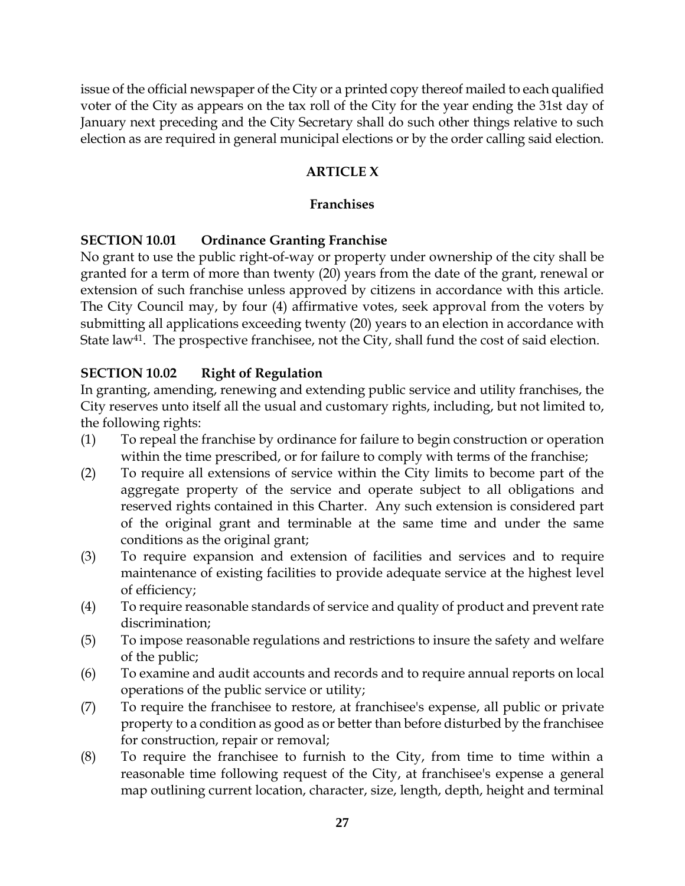issue of the official newspaper of the City or a printed copy thereof mailed to each qualified voter of the City as appears on the tax roll of the City for the year ending the 31st day of January next preceding and the City Secretary shall do such other things relative to such election as are required in general municipal elections or by the order calling said election.

## ARTICLE X

## Franchises

### SECTION 10.01 Ordinance Granting Franchise

No grant to use the public right-of-way or property under ownership of the city shall be granted for a term of more than twenty (20) years from the date of the grant, renewal or extension of such franchise unless approved by citizens in accordance with this article. The City Council may, by four (4) affirmative votes, seek approval from the voters by submitting all applications exceeding twenty (20) years to an election in accordance with State law[41]. The prospective franchisee, not the City, shall fund the cost of said election.

### SECTION 10.02 Right of Regulation

In granting, amending, renewing and extending public service and utility franchises, the City reserves unto itself all the usual and customary rights, including, but not limited to, the following rights:

(1) To repeal the franchise by ordinance for failure to begin construction or operation within the time prescribed, or for failure to comply with terms of the franchise;

(2) To require all extensions of service within the City limits to become part of the aggregate property of the service and operate subject to all obligations and reserved rights contained in this Charter. Any such extension is considered part of the original grant and terminable at the same time and under the same conditions as the original grant;

(3) To require expansion and extension of facilities and services and to require maintenance of existing facilities to provide adequate service at the highest level of efficiency;

(4) To require reasonable standards of service and quality of product and prevent rate discrimination;

(5) To impose reasonable regulations and restrictions to insure the safety and welfare of the public;

(6) To examine and audit accounts and records and to require annual reports on local operations of the public service or utility;

(7) To require the franchisee to restore, at franchisee's expense, all public or private property to a condition as good as or better than before disturbed by the franchisee for construction, repair or removal;

(8) To require the franchisee to furnish to the City, from time to time within a reasonable time following request of the City, at franchisee's expense a general map outlining current location, character, size, length, depth, height and terminal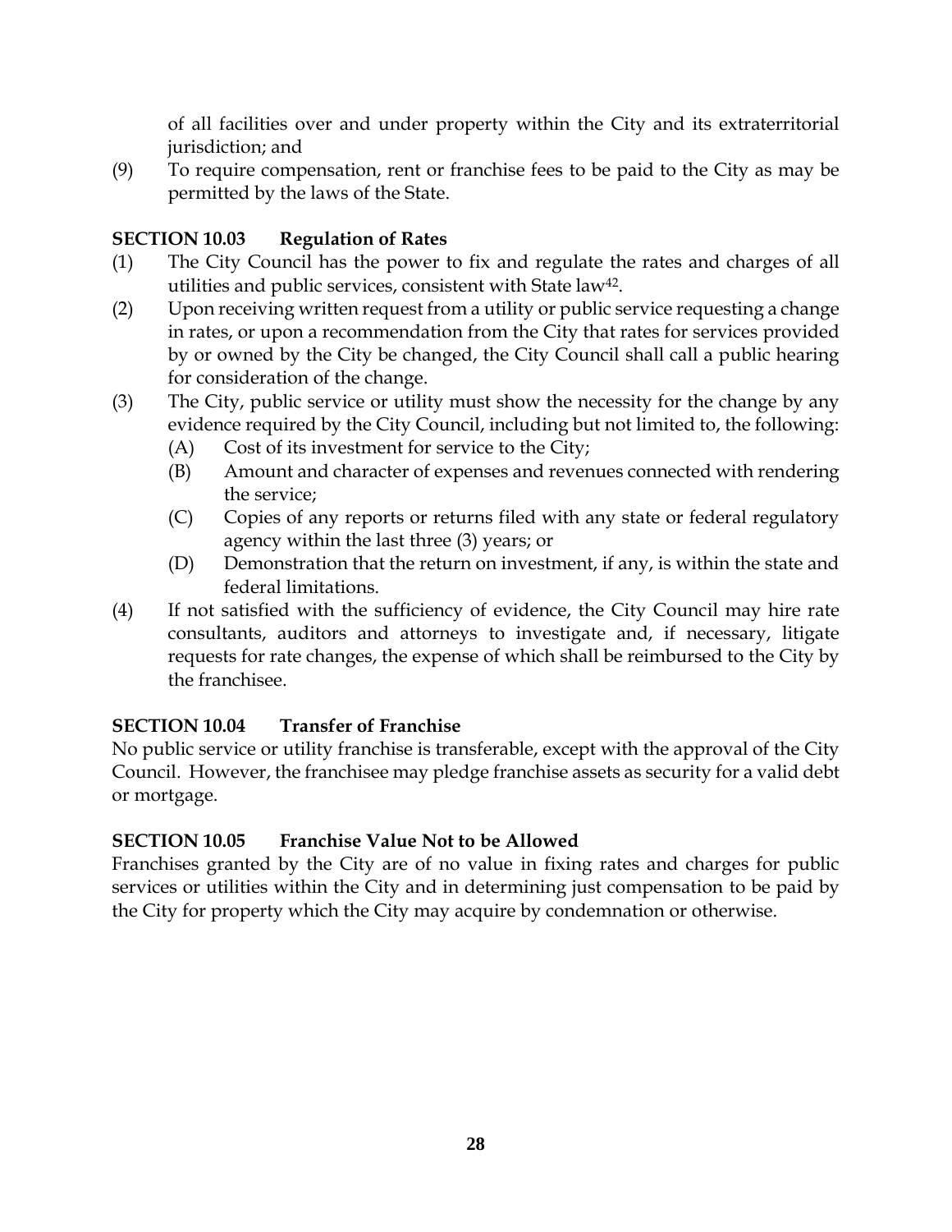of all facilities over and under property within the City and its extraterritorial jurisdiction; and

(9) To require compensation, rent or franchise fees to be paid to the City as may be permitted by the laws of the State.

### SECTION 10.03 Regulation of Rates

(1) The City Council has the power to fix and regulate the rates and charges of all utilities and public services, consistent with State law[42].

(2) Upon receiving written request from a utility or public service requesting a change in rates, or upon a recommendation from the City that rates for services provided by or owned by the City be changed, the City Council shall call a public hearing for consideration of the change.

(3) The City, public service or utility must show the necessity for the change by any evidence required by the City Council, including but not limited to, the following:
   - (A) Cost of its investment for service to the City;
   - (B) Amount and character of expenses and revenues connected with rendering the service;
   - (C) Copies of any reports or returns filed with any state or federal regulatory agency within the last three (3) years; or
   - (D) Demonstration that the return on investment, if any, is within the state and federal limitations.

(4) If not satisfied with the sufficiency of evidence, the City Council may hire rate consultants, auditors and attorneys to investigate and, if necessary, litigate requests for rate changes, the expense of which shall be reimbursed to the City by the franchisee.

### SECTION 10.04 Transfer of Franchise

No public service or utility franchise is transferable, except with the approval of the City Council. However, the franchisee may pledge franchise assets as security for a valid debt or mortgage.

### SECTION 10.05 Franchise Value Not to be Allowed

Franchises granted by the City are of no value in fixing rates and charges for public services or utilities within the City and in determining just compensation to be paid by the City for property which the City may acquire by condemnation or otherwise.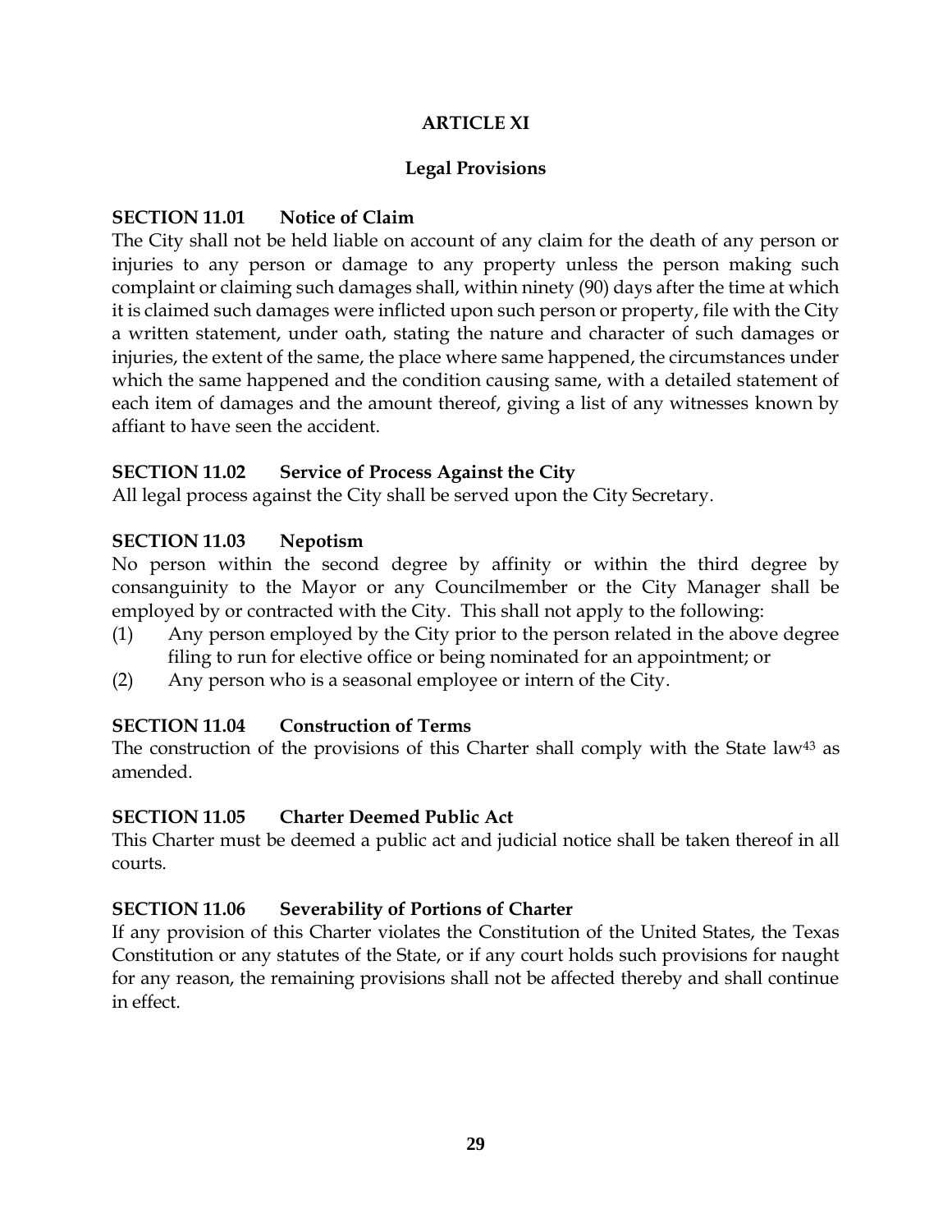# ARTICLE XI

## Legal Provisions

### SECTION 11.01 Notice of Claim

The City shall not be held liable on account of any claim for the death of any person or injuries to any person or damage to any property unless the person making such complaint or claiming such damages shall, within ninety (90) days after the time at which it is claimed such damages were inflicted upon such person or property, file with the City a written statement, under oath, stating the nature and character of such damages or injuries, the extent of the same, the place where same happened, the circumstances under which the same happened and the condition causing same, with a detailed statement of each item of damages and the amount thereof, giving a list of any witnesses known by affiant to have seen the accident.

### SECTION 11.02 Service of Process Against the City

All legal process against the City shall be served upon the City Secretary.

### SECTION 11.03 Nepotism

No person within the second degree by affinity or within the third degree by consanguinity to the Mayor or any Councilmember or the City Manager shall be employed by or contracted with the City. This shall not apply to the following:

(1) Any person employed by the City prior to the person related in the above degree filing to run for elective office or being nominated for an appointment; or

(2) Any person who is a seasonal employee or intern of the City.

### SECTION 11.04 Construction of Terms

The construction of the provisions of this Charter shall comply with the State law[43] as amended.

### SECTION 11.05 Charter Deemed Public Act

This Charter must be deemed a public act and judicial notice shall be taken thereof in all courts.

### SECTION 11.06 Severability of Portions of Charter

If any provision of this Charter violates the Constitution of the United States, the Texas Constitution or any statutes of the State, or if any court holds such provisions for naught for any reason, the remaining provisions shall not be affected thereby and shall continue in effect.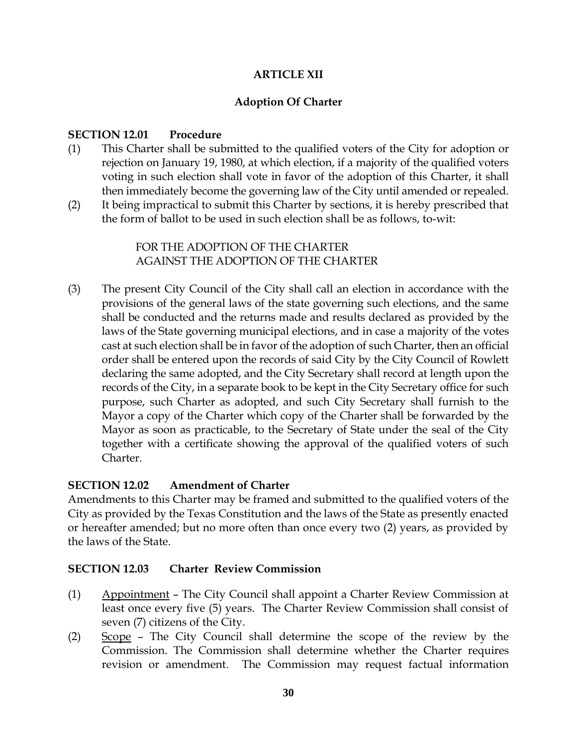# ARTICLE XII

## Adoption Of Charter

**SECTION 12.01 Procedure**

(1) This Charter shall be submitted to the qualified voters of the City for adoption or rejection on January 19, 1980, at which election, if a majority of the qualified voters voting in such election shall vote in favor of the adoption of this Charter, it shall then immediately become the governing law of the City until amended or repealed.

(2) It being impractical to submit this Charter by sections, it is hereby prescribed that the form of ballot to be used in such election shall be as follows, to-wit:

FOR THE ADOPTION OF THE CHARTER
AGAINST THE ADOPTION OF THE CHARTER

(3) The present City Council of the City shall call an election in accordance with the provisions of the general laws of the state governing such elections, and the same shall be conducted and the returns made and results declared as provided by the laws of the State governing municipal elections, and in case a majority of the votes cast at such election shall be in favor of the adoption of such Charter, then an official order shall be entered upon the records of said City by the City Council of Rowlett declaring the same adopted, and the City Secretary shall record at length upon the records of the City, in a separate book to be kept in the City Secretary office for such purpose, such Charter as adopted, and such City Secretary shall furnish to the Mayor a copy of the Charter which copy of the Charter shall be forwarded by the Mayor as soon as practicable, to the Secretary of State under the seal of the City together with a certificate showing the approval of the qualified voters of such Charter.

**SECTION 12.02 Amendment of Charter**

Amendments to this Charter may be framed and submitted to the qualified voters of the City as provided by the Texas Constitution and the laws of the State as presently enacted or hereafter amended; but no more often than once every two (2) years, as provided by the laws of the State.

**SECTION 12.03 Charter Review Commission**

(1) Appointment – The City Council shall appoint a Charter Review Commission at least once every five (5) years. The Charter Review Commission shall consist of seven (7) citizens of the City.

(2) Scope – The City Council shall determine the scope of the review by the Commission. The Commission shall determine whether the Charter requires revision or amendment. The Commission may request factual information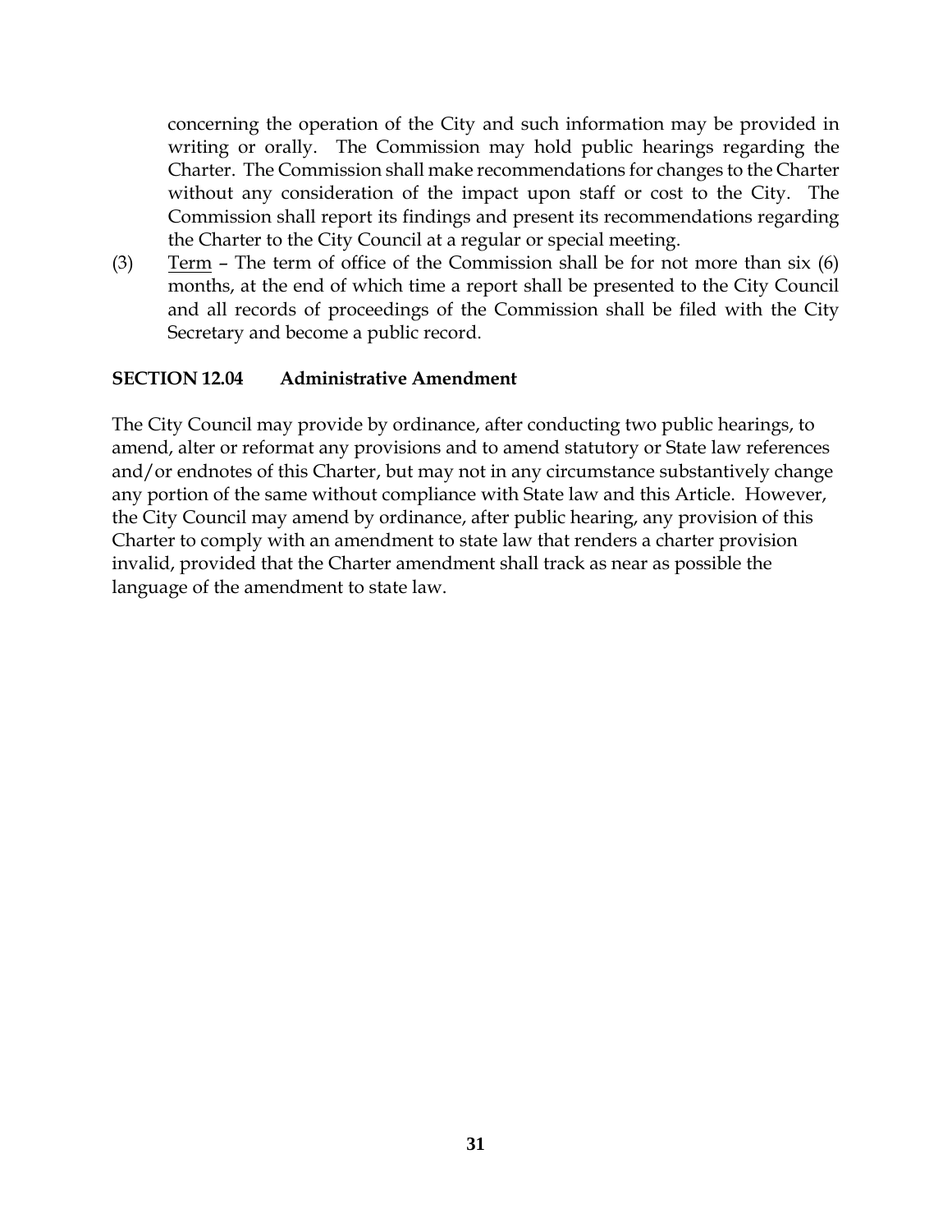concerning the operation of the City and such information may be provided in writing or orally. The Commission may hold public hearings regarding the Charter. The Commission shall make recommendations for changes to the Charter without any consideration of the impact upon staff or cost to the City. The Commission shall report its findings and present its recommendations regarding the Charter to the City Council at a regular or special meeting.

(3) Term – The term of office of the Commission shall be for not more than six (6) months, at the end of which time a report shall be presented to the City Council and all records of proceedings of the Commission shall be filed with the City Secretary and become a public record.

### SECTION 12.04 Administrative Amendment

The City Council may provide by ordinance, after conducting two public hearings, to amend, alter or reformat any provisions and to amend statutory or State law references and/or endnotes of this Charter, but may not in any circumstance substantively change any portion of the same without compliance with State law and this Article. However, the City Council may amend by ordinance, after public hearing, any provision of this Charter to comply with an amendment to state law that renders a charter provision invalid, provided that the Charter amendment shall track as near as possible the language of the amendment to state law.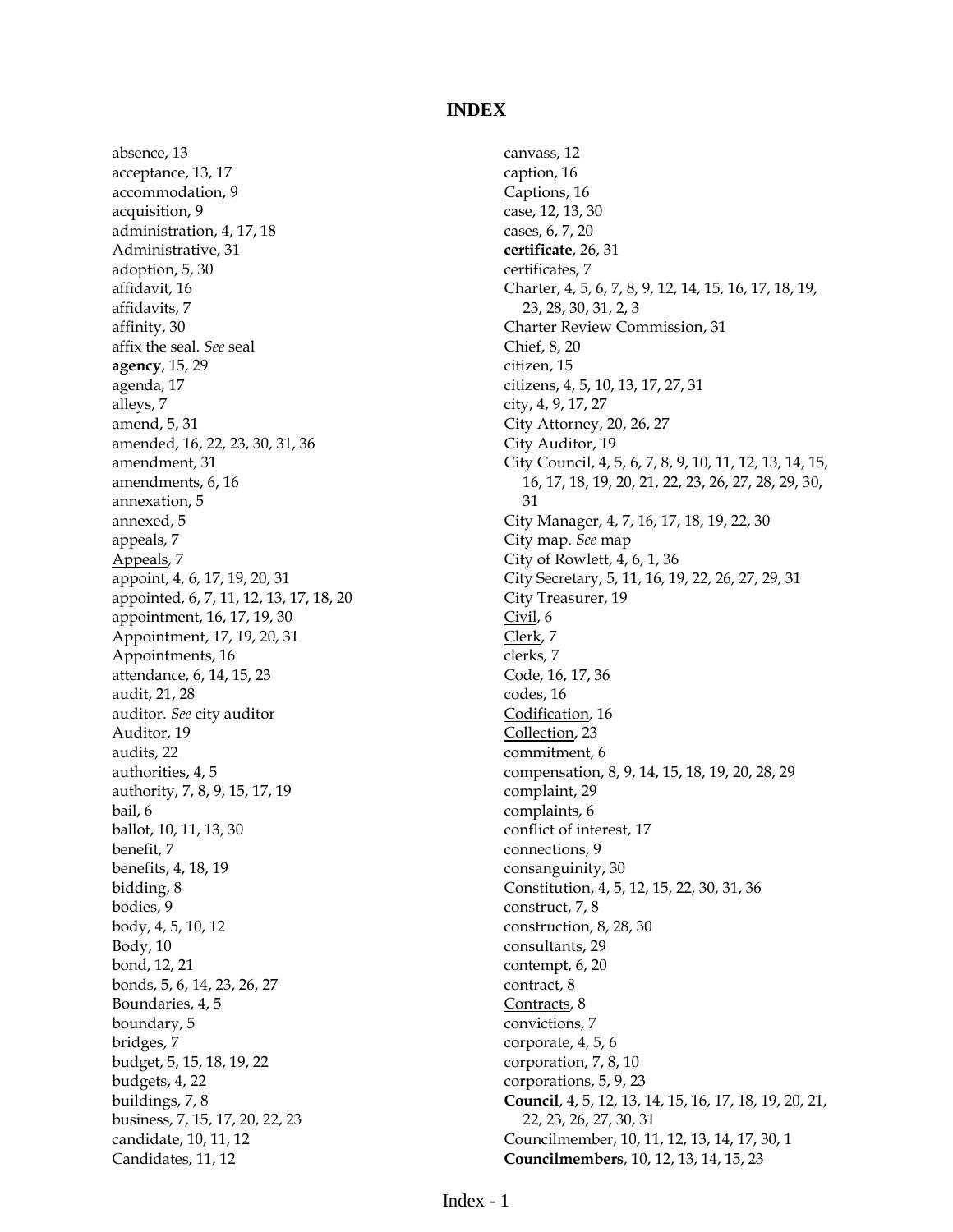# INDEX

absence, 13
acceptance, 13, 17
accommodation, 9
acquisition, 9
administration, 4, 17, 18
Administrative, 31
adoption, 5, 30
affidavit, 16
affidavits, 7
affinity, 30
affix the seal. *See* seal
**agency**, 15, 29
agenda, 17
alleys, 7
amend, 5, 31
amended, 16, 22, 23, 30, 31, 36
amendment, 31
amendments, 6, 16
annexation, 5
annexed, 5
appeals, 7
Appeals, 7
appoint, 4, 6, 17, 19, 20, 31
appointed, 6, 7, 11, 12, 13, 17, 18, 20
appointment, 16, 17, 19, 30
Appointment, 17, 19, 20, 31
Appointments, 16
attendance, 6, 14, 15, 23
audit, 21, 28
auditor. *See* city auditor
Auditor, 19
audits, 22
authorities, 4, 5
authority, 7, 8, 9, 15, 17, 19
bail, 6
ballot, 10, 11, 13, 30
benefit, 7
benefits, 4, 18, 19
bidding, 8
bodies, 9
body, 4, 5, 10, 12
Body, 10
bond, 12, 21
bonds, 5, 6, 14, 23, 26, 27
Boundaries, 4, 5
boundary, 5
bridges, 7
budget, 5, 15, 18, 19, 22
budgets, 4, 22
buildings, 7, 8
business, 7, 15, 17, 20, 22, 23
candidate, 10, 11, 12
Candidates, 11, 12
canvass, 12
caption, 16
Captions, 16
case, 12, 13, 30
cases, 6, 7, 20
**certificate**, 26, 31
certificates, 7
Charter, 4, 5, 6, 7, 8, 9, 12, 14, 15, 16, 17, 18, 19, 23, 28, 30, 31, 2, 3
Charter Review Commission, 31
Chief, 8, 20
citizen, 15
citizens, 4, 5, 10, 13, 17, 27, 31
city, 4, 9, 17, 27
City Attorney, 20, 26, 27
City Auditor, 19
City Council, 4, 5, 6, 7, 8, 9, 10, 11, 12, 13, 14, 15, 16, 17, 18, 19, 20, 21, 22, 23, 26, 27, 28, 29, 30, 31
City Manager, 4, 7, 16, 17, 18, 19, 22, 30
City map. *See* map
City of Rowlett, 4, 6, 1, 36
City Secretary, 5, 11, 16, 19, 22, 26, 27, 29, 31
City Treasurer, 19
Civil, 6
Clerk, 7
clerks, 7
Code, 16, 17, 36
codes, 16
Codification, 16
Collection, 23
commitment, 6
compensation, 8, 9, 14, 15, 18, 19, 20, 28, 29
complaint, 29
complaints, 6
conflict of interest, 17
connections, 9
consanguinity, 30
Constitution, 4, 5, 12, 15, 22, 30, 31, 36
construct, 7, 8
construction, 8, 28, 30
consultants, 29
contempt, 6, 20
contract, 8
Contracts, 8
convictions, 7
corporate, 4, 5, 6
corporation, 7, 8, 10
corporations, 5, 9, 23
**Council**, 4, 5, 12, 13, 14, 15, 16, 17, 18, 19, 20, 21, 22, 23, 26, 27, 30, 31
Councilmember, 10, 11, 12, 13, 14, 17, 30, 1
**Councilmembers**, 10, 12, 13, 14, 15, 23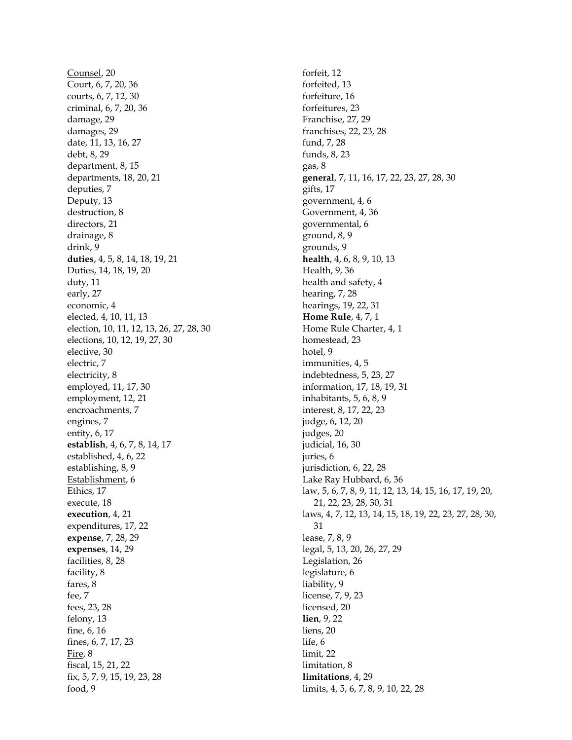<u>Counsel</u>, 20
Court, 6, 7, 20, 36
courts, 6, 7, 12, 30
criminal, 6, 7, 20, 36
damage, 29
damages, 29
date, 11, 13, 16, 27
debt, 8, 29
department, 8, 15
departments, 18, 20, 21
deputies, 7
Deputy, 13
destruction, 8
directors, 21
drainage, 8
drink, 9
**duties**, 4, 5, 8, 14, 18, 19, 21
Duties, 14, 18, 19, 20
duty, 11
early, 27
economic, 4
elected, 4, 10, 11, 13
election, 10, 11, 12, 13, 26, 27, 28, 30
elections, 10, 12, 19, 27, 30
elective, 30
electric, 7
electricity, 8
employed, 11, 17, 30
employment, 12, 21
encroachments, 7
engines, 7
entity, 6, 17
**establish**, 4, 6, 7, 8, 14, 17
established, 4, 6, 22
establishing, 8, 9
<u>Establishment</u>, 6
Ethics, 17
execute, 18
**execution**, 4, 21
expenditures, 17, 22
**expense**, 7, 28, 29
**expenses**, 14, 29
facilities, 8, 28
facility, 8
fares, 8
fee, 7
fees, 23, 28
felony, 13
fine, 6, 16
fines, 6, 7, 17, 23
<u>Fire</u>, 8
fiscal, 15, 21, 22
fix, 5, 7, 9, 15, 19, 23, 28
food, 9
forfeit, 12
forfeited, 13
forfeiture, 16
forfeitures, 23
Franchise, 27, 29
franchises, 22, 23, 28
fund, 7, 28
funds, 8, 23
gas, 8
**general**, 7, 11, 16, 17, 22, 23, 27, 28, 30
gifts, 17
government, 4, 6
Government, 4, 36
governmental, 6
ground, 8, 9
grounds, 9
**health**, 4, 6, 8, 9, 10, 13
Health, 9, 36
health and safety, 4
hearing, 7, 28
hearings, 19, 22, 31
**Home Rule**, 4, 7, 1
Home Rule Charter, 4, 1
homestead, 23
hotel, 9
immunities, 4, 5
indebtedness, 5, 23, 27
information, 17, 18, 19, 31
inhabitants, 5, 6, 8, 9
interest, 8, 17, 22, 23
judge, 6, 12, 20
judges, 20
judicial, 16, 30
juries, 6
jurisdiction, 6, 22, 28
Lake Ray Hubbard, 6, 36
law, 5, 6, 7, 8, 9, 11, 12, 13, 14, 15, 16, 17, 19, 20, 21, 22, 23, 28, 30, 31
laws, 4, 7, 12, 13, 14, 15, 18, 19, 22, 23, 27, 28, 30, 31
lease, 7, 8, 9
legal, 5, 13, 20, 26, 27, 29
Legislation, 26
legislature, 6
liability, 9
license, 7, 9, 23
licensed, 20
**lien**, 9, 22
liens, 20
life, 6
limit, 22
limitation, 8
**limitations**, 4, 29
limits, 4, 5, 6, 7, 8, 9, 10, 22, 28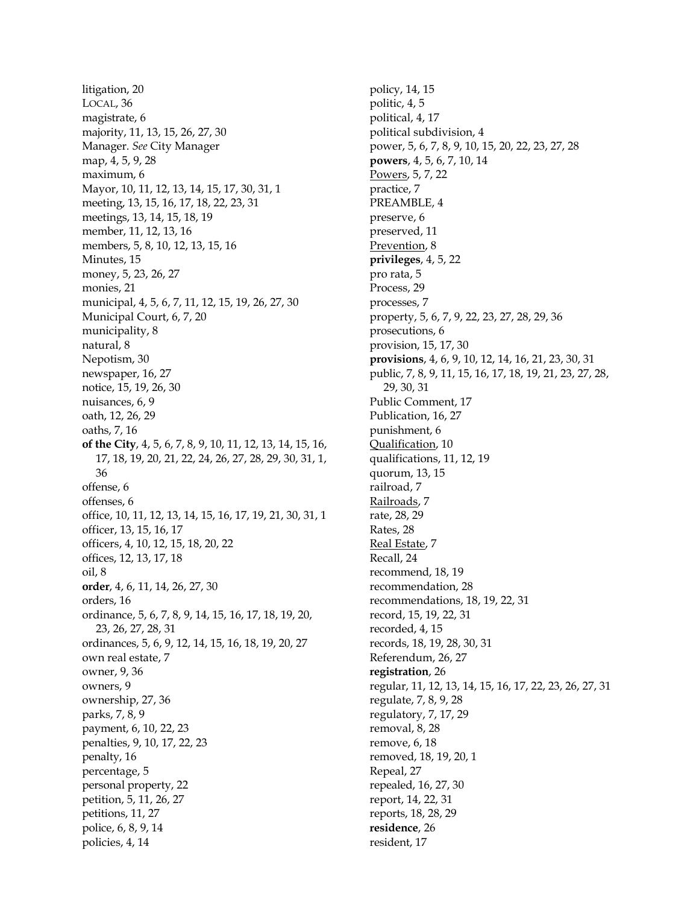litigation, 20
LOCAL, 36
magistrate, 6
majority, 11, 13, 15, 26, 27, 30
Manager. *See* City Manager
map, 4, 5, 9, 28
maximum, 6
Mayor, 10, 11, 12, 13, 14, 15, 17, 30, 31, 1
meeting, 13, 15, 16, 17, 18, 22, 23, 31
meetings, 13, 14, 15, 18, 19
member, 11, 12, 13, 16
members, 5, 8, 10, 12, 13, 15, 16
Minutes, 15
money, 5, 23, 26, 27
monies, 21
municipal, 4, 5, 6, 7, 11, 12, 15, 19, 26, 27, 30
Municipal Court, 6, 7, 20
municipality, 8
natural, 8
Nepotism, 30
newspaper, 16, 27
notice, 15, 19, 26, 30
nuisances, 6, 9
oath, 12, 26, 29
oaths, 7, 16
**of the City**, 4, 5, 6, 7, 8, 9, 10, 11, 12, 13, 14, 15, 16, 17, 18, 19, 20, 21, 22, 24, 26, 27, 28, 29, 30, 31, 1, 36
offense, 6
offenses, 6
office, 10, 11, 12, 13, 14, 15, 16, 17, 19, 21, 30, 31, 1
officer, 13, 15, 16, 17
officers, 4, 10, 12, 15, 18, 20, 22
offices, 12, 13, 17, 18
oil, 8
**order**, 4, 6, 11, 14, 26, 27, 30
orders, 16
ordinance, 5, 6, 7, 8, 9, 14, 15, 16, 17, 18, 19, 20, 23, 26, 27, 28, 31
ordinances, 5, 6, 9, 12, 14, 15, 16, 18, 19, 20, 27
own real estate, 7
owner, 9, 36
owners, 9
ownership, 27, 36
parks, 7, 8, 9
payment, 6, 10, 22, 23
penalties, 9, 10, 17, 22, 23
penalty, 16
percentage, 5
personal property, 22
petition, 5, 11, 26, 27
petitions, 11, 27
police, 6, 8, 9, 14
policies, 4, 14
policy, 14, 15
politic, 4, 5
political, 4, 17
political subdivision, 4
power, 5, 6, 7, 8, 9, 10, 15, 20, 22, 23, 27, 28
**powers**, 4, 5, 6, 7, 10, 14
Powers, 5, 7, 22
practice, 7
PREAMBLE, 4
preserve, 6
preserved, 11
Prevention, 8
**privileges**, 4, 5, 22
pro rata, 5
Process, 29
processes, 7
property, 5, 6, 7, 9, 22, 23, 27, 28, 29, 36
prosecutions, 6
provision, 15, 17, 30
**provisions**, 4, 6, 9, 10, 12, 14, 16, 21, 23, 30, 31
public, 7, 8, 9, 11, 15, 16, 17, 18, 19, 21, 23, 27, 28, 29, 30, 31
Public Comment, 17
Publication, 16, 27
punishment, 6
Qualification, 10
qualifications, 11, 12, 19
quorum, 13, 15
railroad, 7
Railroads, 7
rate, 28, 29
Rates, 28
Real Estate, 7
Recall, 24
recommend, 18, 19
recommendation, 28
recommendations, 18, 19, 22, 31
record, 15, 19, 22, 31
recorded, 4, 15
records, 18, 19, 28, 30, 31
Referendum, 26, 27
**registration**, 26
regular, 11, 12, 13, 14, 15, 16, 17, 22, 23, 26, 27, 31
regulate, 7, 8, 9, 28
regulatory, 7, 17, 29
removal, 8, 28
remove, 6, 18
removed, 18, 19, 20, 1
Repeal, 27
repealed, 16, 27, 30
report, 14, 22, 31
reports, 18, 28, 29
**residence**, 26
resident, 17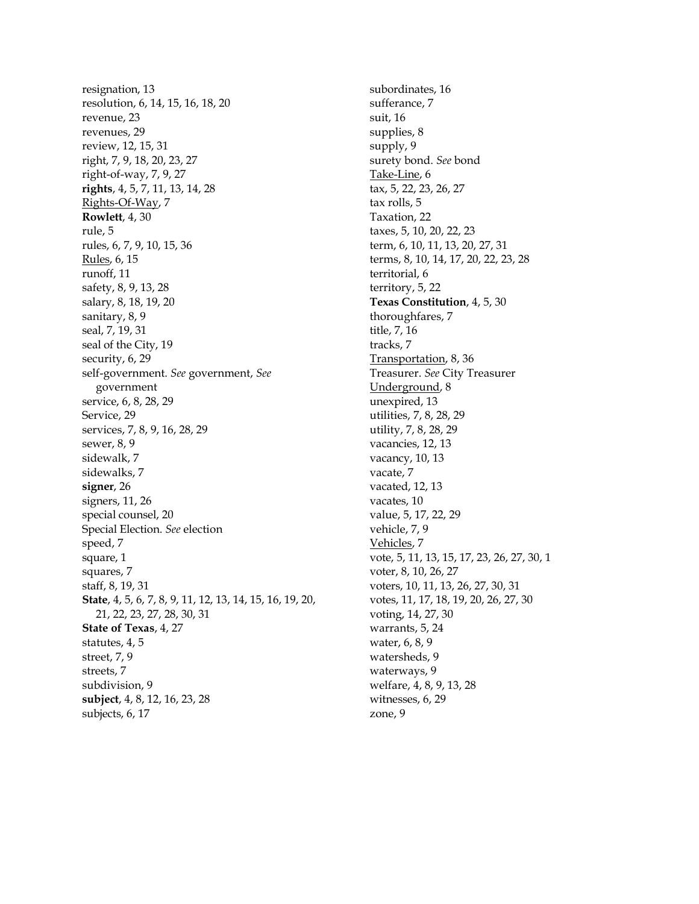resignation, 13
resolution, 6, 14, 15, 16, 18, 20
revenue, 23
revenues, 29
review, 12, 15, 31
right, 7, 9, 18, 20, 23, 27
right-of-way, 7, 9, 27
**rights**, 4, 5, 7, 11, 13, 14, 28
<u>Rights-Of-Way</u>, 7
**Rowlett**, 4, 30
rule, 5
rules, 6, 7, 9, 10, 15, 36
<u>Rules</u>, 6, 15
runoff, 11
safety, 8, 9, 13, 28
salary, 8, 18, 19, 20
sanitary, 8, 9
seal, 7, 19, 31
seal of the City, 19
security, 6, 29
self-government. *See* government, *See* government
service, 6, 8, 28, 29
Service, 29
services, 7, 8, 9, 16, 28, 29
sewer, 8, 9
sidewalk, 7
sidewalks, 7
**signer**, 26
signers, 11, 26
special counsel, 20
Special Election. *See* election
speed, 7
square, 1
squares, 7
staff, 8, 19, 31
**State**, 4, 5, 6, 7, 8, 9, 11, 12, 13, 14, 15, 16, 19, 20, 21, 22, 23, 27, 28, 30, 31
**State of Texas**, 4, 27
statutes, 4, 5
street, 7, 9
streets, 7
subdivision, 9
**subject**, 4, 8, 12, 16, 23, 28
subjects, 6, 17
subordinates, 16
sufferance, 7
suit, 16
supplies, 8
supply, 9
surety bond. *See* bond
<u>Take-Line</u>, 6
tax, 5, 22, 23, 26, 27
tax rolls, 5
Taxation, 22
taxes, 5, 10, 20, 22, 23
term, 6, 10, 11, 13, 20, 27, 31
terms, 8, 10, 14, 17, 20, 22, 23, 28
territorial, 6
territory, 5, 22
**Texas Constitution**, 4, 5, 30
thoroughfares, 7
title, 7, 16
tracks, 7
<u>Transportation</u>, 8, 36
Treasurer. *See* City Treasurer
<u>Underground</u>, 8
unexpired, 13
utilities, 7, 8, 28, 29
utility, 7, 8, 28, 29
vacancies, 12, 13
vacancy, 10, 13
vacate, 7
vacated, 12, 13
vacates, 10
value, 5, 17, 22, 29
vehicle, 7, 9
<u>Vehicles</u>, 7
vote, 5, 11, 13, 15, 17, 23, 26, 27, 30, 1
voter, 8, 10, 26, 27
voters, 10, 11, 13, 26, 27, 30, 31
votes, 11, 17, 18, 19, 20, 26, 27, 30
voting, 14, 27, 30
warrants, 5, 24
water, 6, 8, 9
watersheds, 9
waterways, 9
welfare, 4, 8, 9, 13, 28
witnesses, 6, 29
zone, 9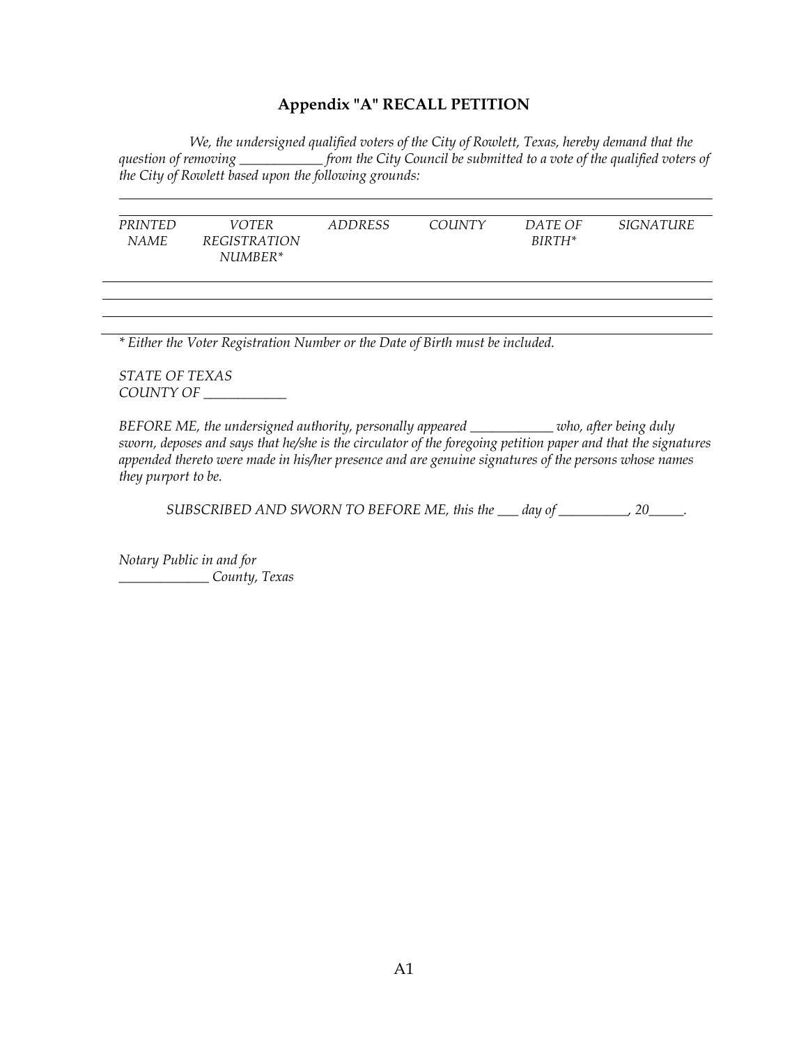## Appendix "A" RECALL PETITION

*We, the undersigned qualified voters of the City of Rowlett, Texas, hereby demand that the question of removing ____________ from the City Council be submitted to a vote of the qualified voters of the City of Rowlett based upon the following grounds:*

| *PRINTED NAME* | *VOTER REGISTRATION NUMBER** | *ADDRESS* | *COUNTY* | *DATE OF BIRTH** | *SIGNATURE* |
|---|---|---|---|---|---|
| | | | | | |
| | | | | | |
| | | | | | |

*\* Either the Voter Registration Number or the Date of Birth must be included.*

*STATE OF TEXAS*
*COUNTY OF ____________*

*BEFORE ME, the undersigned authority, personally appeared ____________ who, after being duly sworn, deposes and says that he/she is the circulator of the foregoing petition paper and that the signatures appended thereto were made in his/her presence and are genuine signatures of the persons whose names they purport to be.*

*SUBSCRIBED AND SWORN TO BEFORE ME, this the ___ day of __________, 20_____.*

*Notary Public in and for*
*_____________ County, Texas*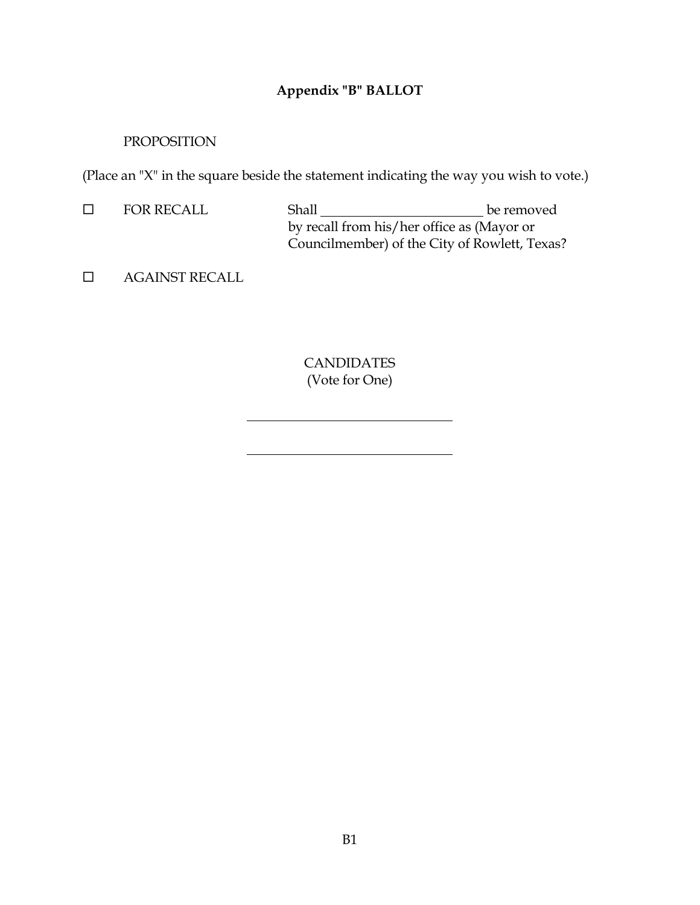## Appendix "B" BALLOT

PROPOSITION

(Place an "X" in the square beside the statement indicating the way you wish to vote.)

☐ FOR RECALL — Shall ________________________ be removed by recall from his/her office as (Mayor or Councilmember) of the City of Rowlett, Texas?

☐ AGAINST RECALL

CANDIDATES
(Vote for One)

______________________________

______________________________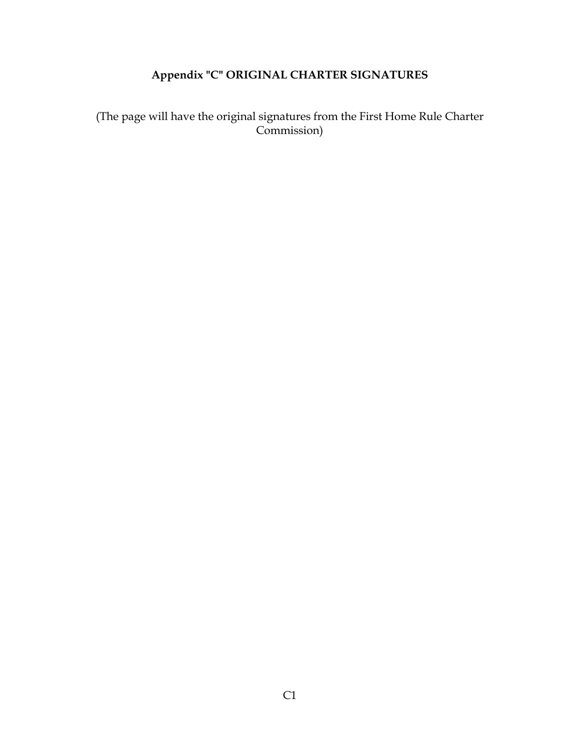# Appendix "C" ORIGINAL CHARTER SIGNATURES

(The page will have the original signatures from the First Home Rule Charter Commission)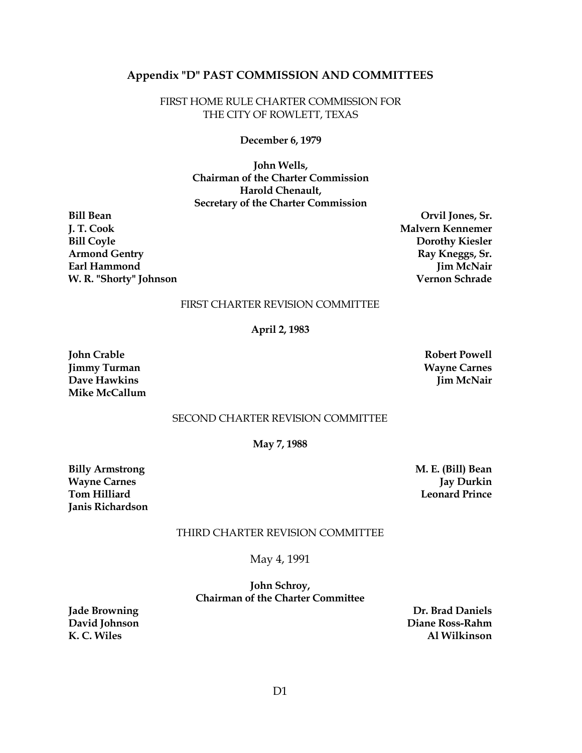## Appendix "D" PAST COMMISSION AND COMMITTEES

FIRST HOME RULE CHARTER COMMISSION FOR
THE CITY OF ROWLETT, TEXAS

**December 6, 1979**

**John Wells,**
**Chairman of the Charter Commission**
**Harold Chenault,**
**Secretary of the Charter Commission**

**Bill Bean**
**J. T. Cook**
**Bill Coyle**
**Armond Gentry**
**Earl Hammond**
**W. R. "Shorty" Johnson**
**Orvil Jones, Sr.**
**Malvern Kennemer**
**Dorothy Kiesler**
**Ray Kneggs, Sr.**
**Jim McNair**
**Vernon Schrade**

FIRST CHARTER REVISION COMMITTEE

**April 2, 1983**

**John Crable**
**Jimmy Turman**
**Dave Hawkins**
**Mike McCallum**
**Robert Powell**
**Wayne Carnes**
**Jim McNair**

SECOND CHARTER REVISION COMMITTEE

**May 7, 1988**

**Billy Armstrong**
**Wayne Carnes**
**Tom Hilliard**
**Janis Richardson**
**M. E. (Bill) Bean**
**Jay Durkin**
**Leonard Prince**

THIRD CHARTER REVISION COMMITTEE

May 4, 1991

**John Schroy,**
**Chairman of the Charter Committee**

**Jade Browning**
**David Johnson**
**K. C. Wiles**
**Dr. Brad Daniels**
**Diane Ross-Rahm**
**Al Wilkinson**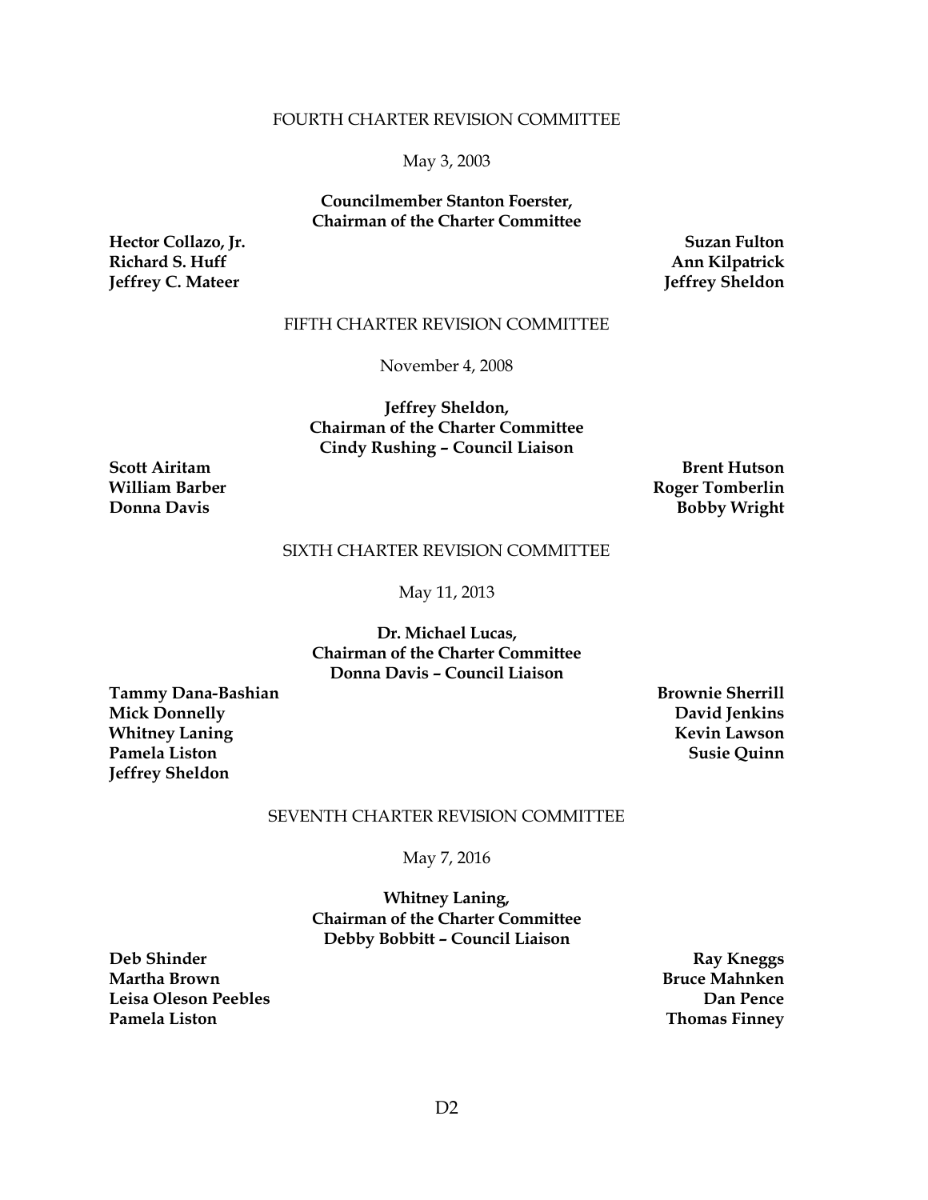FOURTH CHARTER REVISION COMMITTEE

May 3, 2003

**Councilmember Stanton Foerster,**
**Chairman of the Charter Committee**

**Hector Collazo, Jr.**
**Richard S. Huff**
**Jeffrey C. Mateer**
**Suzan Fulton**
**Ann Kilpatrick**
**Jeffrey Sheldon**

FIFTH CHARTER REVISION COMMITTEE

November 4, 2008

**Jeffrey Sheldon,**
**Chairman of the Charter Committee**
**Cindy Rushing – Council Liaison**

**Scott Airitam**
**William Barber**
**Donna Davis**
**Brent Hutson**
**Roger Tomberlin**
**Bobby Wright**

SIXTH CHARTER REVISION COMMITTEE

May 11, 2013

**Dr. Michael Lucas,**
**Chairman of the Charter Committee**
**Donna Davis – Council Liaison**

**Tammy Dana-Bashian**
**Mick Donnelly**
**Whitney Laning**
**Pamela Liston**
**Jeffrey Sheldon**
**Brownie Sherrill**
**David Jenkins**
**Kevin Lawson**
**Susie Quinn**

SEVENTH CHARTER REVISION COMMITTEE

May 7, 2016

**Whitney Laning,**
**Chairman of the Charter Committee**
**Debby Bobbitt – Council Liaison**

**Deb Shinder**
**Martha Brown**
**Leisa Oleson Peebles**
**Pamela Liston**
**Ray Kneggs**
**Bruce Mahnken**
**Dan Pence**
**Thomas Finney**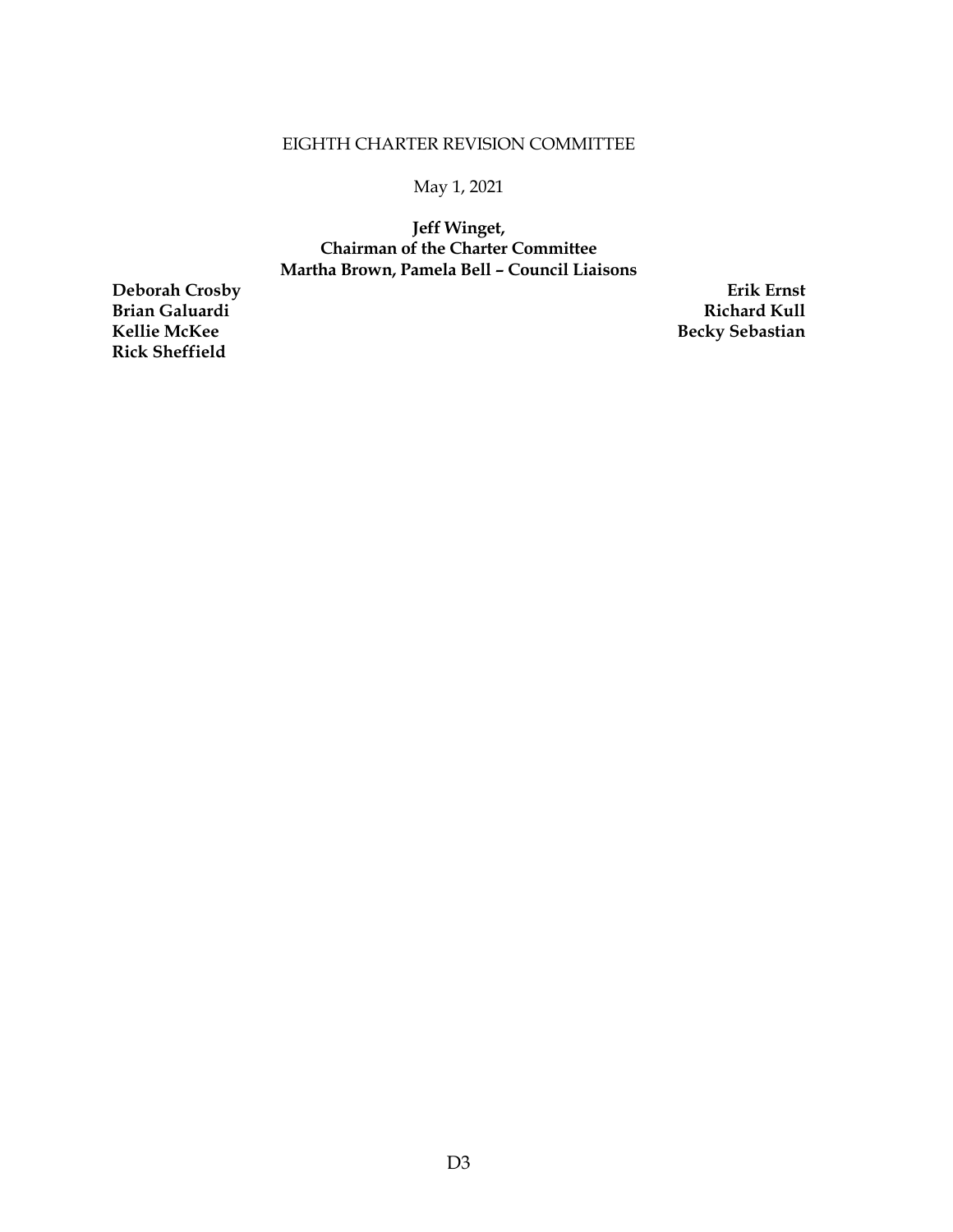EIGHTH CHARTER REVISION COMMITTEE

May 1, 2021

**Jeff Winget,**
**Chairman of the Charter Committee**
**Martha Brown, Pamela Bell – Council Liaisons**

**Deborah Crosby**
**Brian Galuardi**
**Kellie McKee**
**Rick Sheffield**

**Erik Ernst**
**Richard Kull**
**Becky Sebastian**

D3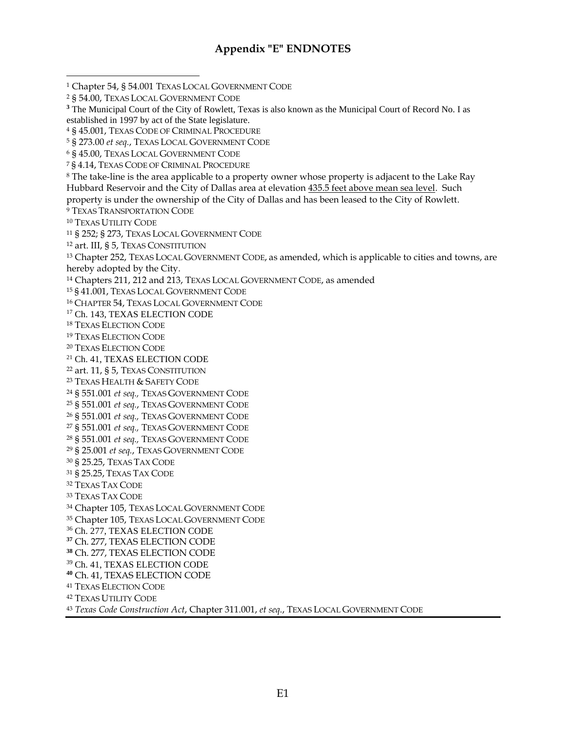## Appendix "E" ENDNOTES

[1] Chapter 54, § 54.001 TEXAS LOCAL GOVERNMENT CODE

[2] § 54.00, TEXAS LOCAL GOVERNMENT CODE

[3] The Municipal Court of the City of Rowlett, Texas is also known as the Municipal Court of Record No. I as established in 1997 by act of the State legislature.

[4] § 45.001, TEXAS CODE OF CRIMINAL PROCEDURE

[5] § 273.00 *et seq.*, TEXAS LOCAL GOVERNMENT CODE

[6] § 45.00, TEXAS LOCAL GOVERNMENT CODE

[7] § 4.14, TEXAS CODE OF CRIMINAL PROCEDURE

[8] The take-line is the area applicable to a property owner whose property is adjacent to the Lake Ray Hubbard Reservoir and the City of Dallas area at elevation 435.5 feet above mean sea level. Such property is under the ownership of the City of Dallas and has been leased to the City of Rowlett.

[9] TEXAS TRANSPORTATION CODE

[10] TEXAS UTILITY CODE

[11] § 252; § 273, TEXAS LOCAL GOVERNMENT CODE

[12] art. III, § 5, TEXAS CONSTITUTION

[13] Chapter 252, TEXAS LOCAL GOVERNMENT CODE, as amended, which is applicable to cities and towns, are hereby adopted by the City.

[14] Chapters 211, 212 and 213, TEXAS LOCAL GOVERNMENT CODE, as amended

[15] § 41.001, TEXAS LOCAL GOVERNMENT CODE

[16] CHAPTER 54, TEXAS LOCAL GOVERNMENT CODE

[17] Ch. 143, TEXAS ELECTION CODE

[18] TEXAS ELECTION CODE

[19] TEXAS ELECTION CODE

[20] TEXAS ELECTION CODE

[21] Ch. 41, TEXAS ELECTION CODE

[22] art. 11, § 5, TEXAS CONSTITUTION

[23] TEXAS HEALTH & SAFETY CODE

[24] § 551.001 *et seq.,* TEXAS GOVERNMENT CODE

[25] § 551.001 *et seq.*, TEXAS GOVERNMENT CODE

[26] § 551.001 *et seq.,* TEXAS GOVERNMENT CODE

[27] § 551.001 *et seq.,* TEXAS GOVERNMENT CODE

[28] § 551.001 *et seq.,* TEXAS GOVERNMENT CODE

[29] § 25.001 *et seq.*, TEXAS GOVERNMENT CODE

[30] § 25.25, TEXAS TAX CODE

[31] § 25.25, TEXAS TAX CODE

[32] TEXAS TAX CODE

[33] TEXAS TAX CODE

[34] Chapter 105, TEXAS LOCAL GOVERNMENT CODE

[35] Chapter 105, TEXAS LOCAL GOVERNMENT CODE

[36] Ch. 277, TEXAS ELECTION CODE

[37] Ch. 277, TEXAS ELECTION CODE

[38] Ch. 277, TEXAS ELECTION CODE

[39] Ch. 41, TEXAS ELECTION CODE

[40] Ch. 41, TEXAS ELECTION CODE

[41] TEXAS ELECTION CODE

[42] TEXAS UTILITY CODE

[43] *Texas Code Construction Act*, Chapter 311.001, *et seq.*, TEXAS LOCAL GOVERNMENT CODE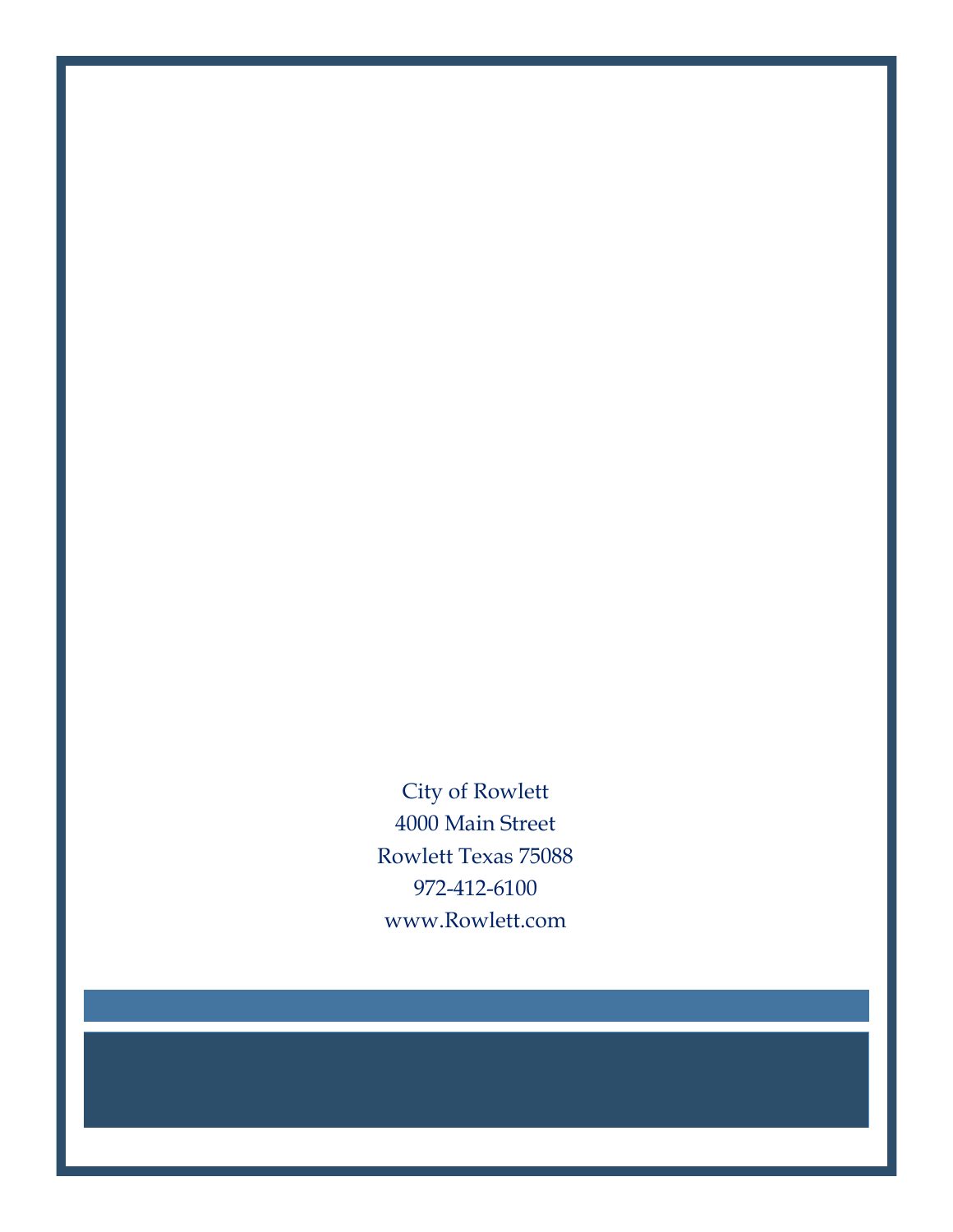City of Rowlett

4000 Main Street

Rowlett Texas 75088

972-412-6100

www.Rowlett.com